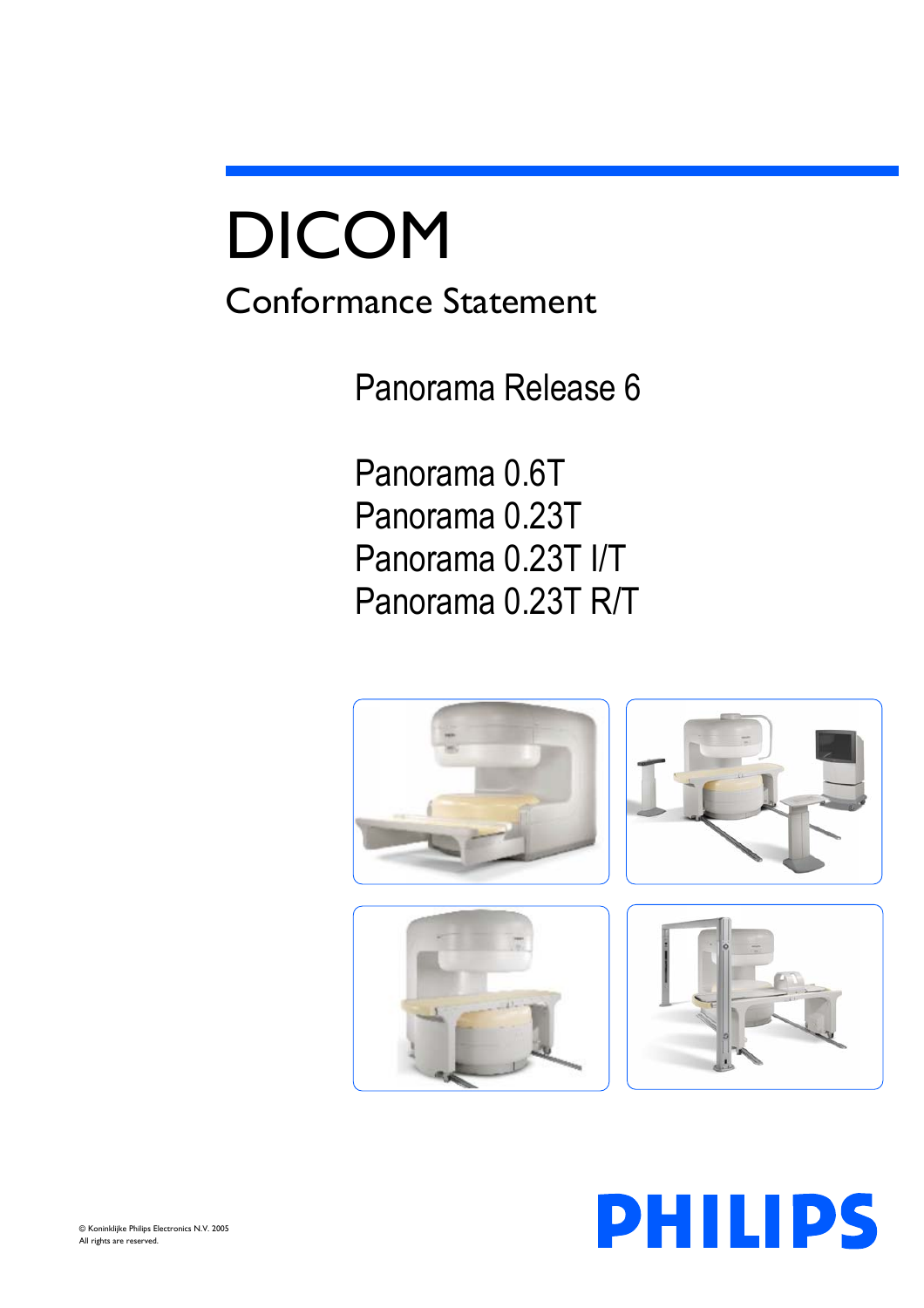# DICOM

## Conformance Statement

Panorama Release 6

Panorama 0.6T
Panorama 0.23T
Panorama 0.23T I/T
Panorama 0.23T R/T

© Koninklijke Philips Electronics N.V. 2005
All rights are reserved.

PHILIPS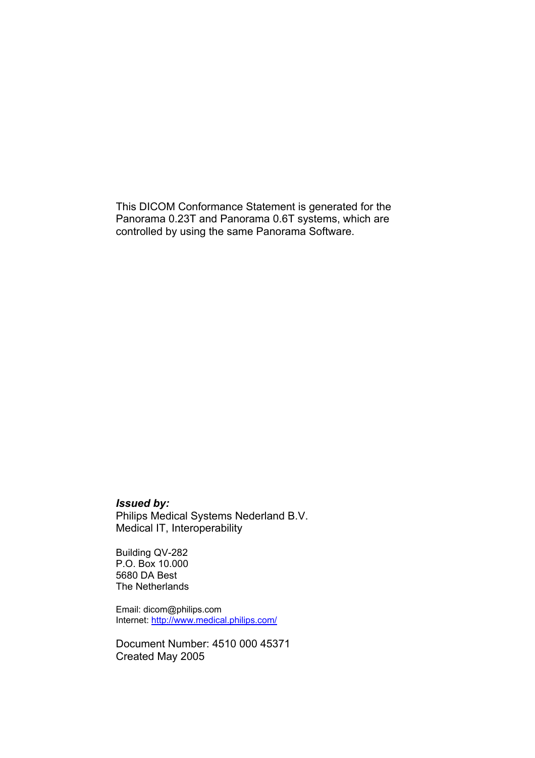This DICOM Conformance Statement is generated for the Panorama 0.23T and Panorama 0.6T systems, which are controlled by using the same Panorama Software.

***Issued by:***
Philips Medical Systems Nederland B.V.
Medical IT, Interoperability

Building QV-282
P.O. Box 10.000
5680 DA Best
The Netherlands

Email: dicom@philips.com
Internet: http://www.medical.philips.com/

Document Number: 4510 000 45371
Created May 2005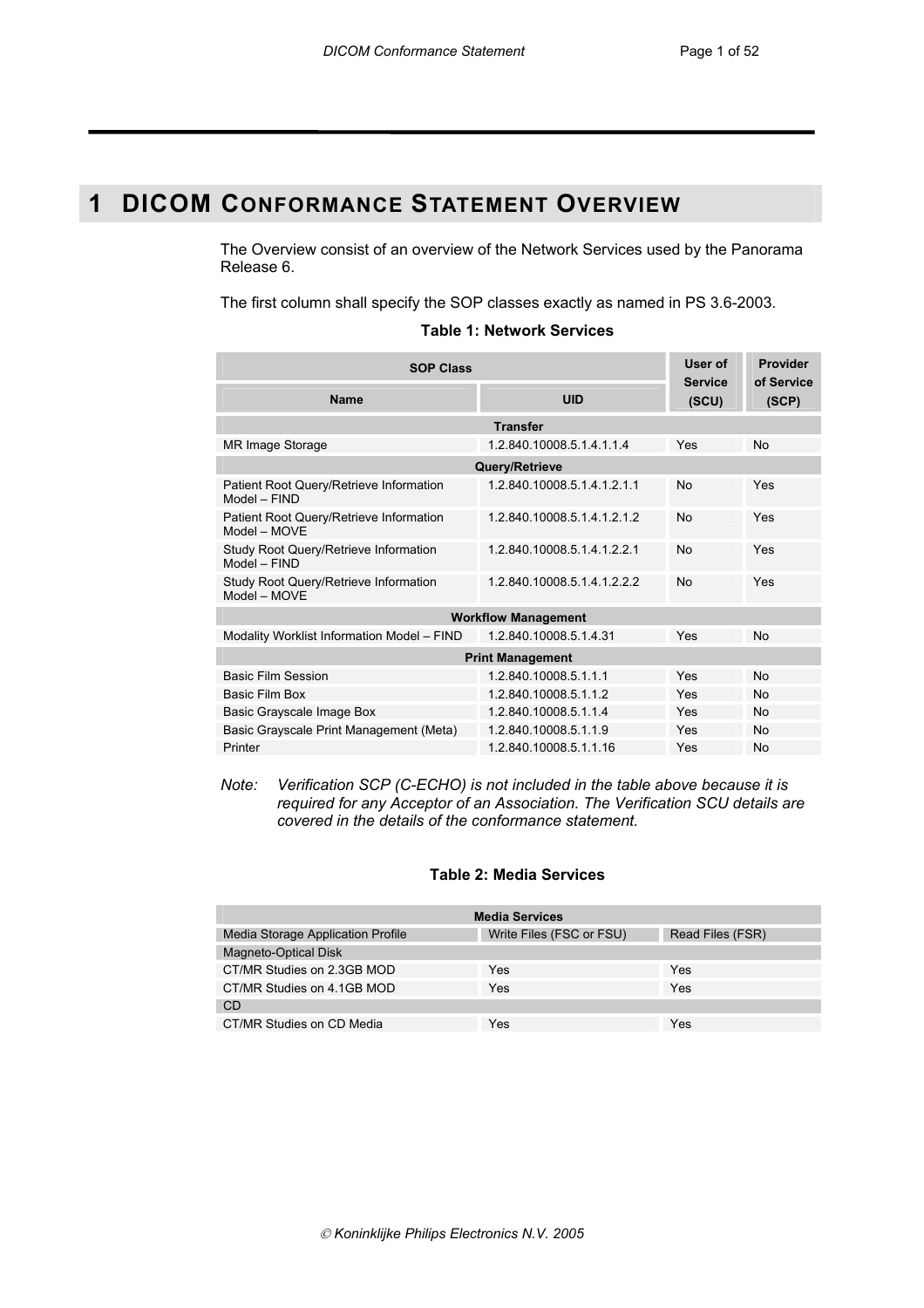# 1 DICOM CONFORMANCE STATEMENT OVERVIEW

The Overview consist of an overview of the Network Services used by the Panorama Release 6.

The first column shall specify the SOP classes exactly as named in PS 3.6-2003.

**Table 1: Network Services**

| SOP Class | | User of Service (SCU) | Provider of Service (SCP) |
|---|---|---|---|
| **Name** | **UID** | | |
| **Transfer** | | | |
| MR Image Storage | 1.2.840.10008.5.1.4.1.1.4 | Yes | No |
| **Query/Retrieve** | | | |
| Patient Root Query/Retrieve Information Model – FIND | 1.2.840.10008.5.1.4.1.2.1.1 | No | Yes |
| Patient Root Query/Retrieve Information Model – MOVE | 1.2.840.10008.5.1.4.1.2.1.2 | No | Yes |
| Study Root Query/Retrieve Information Model – FIND | 1.2.840.10008.5.1.4.1.2.2.1 | No | Yes |
| Study Root Query/Retrieve Information Model – MOVE | 1.2.840.10008.5.1.4.1.2.2.2 | No | Yes |
| **Workflow Management** | | | |
| Modality Worklist Information Model – FIND | 1.2.840.10008.5.1.4.31 | Yes | No |
| **Print Management** | | | |
| Basic Film Session | 1.2.840.10008.5.1.1.1 | Yes | No |
| Basic Film Box | 1.2.840.10008.5.1.1.2 | Yes | No |
| Basic Grayscale Image Box | 1.2.840.10008.5.1.1.4 | Yes | No |
| Basic Grayscale Print Management (Meta) | 1.2.840.10008.5.1.1.9 | Yes | No |
| Printer | 1.2.840.10008.5.1.1.16 | Yes | No |

*Note: Verification SCP (C-ECHO) is not included in the table above because it is required for any Acceptor of an Association. The Verification SCU details are covered in the details of the conformance statement.*

**Table 2: Media Services**

| Media Services | | |
|---|---|---|
| Media Storage Application Profile | Write Files (FSC or FSU) | Read Files (FSR) |
| Magneto-Optical Disk | | |
| CT/MR Studies on 2.3GB MOD | Yes | Yes |
| CT/MR Studies on 4.1GB MOD | Yes | Yes |
| CD | | |
| CT/MR Studies on CD Media | Yes | Yes |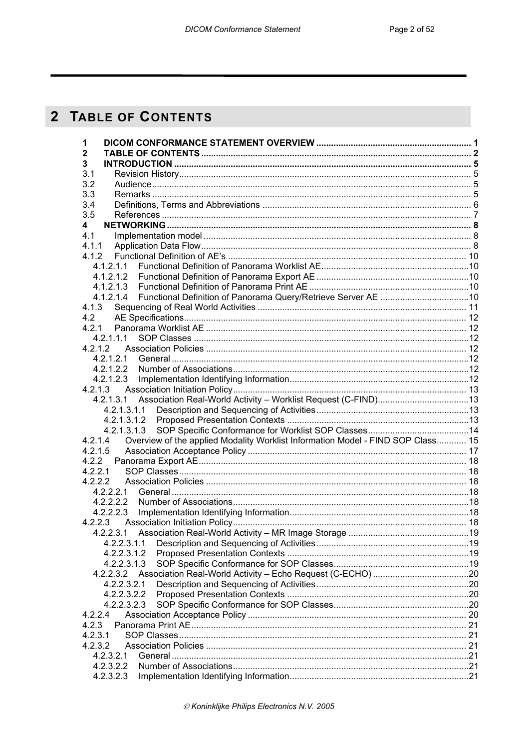# 2 TABLE OF CONTENTS

| | | |
|---|---|---|
| **1** | **DICOM CONFORMANCE STATEMENT OVERVIEW** | **1** |
| **2** | **TABLE OF CONTENTS** | **2** |
| **3** | **INTRODUCTION** | **5** |
| 3.1 | Revision History | 5 |
| 3.2 | Audience | 5 |
| 3.3 | Remarks | 5 |
| 3.4 | Definitions, Terms and Abbreviations | 6 |
| 3.5 | References | 7 |
| **4** | **NETWORKING** | **8** |
| 4.1 | Implementation model | 8 |
| 4.1.1 | Application Data Flow | 8 |
| 4.1.2 | Functional Definition of AE's | 10 |
| 4.1.2.1.1 | Functional Definition of Panorama Worklist AE | 10 |
| 4.1.2.1.2 | Functional Definition of Panorama Export AE | 10 |
| 4.1.2.1.3 | Functional Definition of Panorama Print AE | 10 |
| 4.1.2.1.4 | Functional Definition of Panorama Query/Retrieve Server AE | 10 |
| 4.1.3 | Sequencing of Real World Activities | 11 |
| 4.2 | AE Specifications | 12 |
| 4.2.1 | Panorama Worklist AE | 12 |
| 4.2.1.1.1 | SOP Classes | 12 |
| 4.2.1.2 | Association Policies | 12 |
| 4.2.1.2.1 | General | 12 |
| 4.2.1.2.2 | Number of Associations | 12 |
| 4.2.1.2.3 | Implementation Identifying Information | 12 |
| 4.2.1.3 | Association Initiation Policy | 13 |
| 4.2.1.3.1 | Association Real-World Activity – Worklist Request (C-FIND) | 13 |
| 4.2.1.3.1.1 | Description and Sequencing of Activities | 13 |
| 4.2.1.3.1.2 | Proposed Presentation Contexts | 13 |
| 4.2.1.3.1.3 | SOP Specific Conformance for Worklist SOP Classes | 14 |
| 4.2.1.4 | Overview of the applied Modality Worklist Information Model - FIND SOP Class | 15 |
| 4.2.1.5 | Association Acceptance Policy | 17 |
| 4.2.2 | Panorama Export AE | 18 |
| 4.2.2.1 | SOP Classes | 18 |
| 4.2.2.2 | Association Policies | 18 |
| 4.2.2.2.1 | General | 18 |
| 4.2.2.2.2 | Number of Associations | 18 |
| 4.2.2.2.3 | Implementation Identifying Information | 18 |
| 4.2.2.3 | Association Initiation Policy | 18 |
| 4.2.2.3.1 | Association Real-World Activity – MR Image Storage | 19 |
| 4.2.2.3.1.1 | Description and Sequencing of Activities | 19 |
| 4.2.2.3.1.2 | Proposed Presentation Contexts | 19 |
| 4.2.2.3.1.3 | SOP Specific Conformance for SOP Classes | 19 |
| 4.2.2.3.2 | Association Real-World Activity – Echo Request (C-ECHO) | 20 |
| 4.2.2.3.2.1 | Description and Sequencing of Activities | 20 |
| 4.2.2.3.2.2 | Proposed Presentation Contexts | 20 |
| 4.2.2.3.2.3 | SOP Specific Conformance for SOP Classes | 20 |
| 4.2.2.4 | Association Acceptance Policy | 20 |
| 4.2.3 | Panorama Print AE | 21 |
| 4.2.3.1 | SOP Classes | 21 |
| 4.2.3.2 | Association Policies | 21 |
| 4.2.3.2.1 | General | 21 |
| 4.2.3.2.2 | Number of Associations | 21 |
| 4.2.3.2.3 | Implementation Identifying Information | 21 |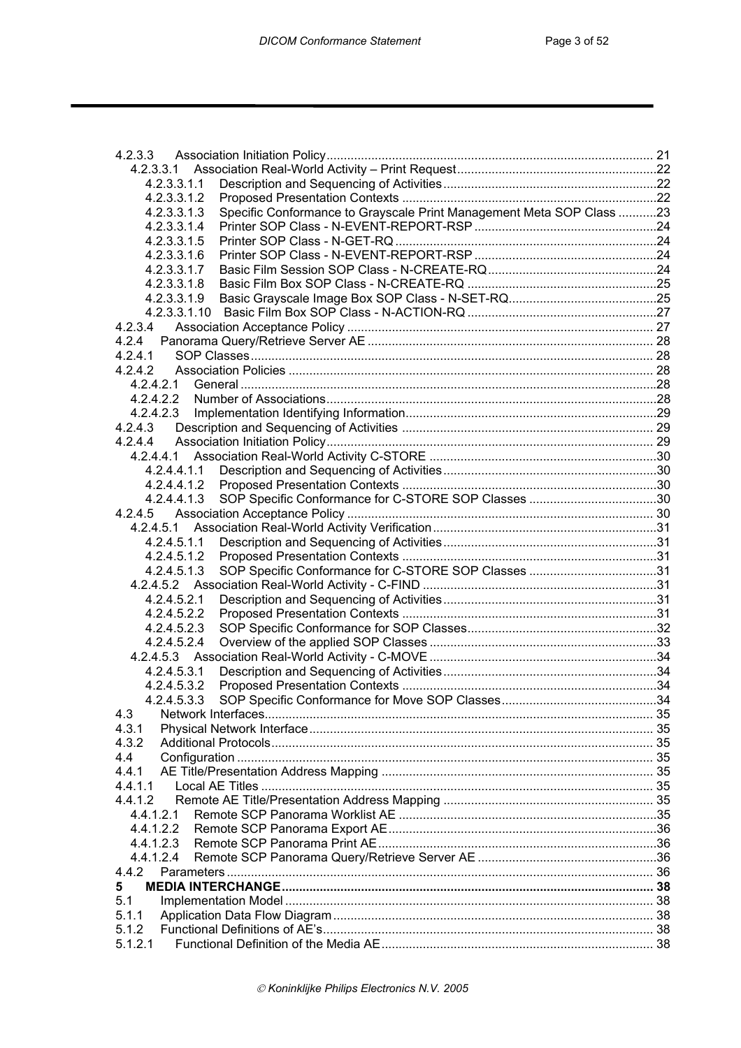4.2.3.3 Association Initiation Policy ..... 21
4.2.3.3.1 Association Real-World Activity – Print Request ..... 22
4.2.3.3.1.1 Description and Sequencing of Activities ..... 22
4.2.3.3.1.2 Proposed Presentation Contexts ..... 22
4.2.3.3.1.3 Specific Conformance to Grayscale Print Management Meta SOP Class ..... 23
4.2.3.3.1.4 Printer SOP Class - N-EVENT-REPORT-RSP ..... 24
4.2.3.3.1.5 Printer SOP Class - N-GET-RQ ..... 24
4.2.3.3.1.6 Printer SOP Class - N-EVENT-REPORT-RSP ..... 24
4.2.3.3.1.7 Basic Film Session SOP Class - N-CREATE-RQ ..... 24
4.2.3.3.1.8 Basic Film Box SOP Class - N-CREATE-RQ ..... 25
4.2.3.3.1.9 Basic Grayscale Image Box SOP Class - N-SET-RQ ..... 25
4.2.3.3.1.10 Basic Film Box SOP Class - N-ACTION-RQ ..... 27
4.2.3.4 Association Acceptance Policy ..... 27
4.2.4 Panorama Query/Retrieve Server AE ..... 28
4.2.4.1 SOP Classes ..... 28
4.2.4.2 Association Policies ..... 28
4.2.4.2.1 General ..... 28
4.2.4.2.2 Number of Associations ..... 28
4.2.4.2.3 Implementation Identifying Information ..... 29
4.2.4.3 Description and Sequencing of Activities ..... 29
4.2.4.4 Association Initiation Policy ..... 29
4.2.4.4.1 Association Real-World Activity C-STORE ..... 30
4.2.4.4.1.1 Description and Sequencing of Activities ..... 30
4.2.4.4.1.2 Proposed Presentation Contexts ..... 30
4.2.4.4.1.3 SOP Specific Conformance for C-STORE SOP Classes ..... 30
4.2.4.5 Association Acceptance Policy ..... 30
4.2.4.5.1 Association Real-World Activity Verification ..... 31
4.2.4.5.1.1 Description and Sequencing of Activities ..... 31
4.2.4.5.1.2 Proposed Presentation Contexts ..... 31
4.2.4.5.1.3 SOP Specific Conformance for C-STORE SOP Classes ..... 31
4.2.4.5.2 Association Real-World Activity - C-FIND ..... 31
4.2.4.5.2.1 Description and Sequencing of Activities ..... 31
4.2.4.5.2.2 Proposed Presentation Contexts ..... 31
4.2.4.5.2.3 SOP Specific Conformance for SOP Classes ..... 32
4.2.4.5.2.4 Overview of the applied SOP Classes ..... 33
4.2.4.5.3 Association Real-World Activity - C-MOVE ..... 34
4.2.4.5.3.1 Description and Sequencing of Activities ..... 34
4.2.4.5.3.2 Proposed Presentation Contexts ..... 34
4.2.4.5.3.3 SOP Specific Conformance for Move SOP Classes ..... 34
4.3 Network Interfaces ..... 35
4.3.1 Physical Network Interface ..... 35
4.3.2 Additional Protocols ..... 35
4.4 Configuration ..... 35
4.4.1 AE Title/Presentation Address Mapping ..... 35
4.4.1.1 Local AE Titles ..... 35
4.4.1.2 Remote AE Title/Presentation Address Mapping ..... 35
4.4.1.2.1 Remote SCP Panorama Worklist AE ..... 35
4.4.1.2.2 Remote SCP Panorama Export AE ..... 36
4.4.1.2.3 Remote SCP Panorama Print AE ..... 36
4.4.1.2.4 Remote SCP Panorama Query/Retrieve Server AE ..... 36
4.4.2 Parameters ..... 36
**5 MEDIA INTERCHANGE ..... 38**
5.1 Implementation Model ..... 38
5.1.1 Application Data Flow Diagram ..... 38
5.1.2 Functional Definitions of AE's ..... 38
5.1.2.1 Functional Definition of the Media AE ..... 38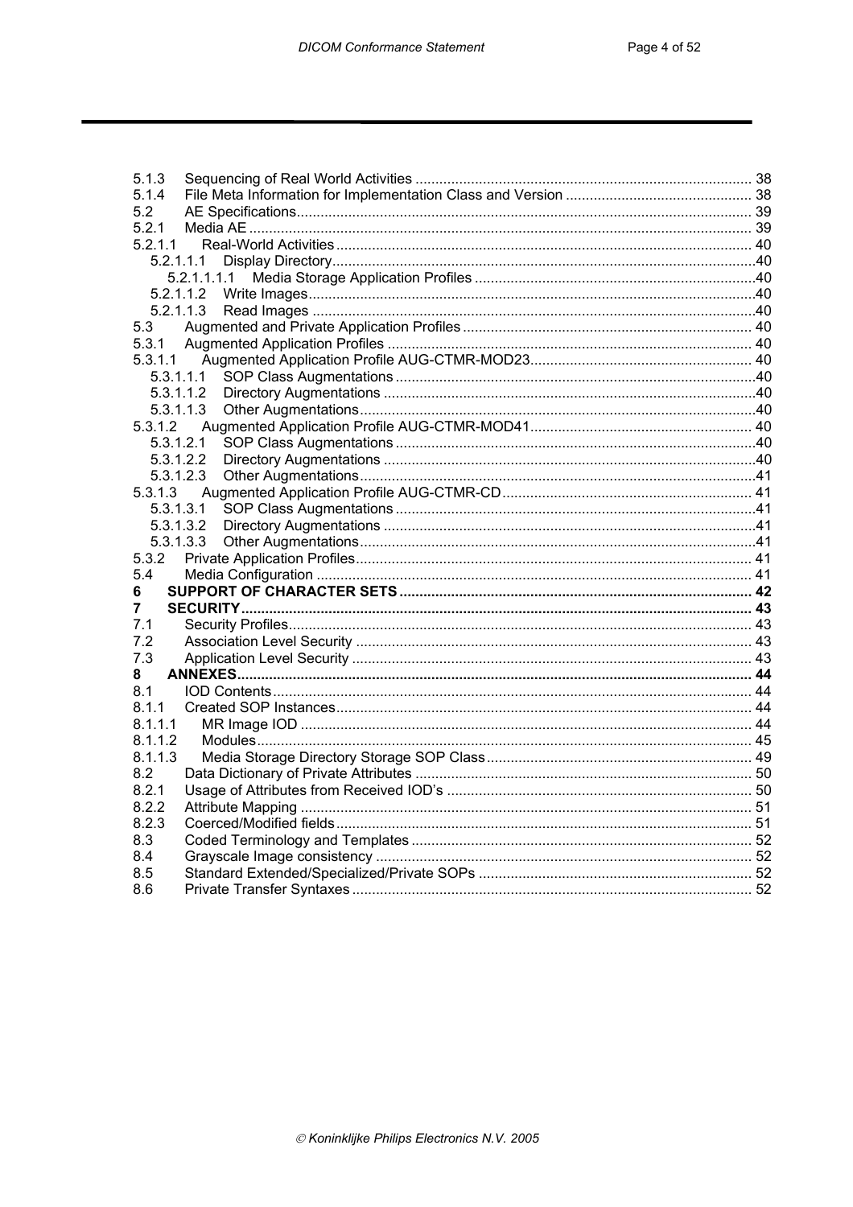| | | |
|---|---|---|
| 5.1.3 | Sequencing of Real World Activities | 38 |
| 5.1.4 | File Meta Information for Implementation Class and Version | 38 |
| 5.2 | AE Specifications | 39 |
| 5.2.1 | Media AE | 39 |
| 5.2.1.1 | Real-World Activities | 40 |
| 5.2.1.1.1 | Display Directory | 40 |
| 5.2.1.1.1.1 | Media Storage Application Profiles | 40 |
| 5.2.1.1.2 | Write Images | 40 |
| 5.2.1.1.3 | Read Images | 40 |
| 5.3 | Augmented and Private Application Profiles | 40 |
| 5.3.1 | Augmented Application Profiles | 40 |
| 5.3.1.1 | Augmented Application Profile AUG-CTMR-MOD23 | 40 |
| 5.3.1.1.1 | SOP Class Augmentations | 40 |
| 5.3.1.1.2 | Directory Augmentations | 40 |
| 5.3.1.1.3 | Other Augmentations | 40 |
| 5.3.1.2 | Augmented Application Profile AUG-CTMR-MOD41 | 40 |
| 5.3.1.2.1 | SOP Class Augmentations | 40 |
| 5.3.1.2.2 | Directory Augmentations | 40 |
| 5.3.1.2.3 | Other Augmentations | 41 |
| 5.3.1.3 | Augmented Application Profile AUG-CTMR-CD | 41 |
| 5.3.1.3.1 | SOP Class Augmentations | 41 |
| 5.3.1.3.2 | Directory Augmentations | 41 |
| 5.3.1.3.3 | Other Augmentations | 41 |
| 5.3.2 | Private Application Profiles | 41 |
| 5.4 | Media Configuration | 41 |
| **6** | **SUPPORT OF CHARACTER SETS** | **42** |
| **7** | **SECURITY** | **43** |
| 7.1 | Security Profiles | 43 |
| 7.2 | Association Level Security | 43 |
| 7.3 | Application Level Security | 43 |
| **8** | **ANNEXES** | **44** |
| 8.1 | IOD Contents | 44 |
| 8.1.1 | Created SOP Instances | 44 |
| 8.1.1.1 | MR Image IOD | 44 |
| 8.1.1.2 | Modules | 45 |
| 8.1.1.3 | Media Storage Directory Storage SOP Class | 49 |
| 8.2 | Data Dictionary of Private Attributes | 50 |
| 8.2.1 | Usage of Attributes from Received IOD's | 50 |
| 8.2.2 | Attribute Mapping | 51 |
| 8.2.3 | Coerced/Modified fields | 51 |
| 8.3 | Coded Terminology and Templates | 52 |
| 8.4 | Grayscale Image consistency | 52 |
| 8.5 | Standard Extended/Specialized/Private SOPs | 52 |
| 8.6 | Private Transfer Syntaxes | 52 |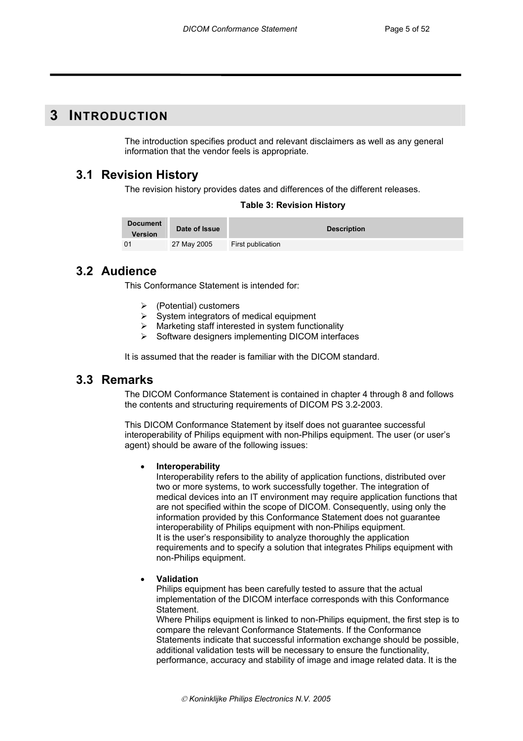# 3 INTRODUCTION

The introduction specifies product and relevant disclaimers as well as any general information that the vendor feels is appropriate.

## 3.1 Revision History

The revision history provides dates and differences of the different releases.

**Table 3: Revision History**

| Document Version | Date of Issue | Description |
|---|---|---|
| 01 | 27 May 2005 | First publication |

## 3.2 Audience

This Conformance Statement is intended for:

- (Potential) customers
- System integrators of medical equipment
- Marketing staff interested in system functionality
- Software designers implementing DICOM interfaces

It is assumed that the reader is familiar with the DICOM standard.

## 3.3 Remarks

The DICOM Conformance Statement is contained in chapter 4 through 8 and follows the contents and structuring requirements of DICOM PS 3.2-2003.

This DICOM Conformance Statement by itself does not guarantee successful interoperability of Philips equipment with non-Philips equipment. The user (or user's agent) should be aware of the following issues:

- **Interoperability**
  Interoperability refers to the ability of application functions, distributed over two or more systems, to work successfully together. The integration of medical devices into an IT environment may require application functions that are not specified within the scope of DICOM. Consequently, using only the information provided by this Conformance Statement does not guarantee interoperability of Philips equipment with non-Philips equipment.
  It is the user's responsibility to analyze thoroughly the application requirements and to specify a solution that integrates Philips equipment with non-Philips equipment.

- **Validation**
  Philips equipment has been carefully tested to assure that the actual implementation of the DICOM interface corresponds with this Conformance Statement.
  Where Philips equipment is linked to non-Philips equipment, the first step is to compare the relevant Conformance Statements. If the Conformance Statements indicate that successful information exchange should be possible, additional validation tests will be necessary to ensure the functionality, performance, accuracy and stability of image and image related data. It is the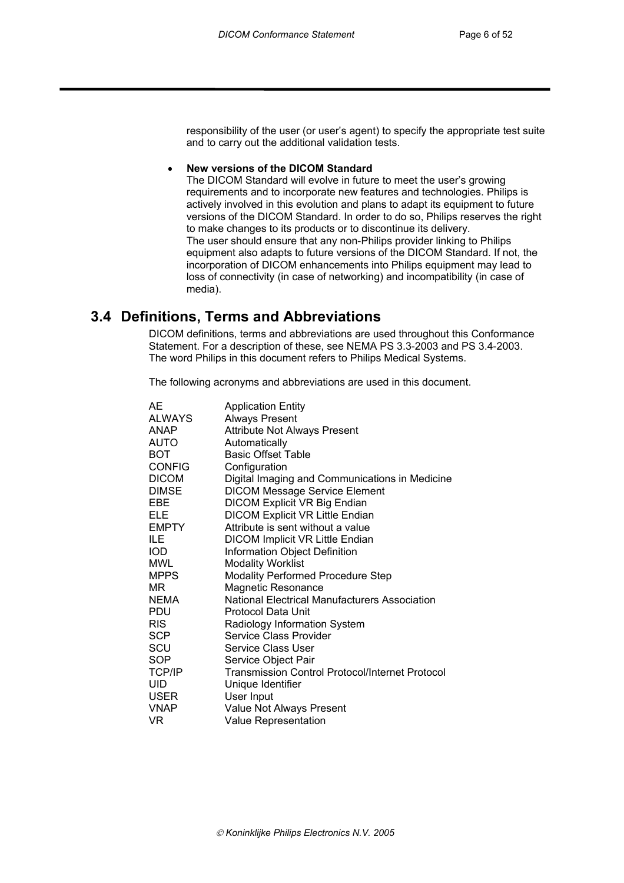responsibility of the user (or user's agent) to specify the appropriate test suite and to carry out the additional validation tests.

- **New versions of the DICOM Standard**
  The DICOM Standard will evolve in future to meet the user's growing requirements and to incorporate new features and technologies. Philips is actively involved in this evolution and plans to adapt its equipment to future versions of the DICOM Standard. In order to do so, Philips reserves the right to make changes to its products or to discontinue its delivery.
  The user should ensure that any non-Philips provider linking to Philips equipment also adapts to future versions of the DICOM Standard. If not, the incorporation of DICOM enhancements into Philips equipment may lead to loss of connectivity (in case of networking) and incompatibility (in case of media).

## 3.4 Definitions, Terms and Abbreviations

DICOM definitions, terms and abbreviations are used throughout this Conformance Statement. For a description of these, see NEMA PS 3.3-2003 and PS 3.4-2003. The word Philips in this document refers to Philips Medical Systems.

The following acronyms and abbreviations are used in this document.

| | |
|---|---|
| AE | Application Entity |
| ALWAYS | Always Present |
| ANAP | Attribute Not Always Present |
| AUTO | Automatically |
| BOT | Basic Offset Table |
| CONFIG | Configuration |
| DICOM | Digital Imaging and Communications in Medicine |
| DIMSE | DICOM Message Service Element |
| EBE | DICOM Explicit VR Big Endian |
| ELE | DICOM Explicit VR Little Endian |
| EMPTY | Attribute is sent without a value |
| ILE | DICOM Implicit VR Little Endian |
| IOD | Information Object Definition |
| MWL | Modality Worklist |
| MPPS | Modality Performed Procedure Step |
| MR | Magnetic Resonance |
| NEMA | National Electrical Manufacturers Association |
| PDU | Protocol Data Unit |
| RIS | Radiology Information System |
| SCP | Service Class Provider |
| SCU | Service Class User |
| SOP | Service Object Pair |
| TCP/IP | Transmission Control Protocol/Internet Protocol |
| UID | Unique Identifier |
| USER | User Input |
| VNAP | Value Not Always Present |
| VR | Value Representation |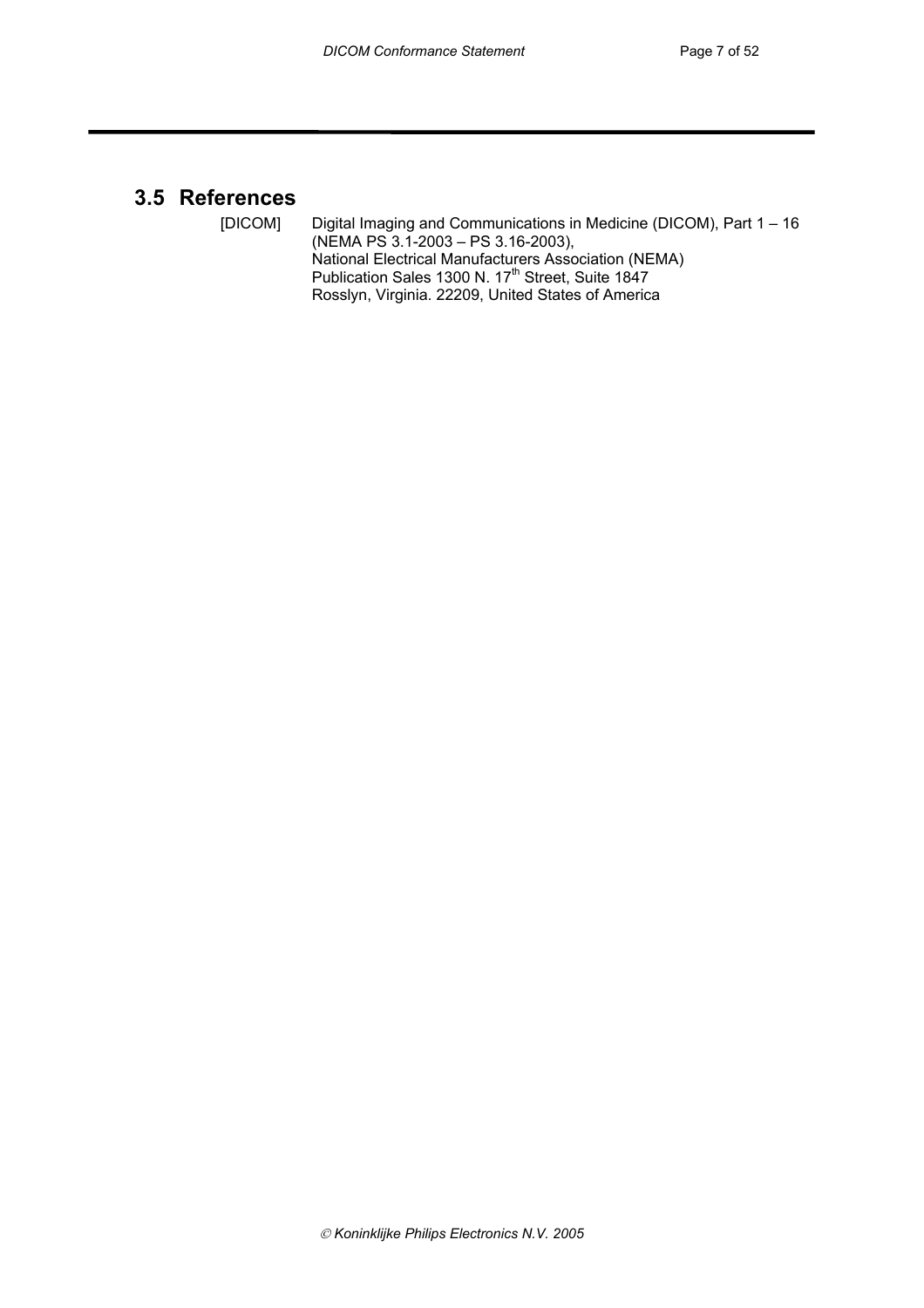## 3.5 References

[DICOM] Digital Imaging and Communications in Medicine (DICOM), Part 1 – 16 (NEMA PS 3.1-2003 – PS 3.16-2003),
National Electrical Manufacturers Association (NEMA)
Publication Sales 1300 N. 17th Street, Suite 1847
Rosslyn, Virginia. 22209, United States of America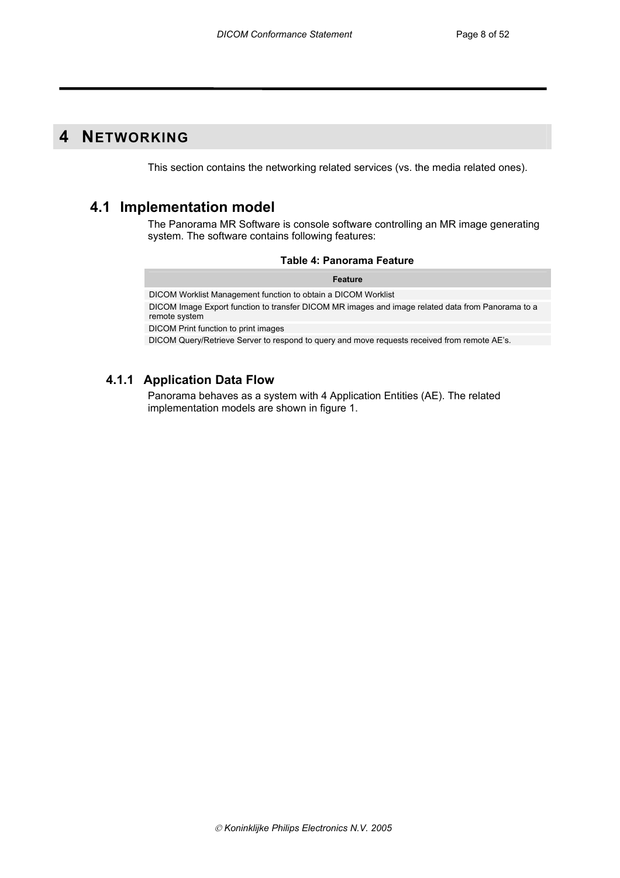# 4 NETWORKING

This section contains the networking related services (vs. the media related ones).

## 4.1 Implementation model

The Panorama MR Software is console software controlling an MR image generating system. The software contains following features:

**Table 4: Panorama Feature**

| Feature |
|---|
| DICOM Worklist Management function to obtain a DICOM Worklist |
| DICOM Image Export function to transfer DICOM MR images and image related data from Panorama to a remote system |
| DICOM Print function to print images |
| DICOM Query/Retrieve Server to respond to query and move requests received from remote AE's. |

### 4.1.1 Application Data Flow

Panorama behaves as a system with 4 Application Entities (AE). The related implementation models are shown in figure 1.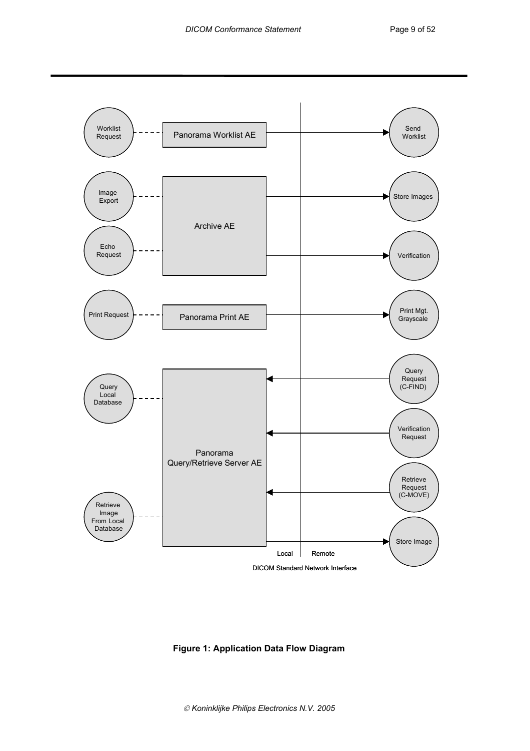| Local | | Remote |
|---|---|---|
| Worklist Request | Panorama Worklist AE | Send Worklist |
| Image Export | Archive AE | Store Images |
| Echo Request | Archive AE | Verification |
| Print Request | Panorama Print AE | Print Mgt. Grayscale |
| Query Local Database | Panorama Query/Retrieve Server AE | Query Request (C-FIND) |
| | Panorama Query/Retrieve Server AE | Verification Request |
| Retrieve Image From Local Database | Panorama Query/Retrieve Server AE | Retrieve Request (C-MOVE) |
| | Panorama Query/Retrieve Server AE | Store Image |

DICOM Standard Network Interface

**Figure 1: Application Data Flow Diagram**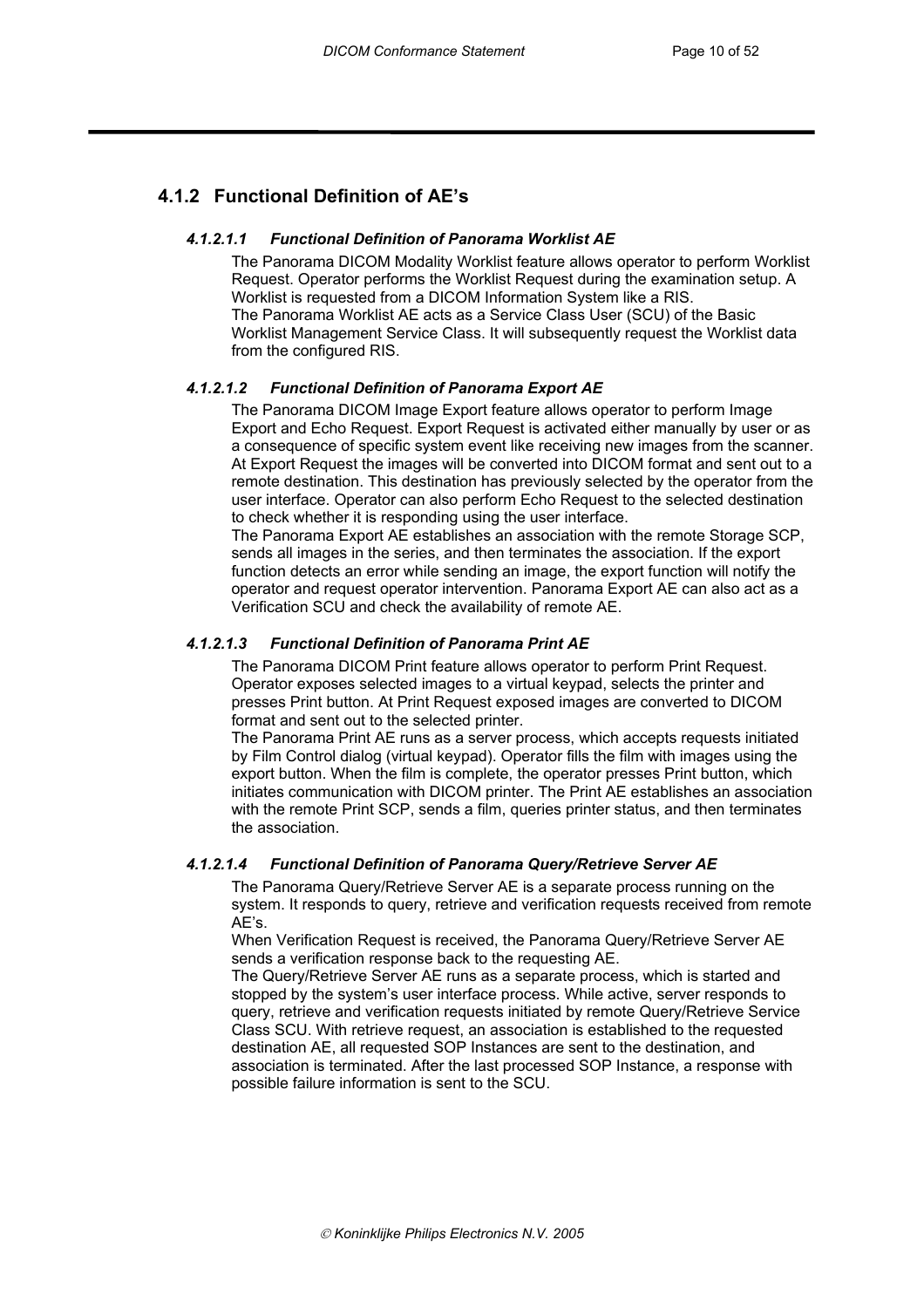## 4.1.2 Functional Definition of AE's

#### *4.1.2.1.1 Functional Definition of Panorama Worklist AE*

The Panorama DICOM Modality Worklist feature allows operator to perform Worklist Request. Operator performs the Worklist Request during the examination setup. A Worklist is requested from a DICOM Information System like a RIS.
The Panorama Worklist AE acts as a Service Class User (SCU) of the Basic Worklist Management Service Class. It will subsequently request the Worklist data from the configured RIS.

#### *4.1.2.1.2 Functional Definition of Panorama Export AE*

The Panorama DICOM Image Export feature allows operator to perform Image Export and Echo Request. Export Request is activated either manually by user or as a consequence of specific system event like receiving new images from the scanner. At Export Request the images will be converted into DICOM format and sent out to a remote destination. This destination has previously selected by the operator from the user interface. Operator can also perform Echo Request to the selected destination to check whether it is responding using the user interface.
The Panorama Export AE establishes an association with the remote Storage SCP, sends all images in the series, and then terminates the association. If the export function detects an error while sending an image, the export function will notify the operator and request operator intervention. Panorama Export AE can also act as a Verification SCU and check the availability of remote AE.

#### *4.1.2.1.3 Functional Definition of Panorama Print AE*

The Panorama DICOM Print feature allows operator to perform Print Request. Operator exposes selected images to a virtual keypad, selects the printer and presses Print button. At Print Request exposed images are converted to DICOM format and sent out to the selected printer.
The Panorama Print AE runs as a server process, which accepts requests initiated by Film Control dialog (virtual keypad). Operator fills the film with images using the export button. When the film is complete, the operator presses Print button, which initiates communication with DICOM printer. The Print AE establishes an association with the remote Print SCP, sends a film, queries printer status, and then terminates the association.

#### *4.1.2.1.4 Functional Definition of Panorama Query/Retrieve Server AE*

The Panorama Query/Retrieve Server AE is a separate process running on the system. It responds to query, retrieve and verification requests received from remote AE's.
When Verification Request is received, the Panorama Query/Retrieve Server AE sends a verification response back to the requesting AE.
The Query/Retrieve Server AE runs as a separate process, which is started and stopped by the system's user interface process. While active, server responds to query, retrieve and verification requests initiated by remote Query/Retrieve Service Class SCU. With retrieve request, an association is established to the requested destination AE, all requested SOP Instances are sent to the destination, and association is terminated. After the last processed SOP Instance, a response with possible failure information is sent to the SCU.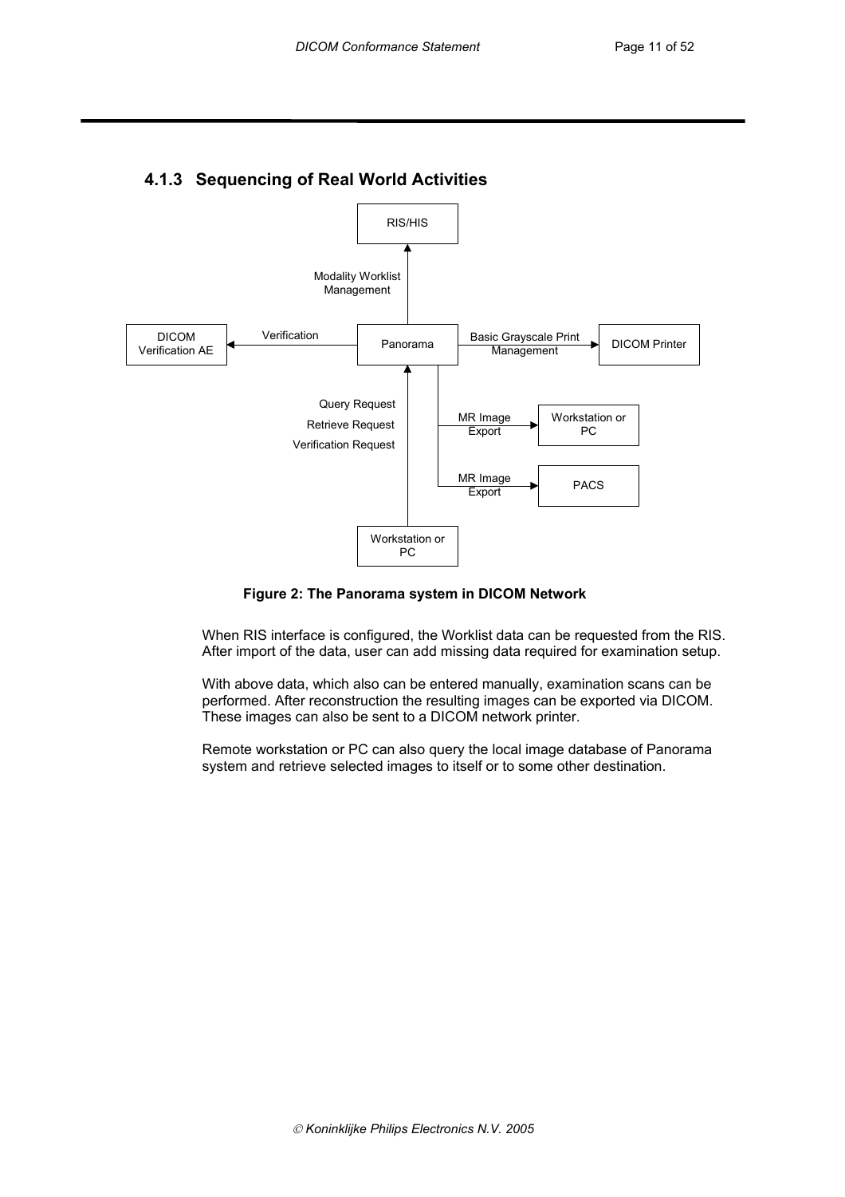### 4.1.3 Sequencing of Real World Activities

**Figure 2: The Panorama system in DICOM Network**

When RIS interface is configured, the Worklist data can be requested from the RIS. After import of the data, user can add missing data required for examination setup.

With above data, which also can be entered manually, examination scans can be performed. After reconstruction the resulting images can be exported via DICOM. These images can also be sent to a DICOM network printer.

Remote workstation or PC can also query the local image database of Panorama system and retrieve selected images to itself or to some other destination.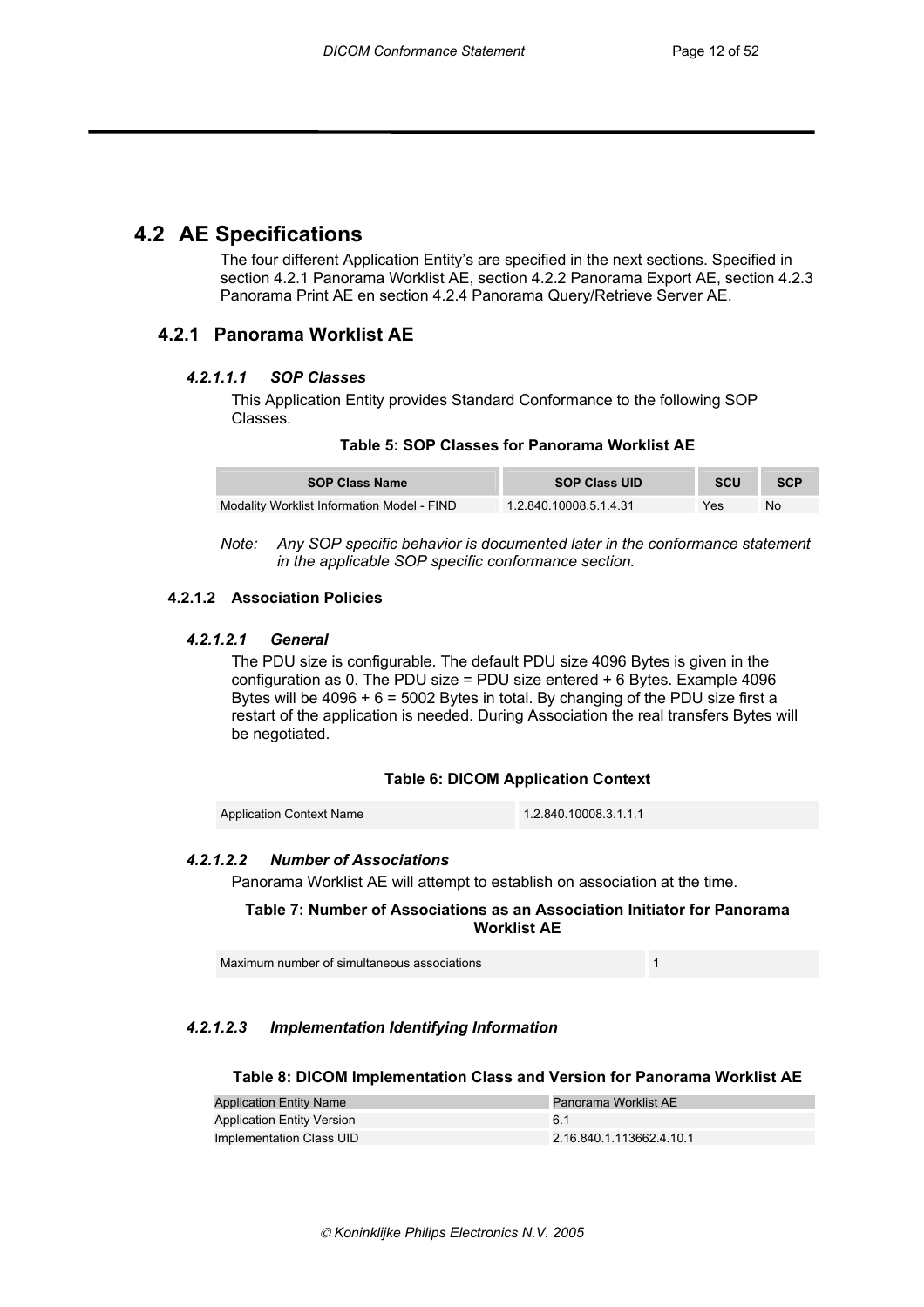## 4.2 AE Specifications

The four different Application Entity's are specified in the next sections. Specified in section 4.2.1 Panorama Worklist AE, section 4.2.2 Panorama Export AE, section 4.2.3 Panorama Print AE en section 4.2.4 Panorama Query/Retrieve Server AE.

### 4.2.1 Panorama Worklist AE

##### *4.2.1.1.1 SOP Classes*

This Application Entity provides Standard Conformance to the following SOP Classes.

**Table 5: SOP Classes for Panorama Worklist AE**

| SOP Class Name | SOP Class UID | SCU | SCP |
|---|---|---|---|
| Modality Worklist Information Model - FIND | 1.2.840.10008.5.1.4.31 | Yes | No |

*Note: Any SOP specific behavior is documented later in the conformance statement in the applicable SOP specific conformance section.*

#### 4.2.1.2 Association Policies

##### *4.2.1.2.1 General*

The PDU size is configurable. The default PDU size 4096 Bytes is given in the configuration as 0. The PDU size = PDU size entered + 6 Bytes. Example 4096 Bytes will be 4096 + 6 = 5002 Bytes in total. By changing of the PDU size first a restart of the application is needed. During Association the real transfers Bytes will be negotiated.

**Table 6: DICOM Application Context**

| Application Context Name | 1.2.840.10008.3.1.1.1 |
|---|---|

##### *4.2.1.2.2 Number of Associations*

Panorama Worklist AE will attempt to establish on association at the time.

**Table 7: Number of Associations as an Association Initiator for Panorama Worklist AE**

| Maximum number of simultaneous associations | 1 |
|---|---|

##### *4.2.1.2.3 Implementation Identifying Information*

**Table 8: DICOM Implementation Class and Version for Panorama Worklist AE**

| Application Entity Name | Panorama Worklist AE |
|---|---|
| Application Entity Version | 6.1 |
| Implementation Class UID | 2.16.840.1.113662.4.10.1 |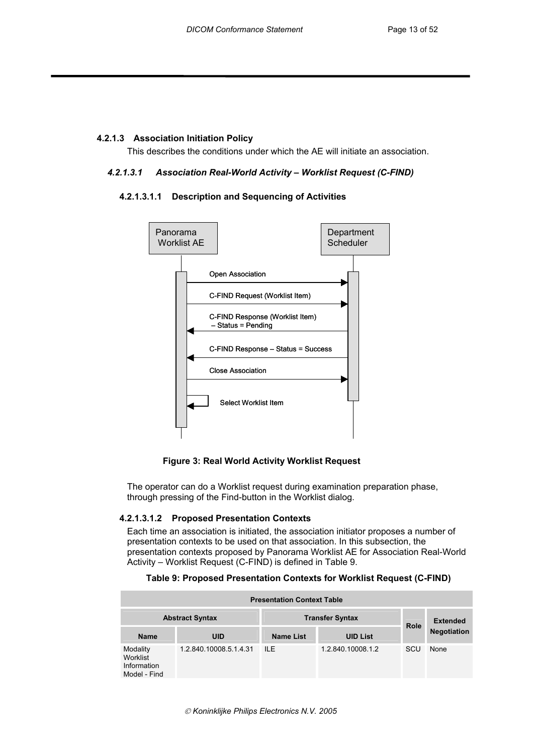#### 4.2.1.3 Association Initiation Policy

This describes the conditions under which the AE will initiate an association.

##### *4.2.1.3.1 Association Real-World Activity – Worklist Request (C-FIND)*

###### 4.2.1.3.1.1 Description and Sequencing of Activities

Panorama Worklist AE

Department Scheduler

Open Association

C-FIND Request (Worklist Item)

C-FIND Response (Worklist Item) – Status = Pending

C-FIND Response – Status = Success

Close Association

Select Worklist Item

**Figure 3: Real World Activity Worklist Request**

The operator can do a Worklist request during examination preparation phase, through pressing of the Find-button in the Worklist dialog.

###### 4.2.1.3.1.2 Proposed Presentation Contexts

Each time an association is initiated, the association initiator proposes a number of presentation contexts to be used on that association. In this subsection, the presentation contexts proposed by Panorama Worklist AE for Association Real-World Activity – Worklist Request (C-FIND) is defined in Table 9.

**Table 9: Proposed Presentation Contexts for Worklist Request (C-FIND)**

| Presentation Context Table | | | | | |
|---|---|---|---|---|---|
| Abstract Syntax | | Transfer Syntax | | Role | Extended Negotiation |
| Name | UID | Name List | UID List | | |
| Modality Worklist Information Model - Find | 1.2.840.10008.5.1.4.31 | ILE | 1.2.840.10008.1.2 | SCU | None |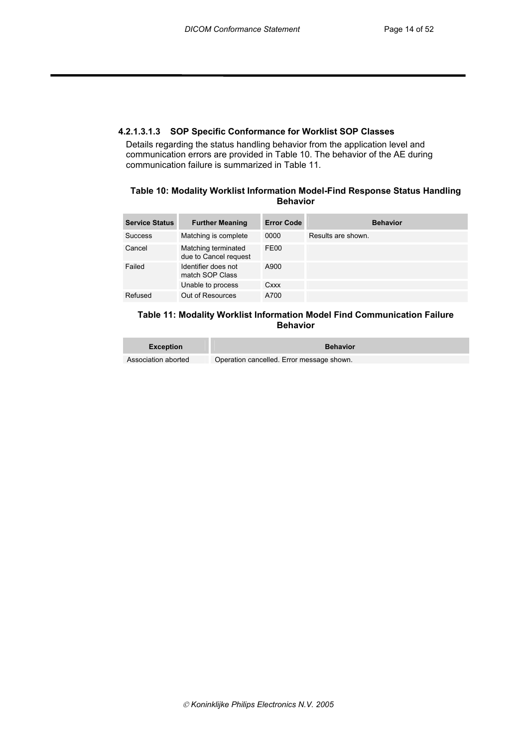#### 4.2.1.3.1.3 SOP Specific Conformance for Worklist SOP Classes

Details regarding the status handling behavior from the application level and communication errors are provided in Table 10. The behavior of the AE during communication failure is summarized in Table 11.

**Table 10: Modality Worklist Information Model-Find Response Status Handling Behavior**

| Service Status | Further Meaning | Error Code | Behavior |
|---|---|---|---|
| Success | Matching is complete | 0000 | Results are shown. |
| Cancel | Matching terminated due to Cancel request | FE00 | |
| Failed | Identifier does not match SOP Class | A900 | |
| | Unable to process | Cxxx | |
| Refused | Out of Resources | A700 | |

**Table 11: Modality Worklist Information Model Find Communication Failure Behavior**

| Exception | Behavior |
|---|---|
| Association aborted | Operation cancelled. Error message shown. |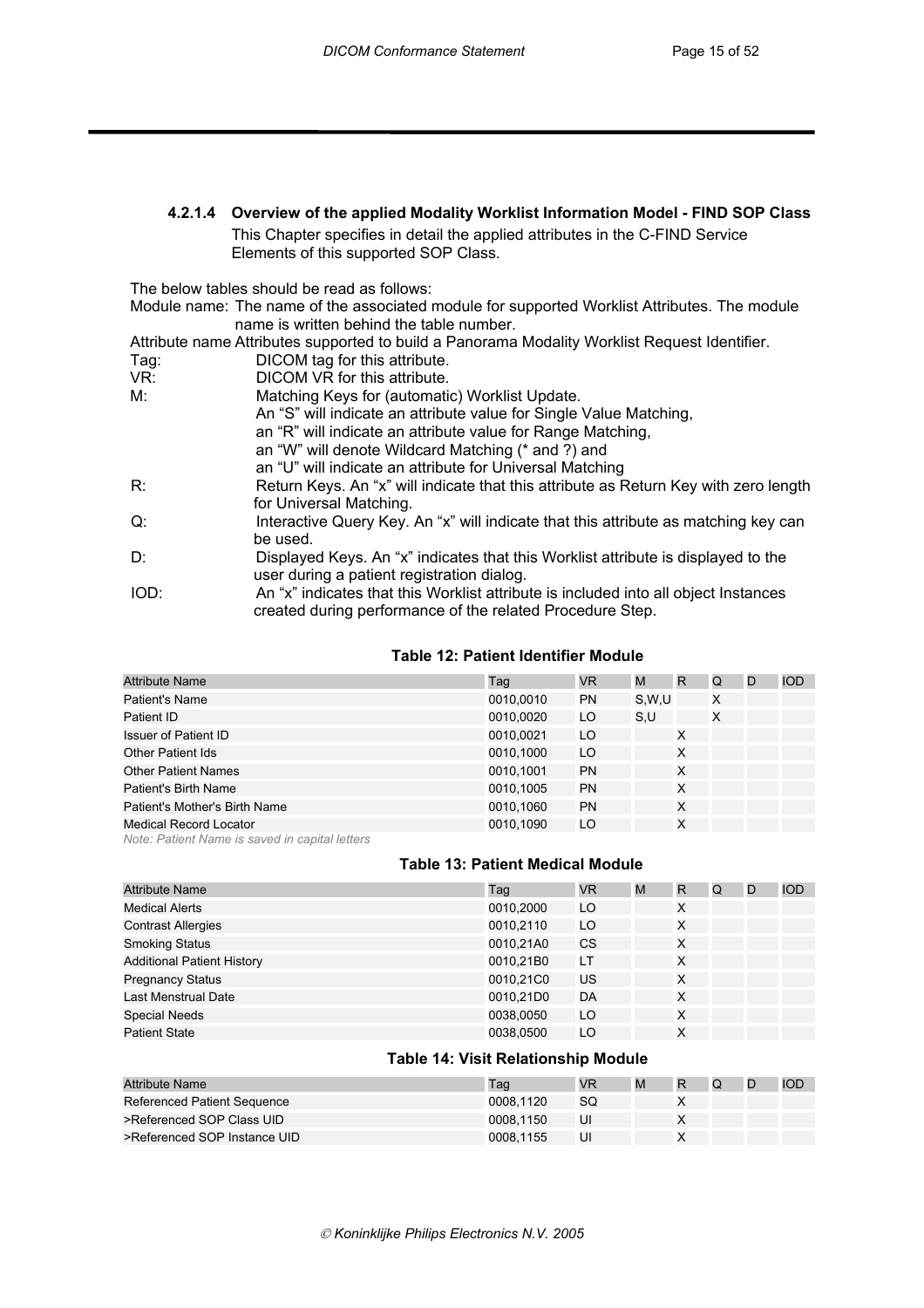#### 4.2.1.4 Overview of the applied Modality Worklist Information Model - FIND SOP Class

This Chapter specifies in detail the applied attributes in the C-FIND Service Elements of this supported SOP Class.

The below tables should be read as follows:

Module name: The name of the associated module for supported Worklist Attributes. The module name is written behind the table number.

Attribute name Attributes supported to build a Panorama Modality Worklist Request Identifier.

Tag: DICOM tag for this attribute.

VR: DICOM VR for this attribute.

M: Matching Keys for (automatic) Worklist Update.
An "S" will indicate an attribute value for Single Value Matching,
an "R" will indicate an attribute value for Range Matching,
an "W" will denote Wildcard Matching (* and ?) and
an "U" will indicate an attribute for Universal Matching

R: Return Keys. An "x" will indicate that this attribute as Return Key with zero length for Universal Matching.

Q: Interactive Query Key. An "x" will indicate that this attribute as matching key can be used.

D: Displayed Keys. An "x" indicates that this Worklist attribute is displayed to the user during a patient registration dialog.

IOD: An "x" indicates that this Worklist attribute is included into all object Instances created during performance of the related Procedure Step.

**Table 12: Patient Identifier Module**

| Attribute Name | Tag | VR | M | R | Q | D | IOD |
|---|---|---|---|---|---|---|---|
| Patient's Name | 0010,0010 | PN | S,W,U | | X | | |
| Patient ID | 0010,0020 | LO | S,U | | X | | |
| Issuer of Patient ID | 0010,0021 | LO | | X | | | |
| Other Patient Ids | 0010,1000 | LO | | X | | | |
| Other Patient Names | 0010,1001 | PN | | X | | | |
| Patient's Birth Name | 0010,1005 | PN | | X | | | |
| Patient's Mother's Birth Name | 0010,1060 | PN | | X | | | |
| Medical Record Locator | 0010,1090 | LO | | X | | | |

*Note: Patient Name is saved in capital letters*

**Table 13: Patient Medical Module**

| Attribute Name | Tag | VR | M | R | Q | D | IOD |
|---|---|---|---|---|---|---|---|
| Medical Alerts | 0010,2000 | LO | | X | | | |
| Contrast Allergies | 0010,2110 | LO | | X | | | |
| Smoking Status | 0010,21A0 | CS | | X | | | |
| Additional Patient History | 0010,21B0 | LT | | X | | | |
| Pregnancy Status | 0010,21C0 | US | | X | | | |
| Last Menstrual Date | 0010,21D0 | DA | | X | | | |
| Special Needs | 0038,0050 | LO | | X | | | |
| Patient State | 0038,0500 | LO | | X | | | |

**Table 14: Visit Relationship Module**

| Attribute Name | Tag | VR | M | R | Q | D | IOD |
|---|---|---|---|---|---|---|---|
| Referenced Patient Sequence | 0008,1120 | SQ | | X | | | |
| >Referenced SOP Class UID | 0008,1150 | UI | | X | | | |
| >Referenced SOP Instance UID | 0008,1155 | UI | | X | | | |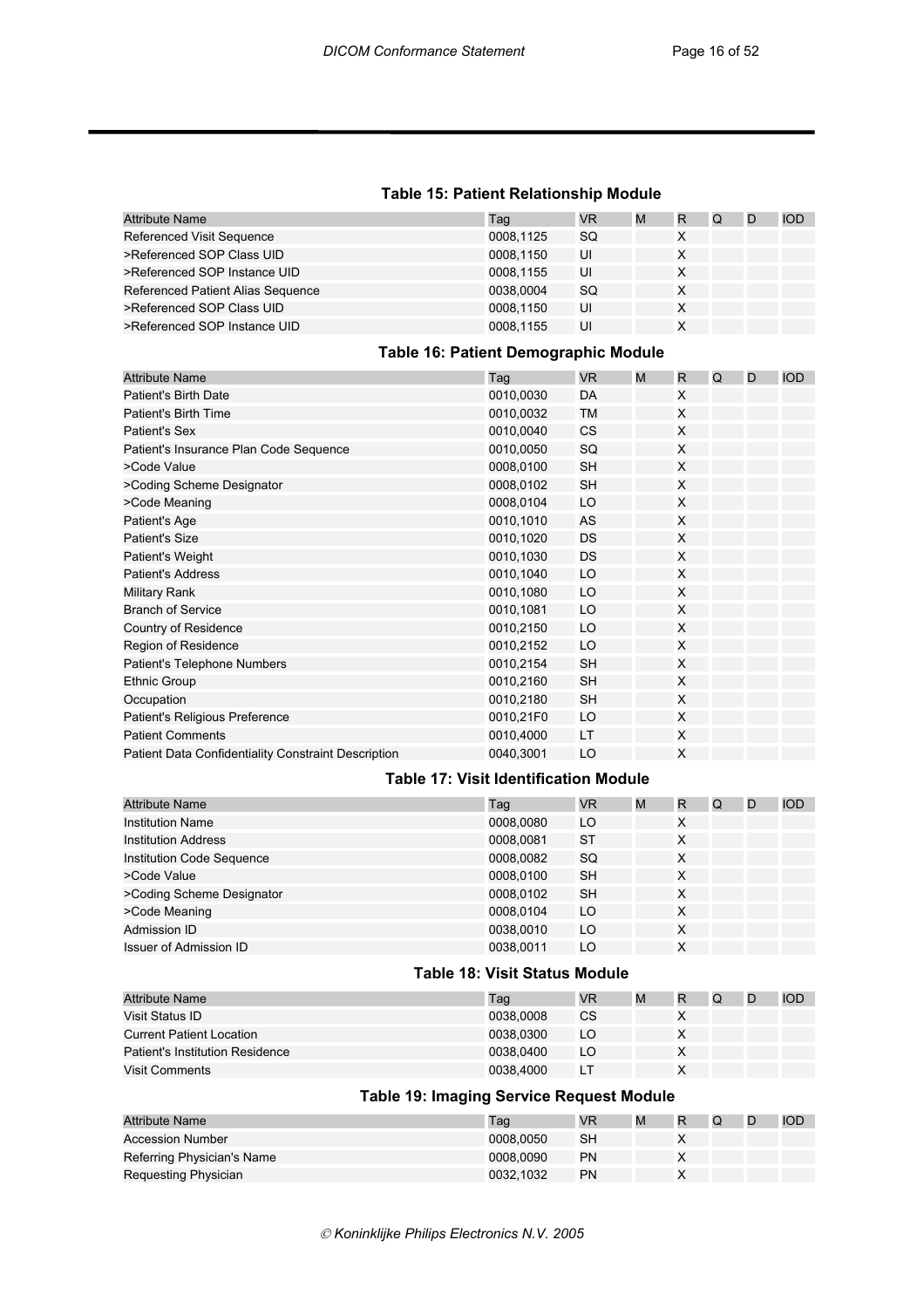### Table 15: Patient Relationship Module

| Attribute Name | Tag | VR | M | R | Q | D | IOD |
|---|---|---|---|---|---|---|---|
| Referenced Visit Sequence | 0008,1125 | SQ | | X | | | |
| >Referenced SOP Class UID | 0008,1150 | UI | | X | | | |
| >Referenced SOP Instance UID | 0008,1155 | UI | | X | | | |
| Referenced Patient Alias Sequence | 0038,0004 | SQ | | X | | | |
| >Referenced SOP Class UID | 0008,1150 | UI | | X | | | |
| >Referenced SOP Instance UID | 0008,1155 | UI | | X | | | |

### Table 16: Patient Demographic Module

| Attribute Name | Tag | VR | M | R | Q | D | IOD |
|---|---|---|---|---|---|---|---|
| Patient's Birth Date | 0010,0030 | DA | | X | | | |
| Patient's Birth Time | 0010,0032 | TM | | X | | | |
| Patient's Sex | 0010,0040 | CS | | X | | | |
| Patient's Insurance Plan Code Sequence | 0010,0050 | SQ | | X | | | |
| >Code Value | 0008,0100 | SH | | X | | | |
| >Coding Scheme Designator | 0008,0102 | SH | | X | | | |
| >Code Meaning | 0008,0104 | LO | | X | | | |
| Patient's Age | 0010,1010 | AS | | X | | | |
| Patient's Size | 0010,1020 | DS | | X | | | |
| Patient's Weight | 0010,1030 | DS | | X | | | |
| Patient's Address | 0010,1040 | LO | | X | | | |
| Military Rank | 0010,1080 | LO | | X | | | |
| Branch of Service | 0010,1081 | LO | | X | | | |
| Country of Residence | 0010,2150 | LO | | X | | | |
| Region of Residence | 0010,2152 | LO | | X | | | |
| Patient's Telephone Numbers | 0010,2154 | SH | | X | | | |
| Ethnic Group | 0010,2160 | SH | | X | | | |
| Occupation | 0010,2180 | SH | | X | | | |
| Patient's Religious Preference | 0010,21F0 | LO | | X | | | |
| Patient Comments | 0010,4000 | LT | | X | | | |
| Patient Data Confidentiality Constraint Description | 0040,3001 | LO | | X | | | |

### Table 17: Visit Identification Module

| Attribute Name | Tag | VR | M | R | Q | D | IOD |
|---|---|---|---|---|---|---|---|
| Institution Name | 0008,0080 | LO | | X | | | |
| Institution Address | 0008,0081 | ST | | X | | | |
| Institution Code Sequence | 0008,0082 | SQ | | X | | | |
| >Code Value | 0008,0100 | SH | | X | | | |
| >Coding Scheme Designator | 0008,0102 | SH | | X | | | |
| >Code Meaning | 0008,0104 | LO | | X | | | |
| Admission ID | 0038,0010 | LO | | X | | | |
| Issuer of Admission ID | 0038,0011 | LO | | X | | | |

### Table 18: Visit Status Module

| Attribute Name | Tag | VR | M | R | Q | D | IOD |
|---|---|---|---|---|---|---|---|
| Visit Status ID | 0038,0008 | CS | | X | | | |
| Current Patient Location | 0038,0300 | LO | | X | | | |
| Patient's Institution Residence | 0038,0400 | LO | | X | | | |
| Visit Comments | 0038,4000 | LT | | X | | | |

### Table 19: Imaging Service Request Module

| Attribute Name | Tag | VR | M | R | Q | D | IOD |
|---|---|---|---|---|---|---|---|
| Accession Number | 0008,0050 | SH | | X | | | |
| Referring Physician's Name | 0008,0090 | PN | | X | | | |
| Requesting Physician | 0032,1032 | PN | | X | | | |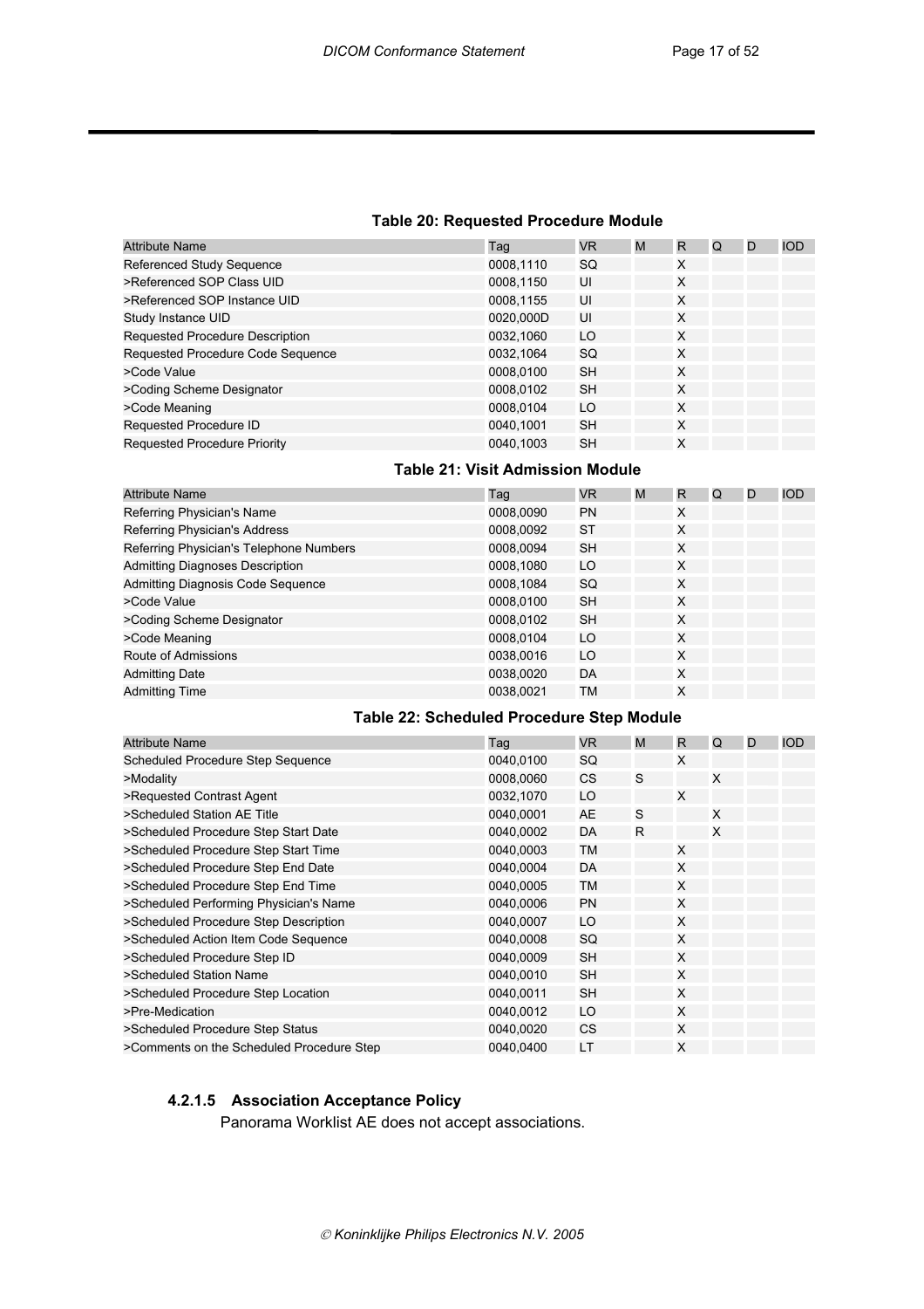**Table 20: Requested Procedure Module**

| Attribute Name | Tag | VR | M | R | Q | D | IOD |
|---|---|---|---|---|---|---|---|
| Referenced Study Sequence | 0008,1110 | SQ | | X | | | |
| >Referenced SOP Class UID | 0008,1150 | UI | | X | | | |
| >Referenced SOP Instance UID | 0008,1155 | UI | | X | | | |
| Study Instance UID | 0020,000D | UI | | X | | | |
| Requested Procedure Description | 0032,1060 | LO | | X | | | |
| Requested Procedure Code Sequence | 0032,1064 | SQ | | X | | | |
| >Code Value | 0008,0100 | SH | | X | | | |
| >Coding Scheme Designator | 0008,0102 | SH | | X | | | |
| >Code Meaning | 0008,0104 | LO | | X | | | |
| Requested Procedure ID | 0040,1001 | SH | | X | | | |
| Requested Procedure Priority | 0040,1003 | SH | | X | | | |

**Table 21: Visit Admission Module**

| Attribute Name | Tag | VR | M | R | Q | D | IOD |
|---|---|---|---|---|---|---|---|
| Referring Physician's Name | 0008,0090 | PN | | X | | | |
| Referring Physician's Address | 0008,0092 | ST | | X | | | |
| Referring Physician's Telephone Numbers | 0008,0094 | SH | | X | | | |
| Admitting Diagnoses Description | 0008,1080 | LO | | X | | | |
| Admitting Diagnosis Code Sequence | 0008,1084 | SQ | | X | | | |
| >Code Value | 0008,0100 | SH | | X | | | |
| >Coding Scheme Designator | 0008,0102 | SH | | X | | | |
| >Code Meaning | 0008,0104 | LO | | X | | | |
| Route of Admissions | 0038,0016 | LO | | X | | | |
| Admitting Date | 0038,0020 | DA | | X | | | |
| Admitting Time | 0038,0021 | TM | | X | | | |

**Table 22: Scheduled Procedure Step Module**

| Attribute Name | Tag | VR | M | R | Q | D | IOD |
|---|---|---|---|---|---|---|---|
| Scheduled Procedure Step Sequence | 0040,0100 | SQ | | X | | | |
| >Modality | 0008,0060 | CS | S | | X | | |
| >Requested Contrast Agent | 0032,1070 | LO | | X | | | |
| >Scheduled Station AE Title | 0040,0001 | AE | S | | X | | |
| >Scheduled Procedure Step Start Date | 0040,0002 | DA | R | | X | | |
| >Scheduled Procedure Step Start Time | 0040,0003 | TM | | X | | | |
| >Scheduled Procedure Step End Date | 0040,0004 | DA | | X | | | |
| >Scheduled Procedure Step End Time | 0040,0005 | TM | | X | | | |
| >Scheduled Performing Physician's Name | 0040,0006 | PN | | X | | | |
| >Scheduled Procedure Step Description | 0040,0007 | LO | | X | | | |
| >Scheduled Action Item Code Sequence | 0040,0008 | SQ | | X | | | |
| >Scheduled Procedure Step ID | 0040,0009 | SH | | X | | | |
| >Scheduled Station Name | 0040,0010 | SH | | X | | | |
| >Scheduled Procedure Step Location | 0040,0011 | SH | | X | | | |
| >Pre-Medication | 0040,0012 | LO | | X | | | |
| >Scheduled Procedure Step Status | 0040,0020 | CS | | X | | | |
| >Comments on the Scheduled Procedure Step | 0040,0400 | LT | | X | | | |

#### 4.2.1.5 Association Acceptance Policy

Panorama Worklist AE does not accept associations.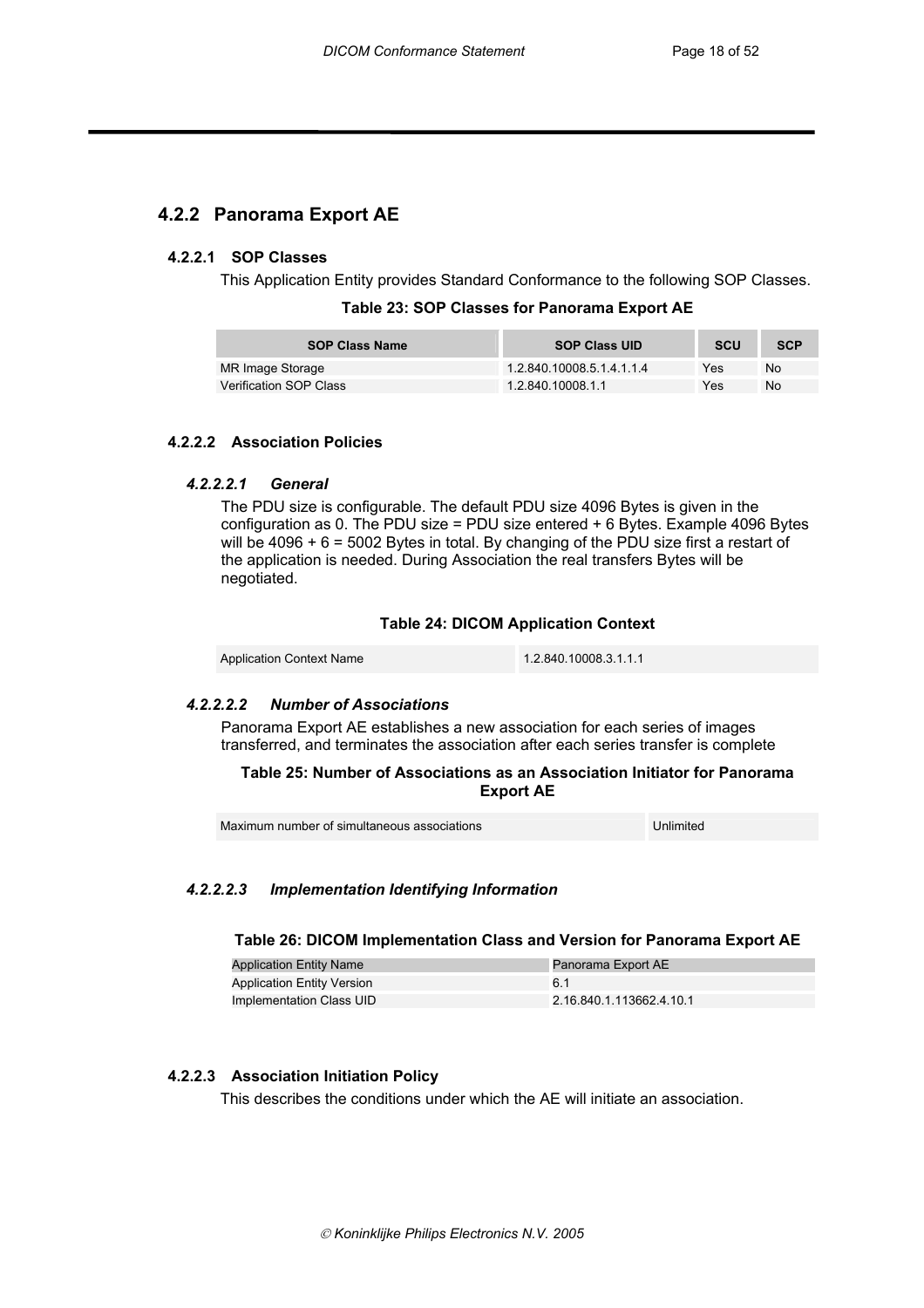### 4.2.2 Panorama Export AE

#### 4.2.2.1 SOP Classes

This Application Entity provides Standard Conformance to the following SOP Classes.

**Table 23: SOP Classes for Panorama Export AE**

| SOP Class Name | SOP Class UID | SCU | SCP |
|---|---|---|---|
| MR Image Storage | 1.2.840.10008.5.1.4.1.1.4 | Yes | No |
| Verification SOP Class | 1.2.840.10008.1.1 | Yes | No |

#### 4.2.2.2 Association Policies

##### *4.2.2.2.1 General*

The PDU size is configurable. The default PDU size 4096 Bytes is given in the configuration as 0. The PDU size = PDU size entered + 6 Bytes. Example 4096 Bytes will be 4096 + 6 = 5002 Bytes in total. By changing of the PDU size first a restart of the application is needed. During Association the real transfers Bytes will be negotiated.

**Table 24: DICOM Application Context**

| | |
|---|---|
| Application Context Name | 1.2.840.10008.3.1.1.1 |

##### *4.2.2.2.2 Number of Associations*

Panorama Export AE establishes a new association for each series of images transferred, and terminates the association after each series transfer is complete

**Table 25: Number of Associations as an Association Initiator for Panorama Export AE**

| | |
|---|---|
| Maximum number of simultaneous associations | Unlimited |

##### *4.2.2.2.3 Implementation Identifying Information*

**Table 26: DICOM Implementation Class and Version for Panorama Export AE**

| | |
|---|---|
| Application Entity Name | Panorama Export AE |
| Application Entity Version | 6.1 |
| Implementation Class UID | 2.16.840.1.113662.4.10.1 |

#### 4.2.2.3 Association Initiation Policy

This describes the conditions under which the AE will initiate an association.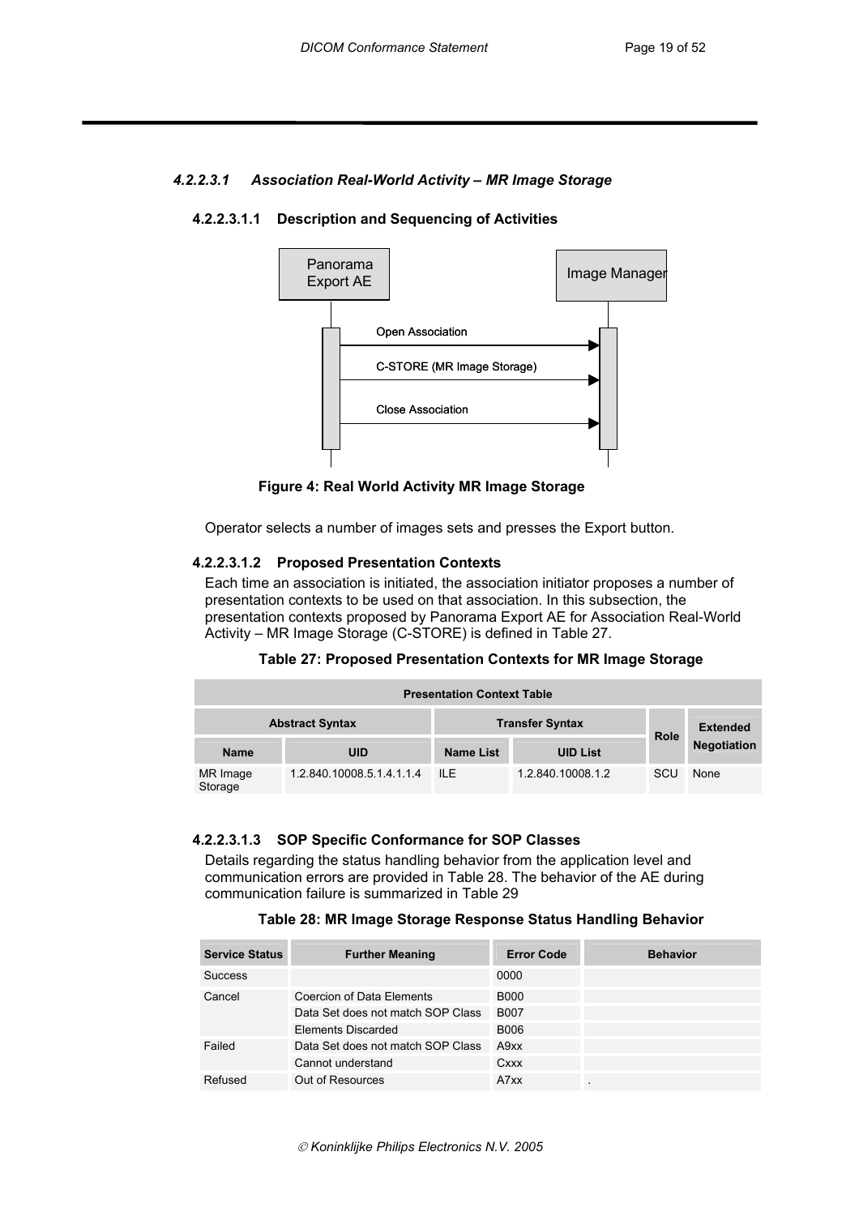#### 4.2.2.3.1 Association Real-World Activity – MR Image Storage

##### 4.2.2.3.1.1 Description and Sequencing of Activities

Figure 4: Real World Activity MR Image Storage

Operator selects a number of images sets and presses the Export button.

##### 4.2.2.3.1.2 Proposed Presentation Contexts

Each time an association is initiated, the association initiator proposes a number of presentation contexts to be used on that association. In this subsection, the presentation contexts proposed by Panorama Export AE for Association Real-World Activity – MR Image Storage (C-STORE) is defined in Table 27.

**Table 27: Proposed Presentation Contexts for MR Image Storage**

| Presentation Context Table | | | | | |
|---|---|---|---|---|---|
| Abstract Syntax | | Transfer Syntax | | Role | Extended Negotiation |
| Name | UID | Name List | UID List | | |
| MR Image Storage | 1.2.840.10008.5.1.4.1.1.4 | ILE | 1.2.840.10008.1.2 | SCU | None |

##### 4.2.2.3.1.3 SOP Specific Conformance for SOP Classes

Details regarding the status handling behavior from the application level and communication errors are provided in Table 28. The behavior of the AE during communication failure is summarized in Table 29

**Table 28: MR Image Storage Response Status Handling Behavior**

| Service Status | Further Meaning | Error Code | Behavior |
|---|---|---|---|
| Success | | 0000 | |
| Cancel | Coercion of Data Elements | B000 | |
| | Data Set does not match SOP Class | B007 | |
| | Elements Discarded | B006 | |
| Failed | Data Set does not match SOP Class | A9xx | |
| | Cannot understand | Cxxx | |
| Refused | Out of Resources | A7xx | . |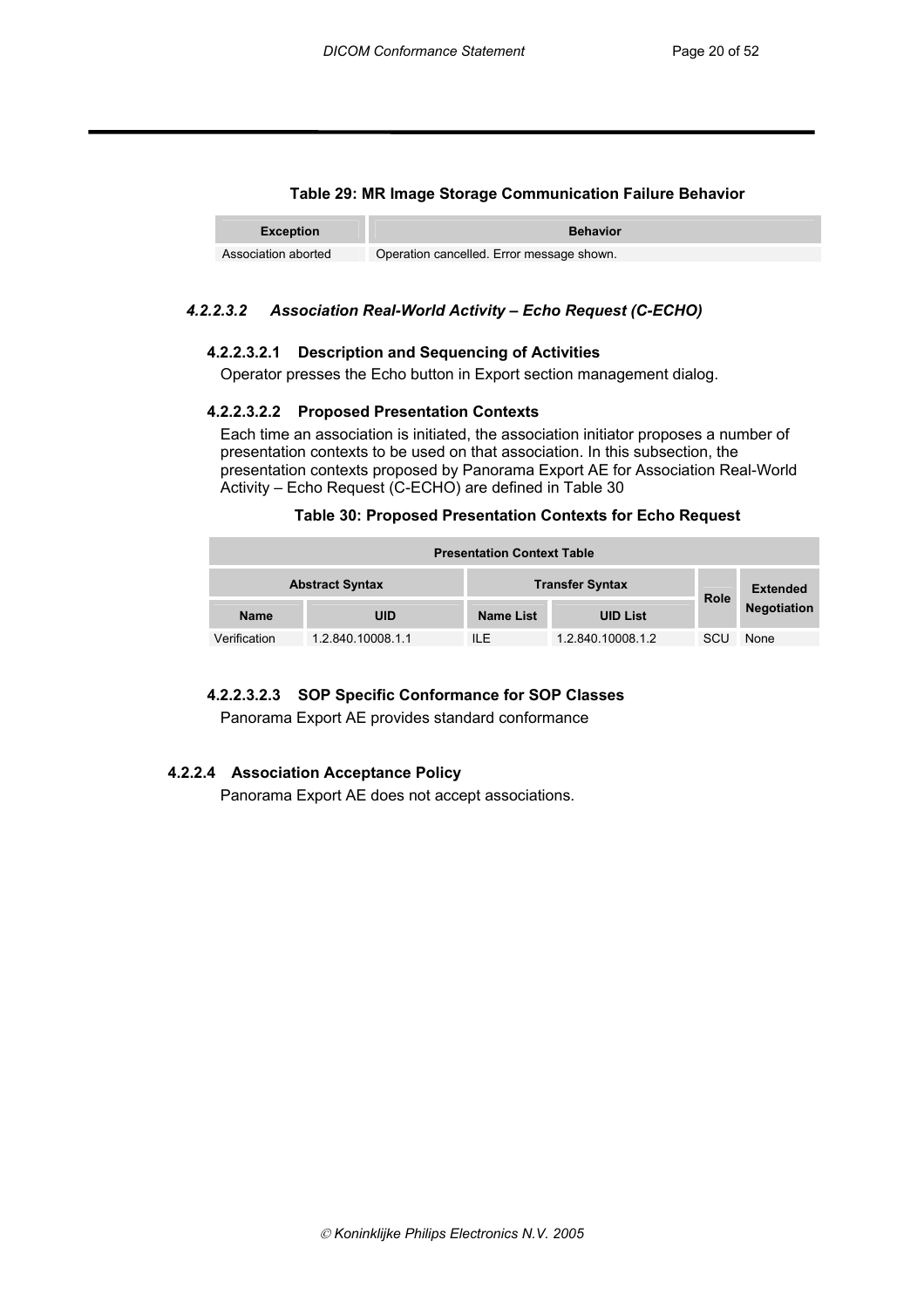**Table 29: MR Image Storage Communication Failure Behavior**

| Exception | Behavior |
|---|---|
| Association aborted | Operation cancelled. Error message shown. |

#### *4.2.2.3.2 Association Real-World Activity – Echo Request (C-ECHO)*

##### 4.2.2.3.2.1 Description and Sequencing of Activities

Operator presses the Echo button in Export section management dialog.

##### 4.2.2.3.2.2 Proposed Presentation Contexts

Each time an association is initiated, the association initiator proposes a number of presentation contexts to be used on that association. In this subsection, the presentation contexts proposed by Panorama Export AE for Association Real-World Activity – Echo Request (C-ECHO) are defined in Table 30

**Table 30: Proposed Presentation Contexts for Echo Request**

| Presentation Context Table | | | | | |
|---|---|---|---|---|---|
| Abstract Syntax | | Transfer Syntax | | Role | Extended Negotiation |
| Name | UID | Name List | UID List | | |
| Verification | 1.2.840.10008.1.1 | ILE | 1.2.840.10008.1.2 | SCU | None |

##### 4.2.2.3.2.3 SOP Specific Conformance for SOP Classes

Panorama Export AE provides standard conformance

### 4.2.2.4 Association Acceptance Policy

Panorama Export AE does not accept associations.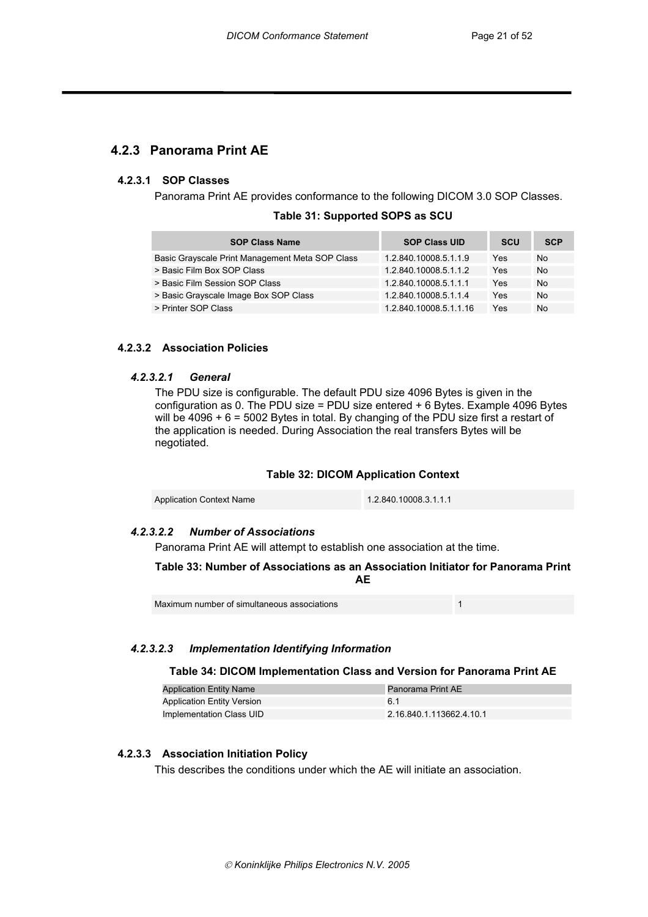### 4.2.3 Panorama Print AE

#### 4.2.3.1 SOP Classes

Panorama Print AE provides conformance to the following DICOM 3.0 SOP Classes.

**Table 31: Supported SOPS as SCU**

| SOP Class Name | SOP Class UID | SCU | SCP |
|---|---|---|---|
| Basic Grayscale Print Management Meta SOP Class | 1.2.840.10008.5.1.1.9 | Yes | No |
| > Basic Film Box SOP Class | 1.2.840.10008.5.1.1.2 | Yes | No |
| > Basic Film Session SOP Class | 1.2.840.10008.5.1.1.1 | Yes | No |
| > Basic Grayscale Image Box SOP Class | 1.2.840.10008.5.1.1.4 | Yes | No |
| > Printer SOP Class | 1.2.840.10008.5.1.1.16 | Yes | No |

#### 4.2.3.2 Association Policies

##### *4.2.3.2.1 General*

The PDU size is configurable. The default PDU size 4096 Bytes is given in the configuration as 0. The PDU size = PDU size entered + 6 Bytes. Example 4096 Bytes will be 4096 + 6 = 5002 Bytes in total. By changing of the PDU size first a restart of the application is needed. During Association the real transfers Bytes will be negotiated.

**Table 32: DICOM Application Context**

| | |
|---|---|
| Application Context Name | 1.2.840.10008.3.1.1.1 |

##### *4.2.3.2.2 Number of Associations*

Panorama Print AE will attempt to establish one association at the time.

**Table 33: Number of Associations as an Association Initiator for Panorama Print AE**

| | |
|---|---|
| Maximum number of simultaneous associations | 1 |

##### *4.2.3.2.3 Implementation Identifying Information*

**Table 34: DICOM Implementation Class and Version for Panorama Print AE**

| | |
|---|---|
| Application Entity Name | Panorama Print AE |
| Application Entity Version | 6.1 |
| Implementation Class UID | 2.16.840.1.113662.4.10.1 |

#### 4.2.3.3 Association Initiation Policy

This describes the conditions under which the AE will initiate an association.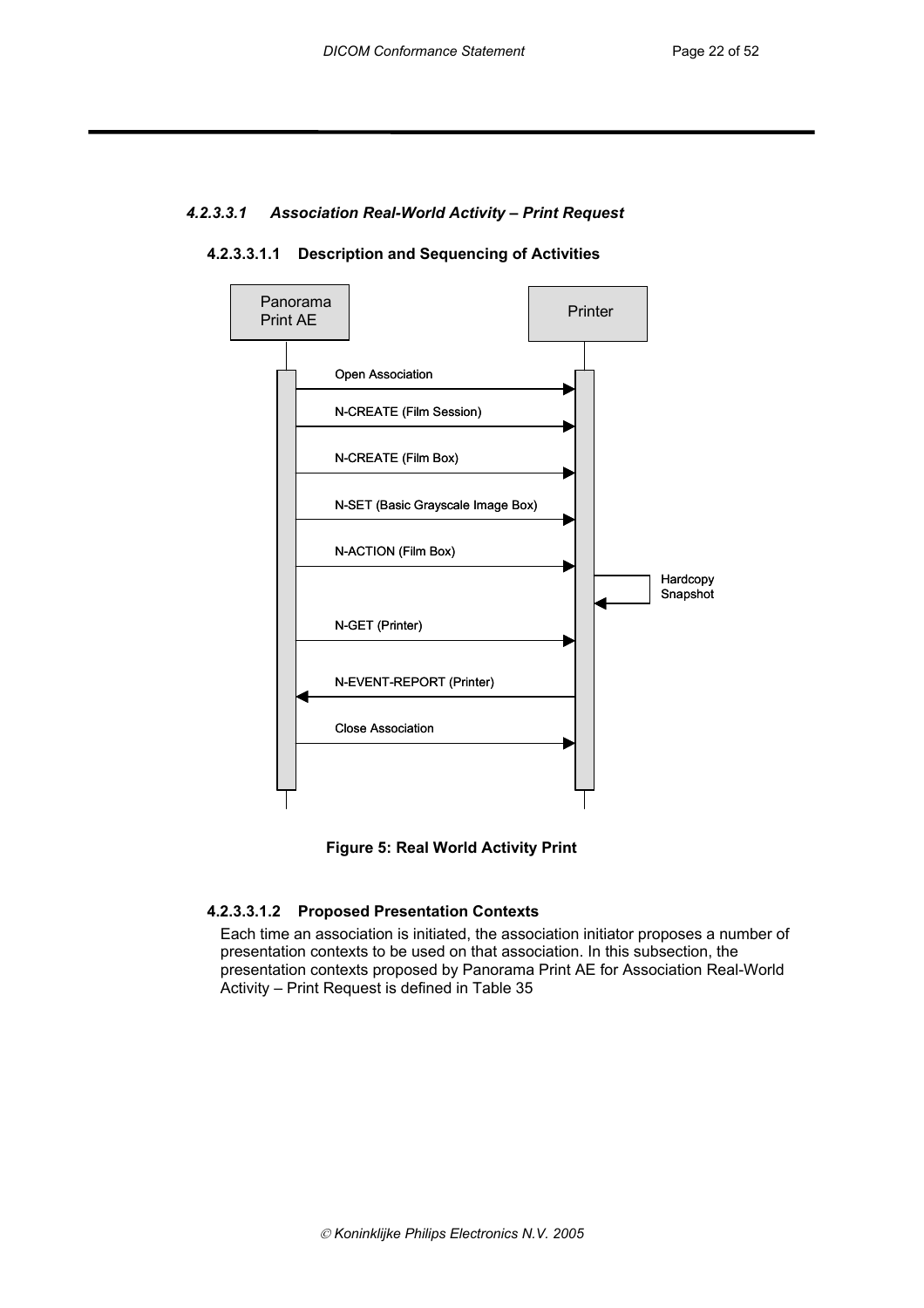#### *4.2.3.3.1 Association Real-World Activity – Print Request*

##### 4.2.3.3.1.1 Description and Sequencing of Activities

Panorama Print AE

Printer

Open Association

N-CREATE (Film Session)

N-CREATE (Film Box)

N-SET (Basic Grayscale Image Box)

N-ACTION (Film Box)

Hardcopy Snapshot

N-GET (Printer)

N-EVENT-REPORT (Printer)

Close Association

**Figure 5: Real World Activity Print**

##### 4.2.3.3.1.2 Proposed Presentation Contexts

Each time an association is initiated, the association initiator proposes a number of presentation contexts to be used on that association. In this subsection, the presentation contexts proposed by Panorama Print AE for Association Real-World Activity – Print Request is defined in Table 35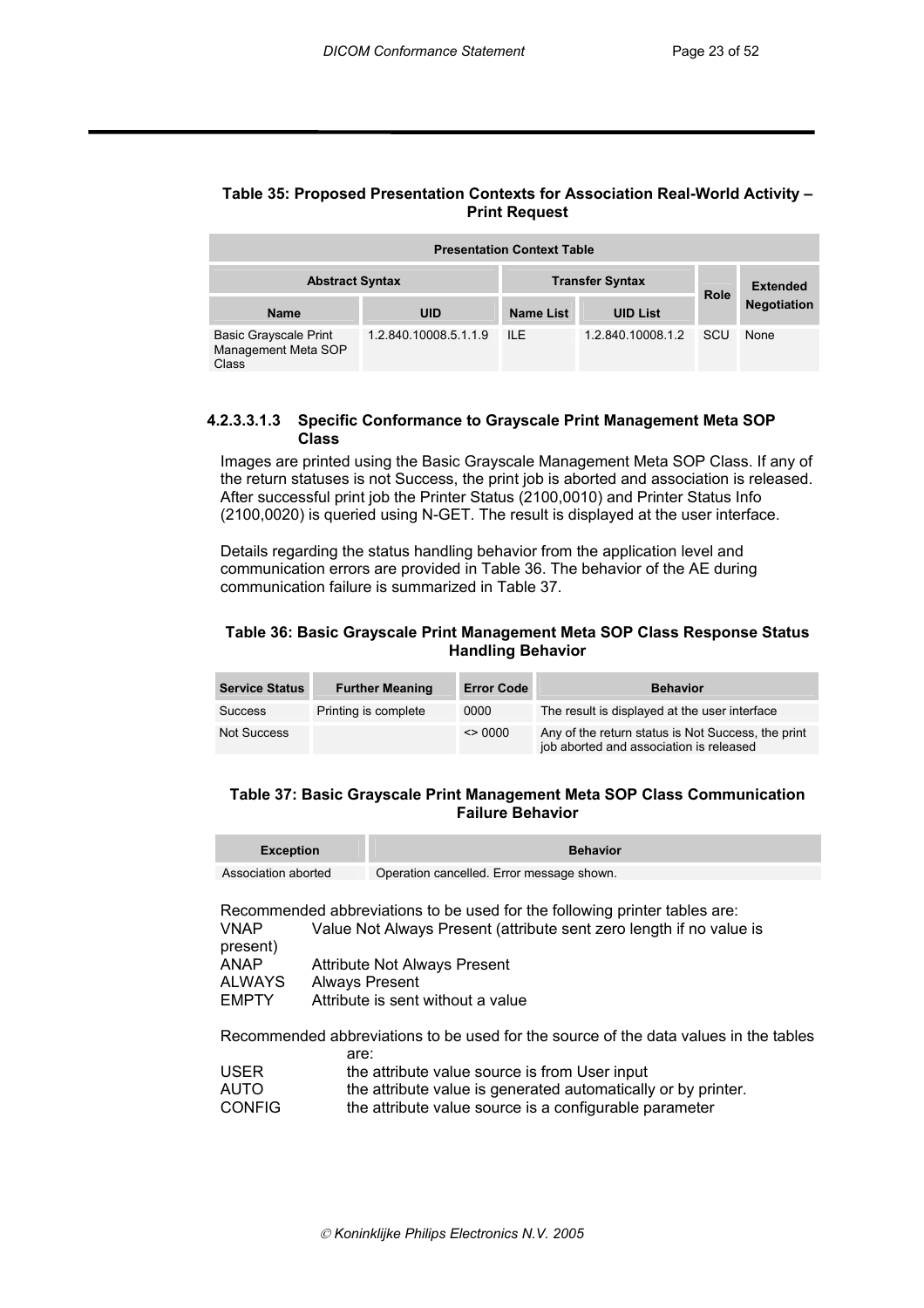**Table 35: Proposed Presentation Contexts for Association Real-World Activity – Print Request**

| Presentation Context Table | | | | | |
|---|---|---|---|---|---|
| Abstract Syntax | | Transfer Syntax | | Role | Extended Negotiation |
| Name | UID | Name List | UID List | | |
| Basic Grayscale Print Management Meta SOP Class | 1.2.840.10008.5.1.1.9 | ILE | 1.2.840.10008.1.2 | SCU | None |

#### 4.2.3.3.1.3 Specific Conformance to Grayscale Print Management Meta SOP Class

Images are printed using the Basic Grayscale Management Meta SOP Class. If any of the return statuses is not Success, the print job is aborted and association is released. After successful print job the Printer Status (2100,0010) and Printer Status Info (2100,0020) is queried using N-GET. The result is displayed at the user interface.

Details regarding the status handling behavior from the application level and communication errors are provided in Table 36. The behavior of the AE during communication failure is summarized in Table 37.

**Table 36: Basic Grayscale Print Management Meta SOP Class Response Status Handling Behavior**

| Service Status | Further Meaning | Error Code | Behavior |
|---|---|---|---|
| Success | Printing is complete | 0000 | The result is displayed at the user interface |
| Not Success | | <> 0000 | Any of the return status is Not Success, the print job aborted and association is released |

**Table 37: Basic Grayscale Print Management Meta SOP Class Communication Failure Behavior**

| Exception | Behavior |
|---|---|
| Association aborted | Operation cancelled. Error message shown. |

Recommended abbreviations to be used for the following printer tables are:

VNAP Value Not Always Present (attribute sent zero length if no value is present)
ANAP Attribute Not Always Present
ALWAYS Always Present
EMPTY Attribute is sent without a value

Recommended abbreviations to be used for the source of the data values in the tables are:

USER the attribute value source is from User input
AUTO the attribute value is generated automatically or by printer.
CONFIG the attribute value source is a configurable parameter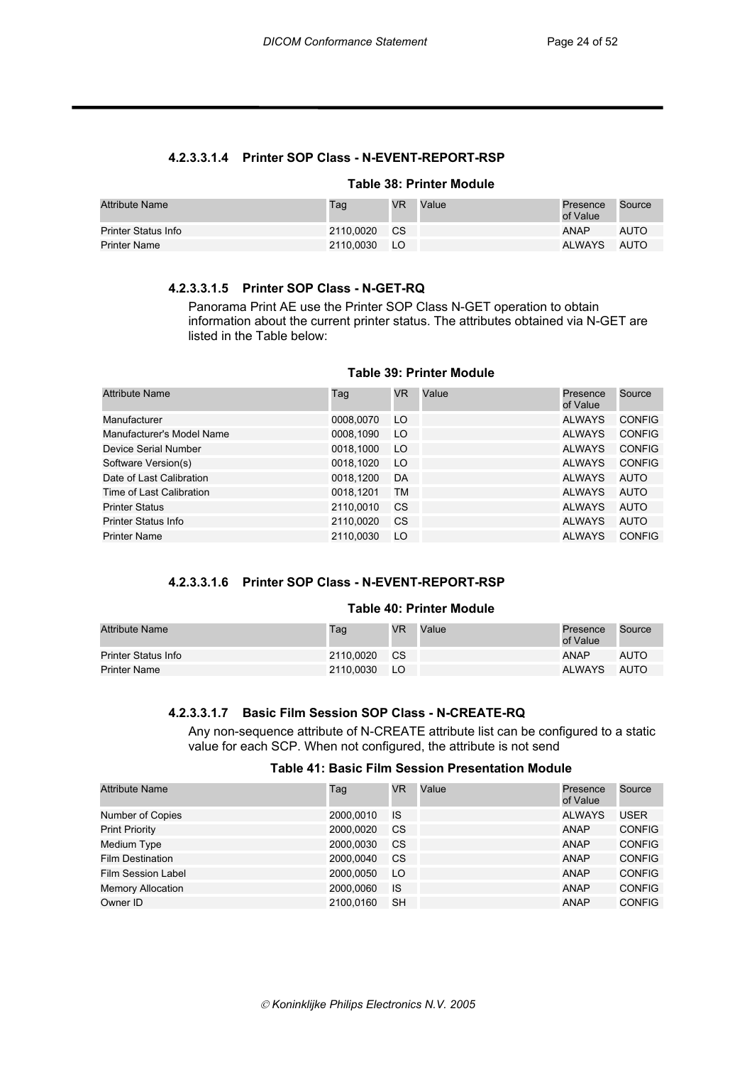#### 4.2.3.3.1.4 Printer SOP Class - N-EVENT-REPORT-RSP

**Table 38: Printer Module**

| Attribute Name | Tag | VR | Value | Presence of Value | Source |
|---|---|---|---|---|---|
| Printer Status Info | 2110,0020 | CS | | ANAP | AUTO |
| Printer Name | 2110,0030 | LO | | ALWAYS | AUTO |

#### 4.2.3.3.1.5 Printer SOP Class - N-GET-RQ

Panorama Print AE use the Printer SOP Class N-GET operation to obtain information about the current printer status. The attributes obtained via N-GET are listed in the Table below:

**Table 39: Printer Module**

| Attribute Name | Tag | VR | Value | Presence of Value | Source |
|---|---|---|---|---|---|
| Manufacturer | 0008,0070 | LO | | ALWAYS | CONFIG |
| Manufacturer's Model Name | 0008,1090 | LO | | ALWAYS | CONFIG |
| Device Serial Number | 0018,1000 | LO | | ALWAYS | CONFIG |
| Software Version(s) | 0018,1020 | LO | | ALWAYS | CONFIG |
| Date of Last Calibration | 0018,1200 | DA | | ALWAYS | AUTO |
| Time of Last Calibration | 0018,1201 | TM | | ALWAYS | AUTO |
| Printer Status | 2110,0010 | CS | | ALWAYS | AUTO |
| Printer Status Info | 2110,0020 | CS | | ALWAYS | AUTO |
| Printer Name | 2110,0030 | LO | | ALWAYS | CONFIG |

#### 4.2.3.3.1.6 Printer SOP Class - N-EVENT-REPORT-RSP

**Table 40: Printer Module**

| Attribute Name | Tag | VR | Value | Presence of Value | Source |
|---|---|---|---|---|---|
| Printer Status Info | 2110,0020 | CS | | ANAP | AUTO |
| Printer Name | 2110,0030 | LO | | ALWAYS | AUTO |

#### 4.2.3.3.1.7 Basic Film Session SOP Class - N-CREATE-RQ

Any non-sequence attribute of N-CREATE attribute list can be configured to a static value for each SCP. When not configured, the attribute is not send

**Table 41: Basic Film Session Presentation Module**

| Attribute Name | Tag | VR | Value | Presence of Value | Source |
|---|---|---|---|---|---|
| Number of Copies | 2000,0010 | IS | | ALWAYS | USER |
| Print Priority | 2000,0020 | CS | | ANAP | CONFIG |
| Medium Type | 2000,0030 | CS | | ANAP | CONFIG |
| Film Destination | 2000,0040 | CS | | ANAP | CONFIG |
| Film Session Label | 2000,0050 | LO | | ANAP | CONFIG |
| Memory Allocation | 2000,0060 | IS | | ANAP | CONFIG |
| Owner ID | 2100,0160 | SH | | ANAP | CONFIG |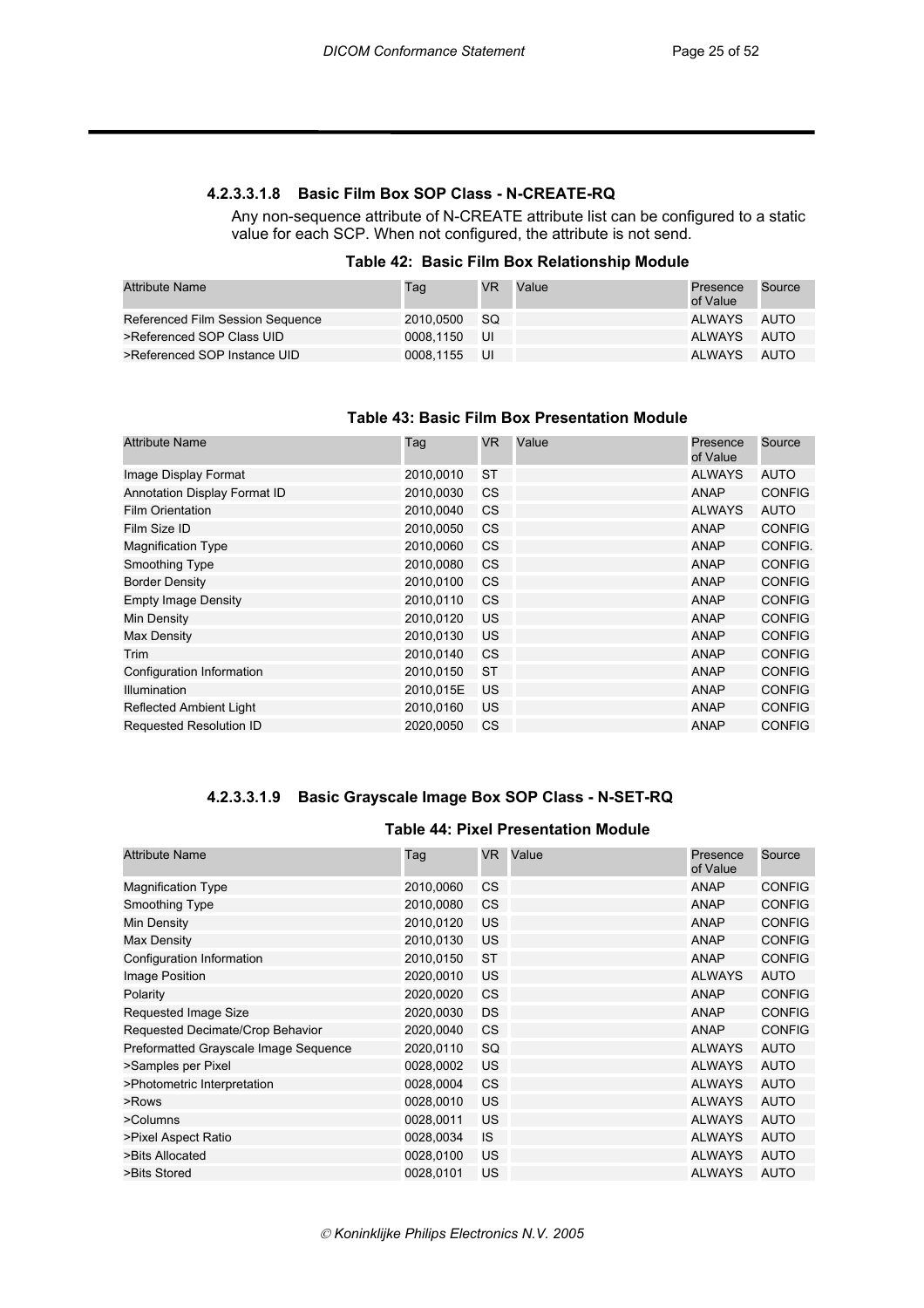#### 4.2.3.3.1.8 Basic Film Box SOP Class - N-CREATE-RQ

Any non-sequence attribute of N-CREATE attribute list can be configured to a static value for each SCP. When not configured, the attribute is not send.

**Table 42: Basic Film Box Relationship Module**

| Attribute Name | Tag | VR | Value | Presence of Value | Source |
|---|---|---|---|---|---|
| Referenced Film Session Sequence | 2010,0500 | SQ | | ALWAYS | AUTO |
| >Referenced SOP Class UID | 0008,1150 | UI | | ALWAYS | AUTO |
| >Referenced SOP Instance UID | 0008,1155 | UI | | ALWAYS | AUTO |

**Table 43: Basic Film Box Presentation Module**

| Attribute Name | Tag | VR | Value | Presence of Value | Source |
|---|---|---|---|---|---|
| Image Display Format | 2010,0010 | ST | | ALWAYS | AUTO |
| Annotation Display Format ID | 2010,0030 | CS | | ANAP | CONFIG |
| Film Orientation | 2010,0040 | CS | | ALWAYS | AUTO |
| Film Size ID | 2010,0050 | CS | | ANAP | CONFIG |
| Magnification Type | 2010,0060 | CS | | ANAP | CONFIG. |
| Smoothing Type | 2010,0080 | CS | | ANAP | CONFIG |
| Border Density | 2010,0100 | CS | | ANAP | CONFIG |
| Empty Image Density | 2010,0110 | CS | | ANAP | CONFIG |
| Min Density | 2010,0120 | US | | ANAP | CONFIG |
| Max Density | 2010,0130 | US | | ANAP | CONFIG |
| Trim | 2010,0140 | CS | | ANAP | CONFIG |
| Configuration Information | 2010,0150 | ST | | ANAP | CONFIG |
| Illumination | 2010,015E | US | | ANAP | CONFIG |
| Reflected Ambient Light | 2010,0160 | US | | ANAP | CONFIG |
| Requested Resolution ID | 2020,0050 | CS | | ANAP | CONFIG |

#### 4.2.3.3.1.9 Basic Grayscale Image Box SOP Class - N-SET-RQ

**Table 44: Pixel Presentation Module**

| Attribute Name | Tag | VR | Value | Presence of Value | Source |
|---|---|---|---|---|---|
| Magnification Type | 2010,0060 | CS | | ANAP | CONFIG |
| Smoothing Type | 2010,0080 | CS | | ANAP | CONFIG |
| Min Density | 2010,0120 | US | | ANAP | CONFIG |
| Max Density | 2010,0130 | US | | ANAP | CONFIG |
| Configuration Information | 2010,0150 | ST | | ANAP | CONFIG |
| Image Position | 2020,0010 | US | | ALWAYS | AUTO |
| Polarity | 2020,0020 | CS | | ANAP | CONFIG |
| Requested Image Size | 2020,0030 | DS | | ANAP | CONFIG |
| Requested Decimate/Crop Behavior | 2020,0040 | CS | | ANAP | CONFIG |
| Preformatted Grayscale Image Sequence | 2020,0110 | SQ | | ALWAYS | AUTO |
| >Samples per Pixel | 0028,0002 | US | | ALWAYS | AUTO |
| >Photometric Interpretation | 0028,0004 | CS | | ALWAYS | AUTO |
| >Rows | 0028,0010 | US | | ALWAYS | AUTO |
| >Columns | 0028,0011 | US | | ALWAYS | AUTO |
| >Pixel Aspect Ratio | 0028,0034 | IS | | ALWAYS | AUTO |
| >Bits Allocated | 0028,0100 | US | | ALWAYS | AUTO |
| >Bits Stored | 0028,0101 | US | | ALWAYS | AUTO |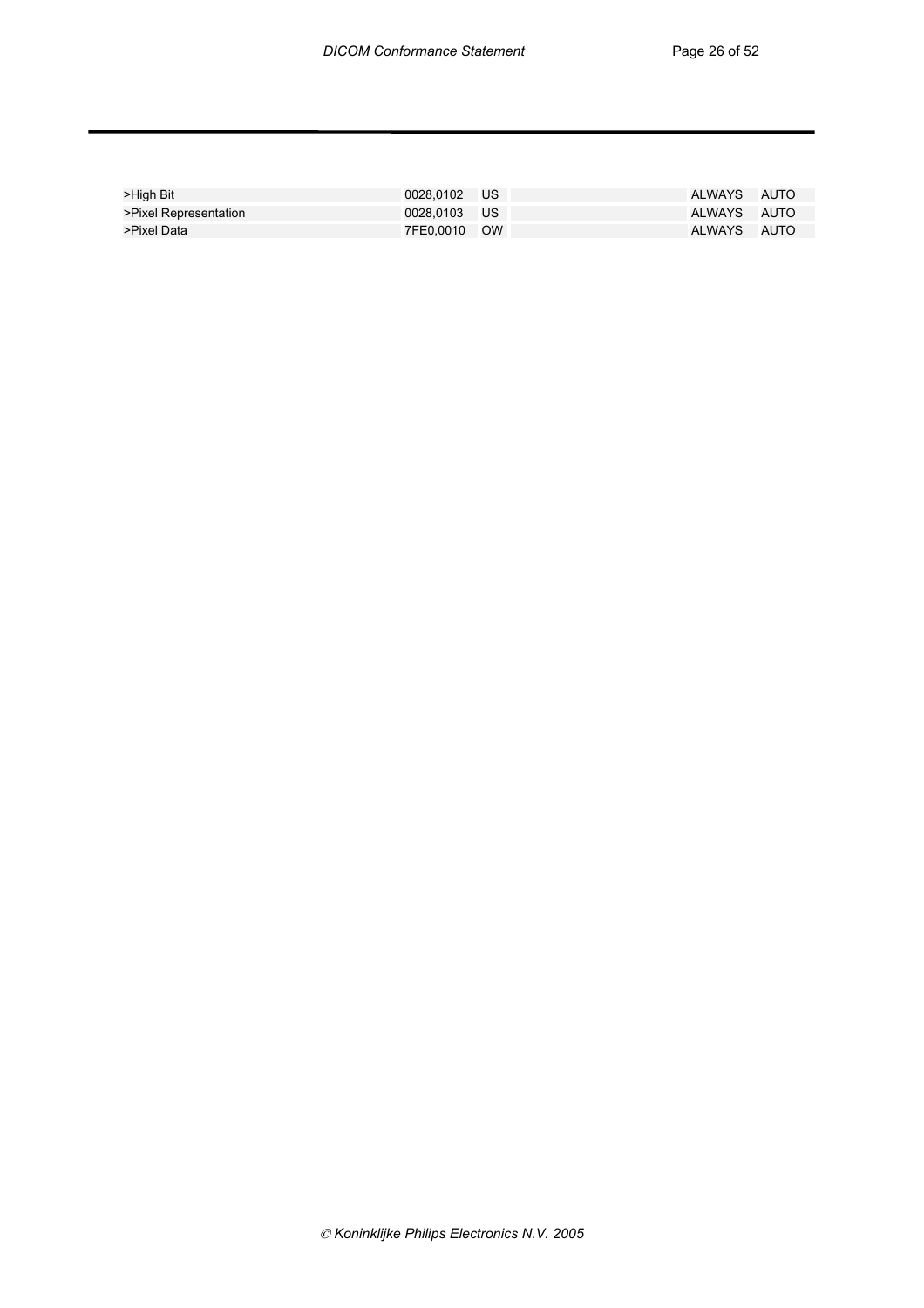| | | | | | |
|---|---|---|---|---|---|
| >High Bit | 0028,0102 | US | | ALWAYS | AUTO |
| >Pixel Representation | 0028,0103 | US | | ALWAYS | AUTO |
| >Pixel Data | 7FE0,0010 | OW | | ALWAYS | AUTO |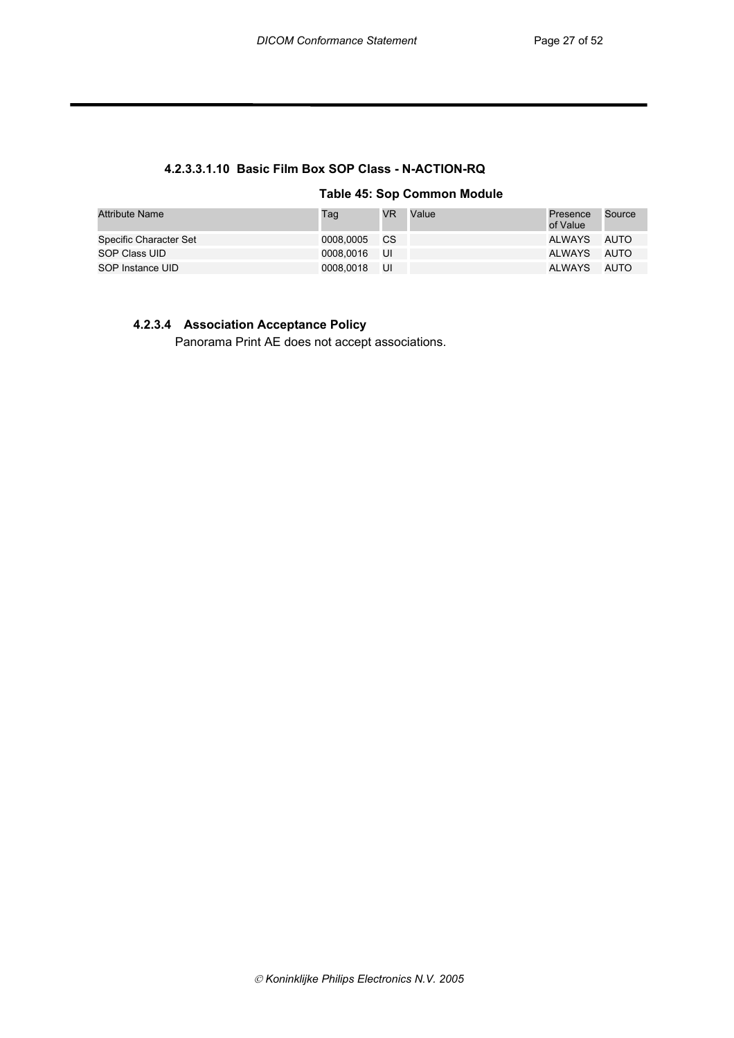#### 4.2.3.3.1.10 Basic Film Box SOP Class - N-ACTION-RQ

**Table 45: Sop Common Module**

| Attribute Name | Tag | VR | Value | Presence of Value | Source |
|---|---|---|---|---|---|
| Specific Character Set | 0008,0005 | CS | | ALWAYS | AUTO |
| SOP Class UID | 0008,0016 | UI | | ALWAYS | AUTO |
| SOP Instance UID | 0008,0018 | UI | | ALWAYS | AUTO |

### 4.2.3.4 Association Acceptance Policy

Panorama Print AE does not accept associations.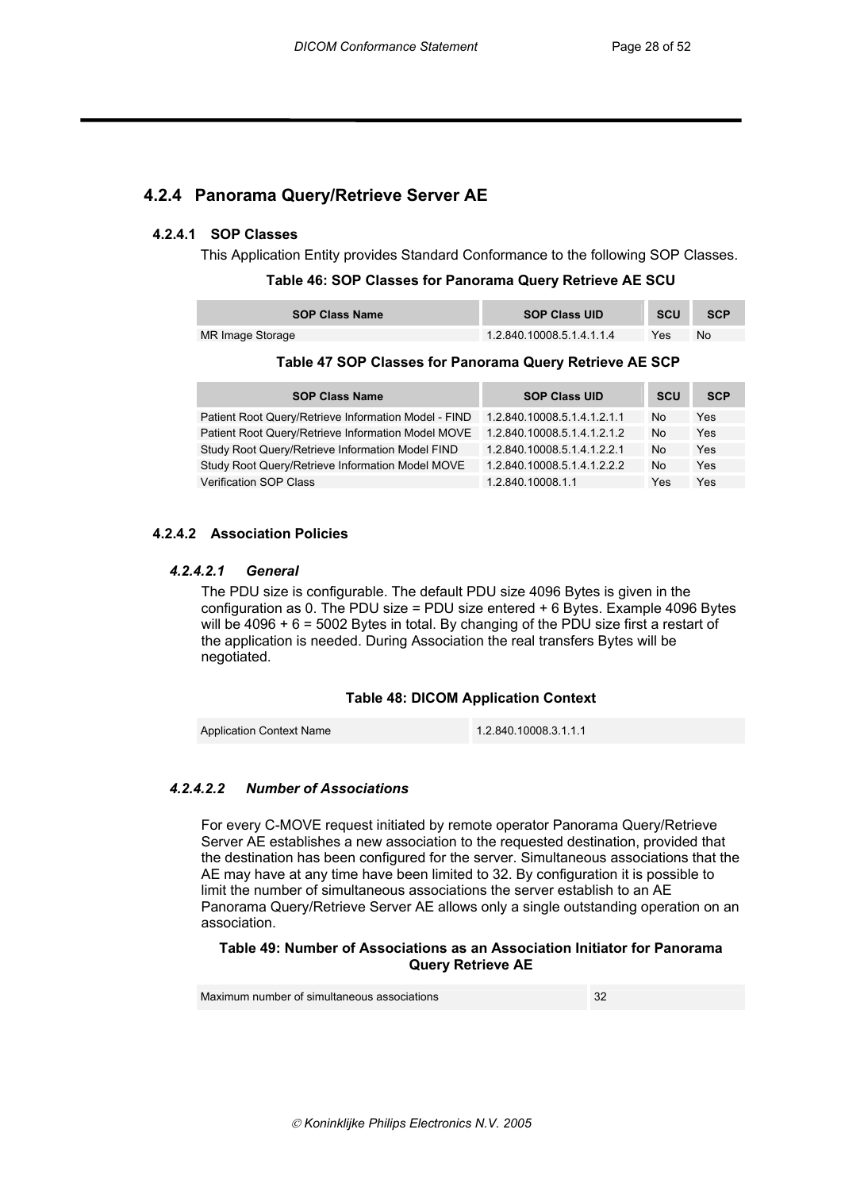### 4.2.4 Panorama Query/Retrieve Server AE

#### 4.2.4.1 SOP Classes

This Application Entity provides Standard Conformance to the following SOP Classes.

**Table 46: SOP Classes for Panorama Query Retrieve AE SCU**

| SOP Class Name | SOP Class UID | SCU | SCP |
|---|---|---|---|
| MR Image Storage | 1.2.840.10008.5.1.4.1.1.4 | Yes | No |

**Table 47 SOP Classes for Panorama Query Retrieve AE SCP**

| SOP Class Name | SOP Class UID | SCU | SCP |
|---|---|---|---|
| Patient Root Query/Retrieve Information Model - FIND | 1.2.840.10008.5.1.4.1.2.1.1 | No | Yes |
| Patient Root Query/Retrieve Information Model MOVE | 1.2.840.10008.5.1.4.1.2.1.2 | No | Yes |
| Study Root Query/Retrieve Information Model FIND | 1.2.840.10008.5.1.4.1.2.2.1 | No | Yes |
| Study Root Query/Retrieve Information Model MOVE | 1.2.840.10008.5.1.4.1.2.2.2 | No | Yes |
| Verification SOP Class | 1.2.840.10008.1.1 | Yes | Yes |

#### 4.2.4.2 Association Policies

##### *4.2.4.2.1 General*

The PDU size is configurable. The default PDU size 4096 Bytes is given in the configuration as 0. The PDU size = PDU size entered + 6 Bytes. Example 4096 Bytes will be 4096 + 6 = 5002 Bytes in total. By changing of the PDU size first a restart of the application is needed. During Association the real transfers Bytes will be negotiated.

**Table 48: DICOM Application Context**

| | |
|---|---|
| Application Context Name | 1.2.840.10008.3.1.1.1 |

##### *4.2.4.2.2 Number of Associations*

For every C-MOVE request initiated by remote operator Panorama Query/Retrieve Server AE establishes a new association to the requested destination, provided that the destination has been configured for the server. Simultaneous associations that the AE may have at any time have been limited to 32. By configuration it is possible to limit the number of simultaneous associations the server establish to an AE Panorama Query/Retrieve Server AE allows only a single outstanding operation on an association.

**Table 49: Number of Associations as an Association Initiator for Panorama Query Retrieve AE**

| | |
|---|---|
| Maximum number of simultaneous associations | 32 |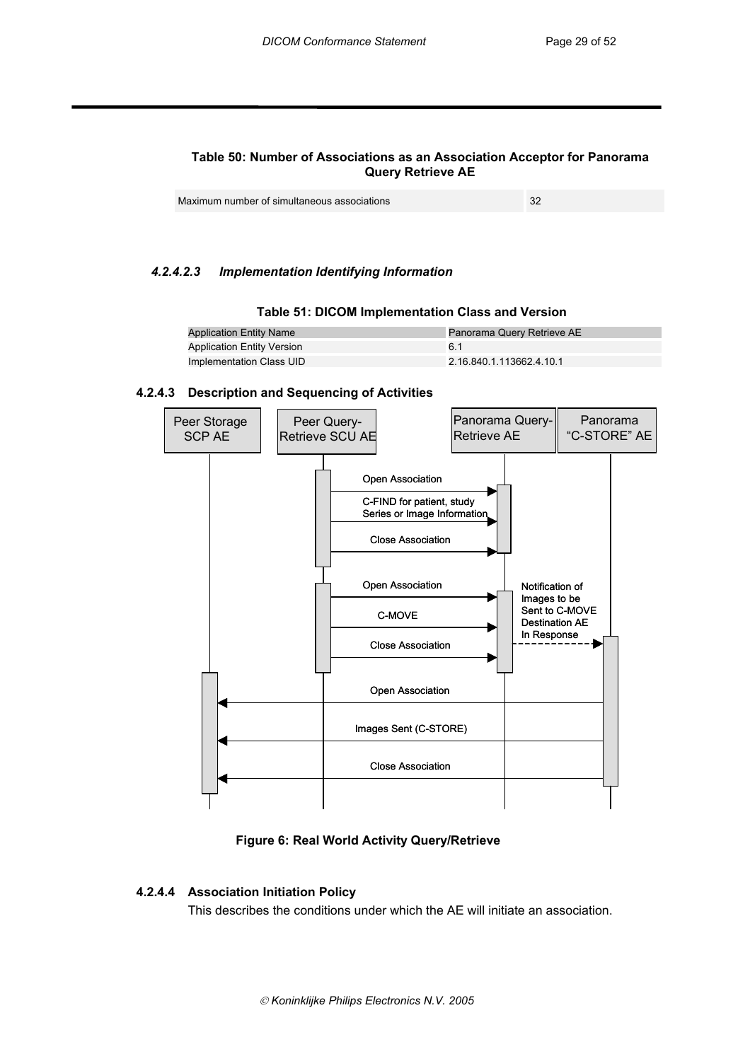**Table 50: Number of Associations as an Association Acceptor for Panorama Query Retrieve AE**

| | |
|---|---|
| Maximum number of simultaneous associations | 32 |

#### *4.2.4.2.3 Implementation Identifying Information*

**Table 51: DICOM Implementation Class and Version**

| Application Entity Name | Panorama Query Retrieve AE |
|---|---|
| Application Entity Version | 6.1 |
| Implementation Class UID | 2.16.840.1.113662.4.10.1 |

### 4.2.4.3 Description and Sequencing of Activities

Peer Storage SCP AE | Peer Query-Retrieve SCU AE | Panorama Query-Retrieve AE | Panorama "C-STORE" AE

Open Association

C-FIND for patient, study Series or Image Information

Close Association

Open Association

C-MOVE

Close Association

Notification of Images to be Sent to C-MOVE Destination AE In Response

Open Association

Images Sent (C-STORE)

Close Association

**Figure 6: Real World Activity Query/Retrieve**

### 4.2.4.4 Association Initiation Policy

This describes the conditions under which the AE will initiate an association.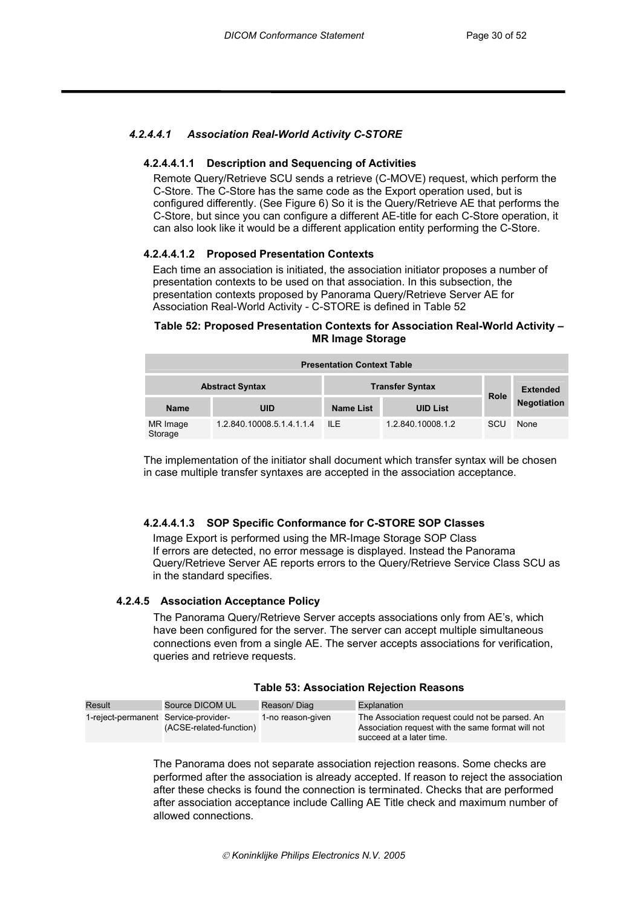#### 4.2.4.4.1 Association Real-World Activity C-STORE

##### 4.2.4.4.1.1 Description and Sequencing of Activities

Remote Query/Retrieve SCU sends a retrieve (C-MOVE) request, which perform the C-Store. The C-Store has the same code as the Export operation used, but is configured differently. (See Figure 6) So it is the Query/Retrieve AE that performs the C-Store, but since you can configure a different AE-title for each C-Store operation, it can also look like it would be a different application entity performing the C-Store.

##### 4.2.4.4.1.2 Proposed Presentation Contexts

Each time an association is initiated, the association initiator proposes a number of presentation contexts to be used on that association. In this subsection, the presentation contexts proposed by Panorama Query/Retrieve Server AE for Association Real-World Activity - C-STORE is defined in Table 52

**Table 52: Proposed Presentation Contexts for Association Real-World Activity – MR Image Storage**

| Presentation Context Table | | | | | |
|---|---|---|---|---|---|
| Abstract Syntax | | Transfer Syntax | | Role | Extended Negotiation |
| Name | UID | Name List | UID List | | |
| MR Image Storage | 1.2.840.10008.5.1.4.1.1.4 | ILE | 1.2.840.10008.1.2 | SCU | None |

The implementation of the initiator shall document which transfer syntax will be chosen in case multiple transfer syntaxes are accepted in the association acceptance.

##### 4.2.4.4.1.3 SOP Specific Conformance for C-STORE SOP Classes

Image Export is performed using the MR-Image Storage SOP Class
If errors are detected, no error message is displayed. Instead the Panorama Query/Retrieve Server AE reports errors to the Query/Retrieve Service Class SCU as in the standard specifies.

### 4.2.4.5 Association Acceptance Policy

The Panorama Query/Retrieve Server accepts associations only from AE's, which have been configured for the server. The server can accept multiple simultaneous connections even from a single AE. The server accepts associations for verification, queries and retrieve requests.

**Table 53: Association Rejection Reasons**

| Result | Source DICOM UL | Reason/ Diag | Explanation |
|---|---|---|---|
| 1-reject-permanent | Service-provider-(ACSE-related-function) | 1-no reason-given | The Association request could not be parsed. An Association request with the same format will not succeed at a later time. |

The Panorama does not separate association rejection reasons. Some checks are performed after the association is already accepted. If reason to reject the association after these checks is found the connection is terminated. Checks that are performed after association acceptance include Calling AE Title check and maximum number of allowed connections.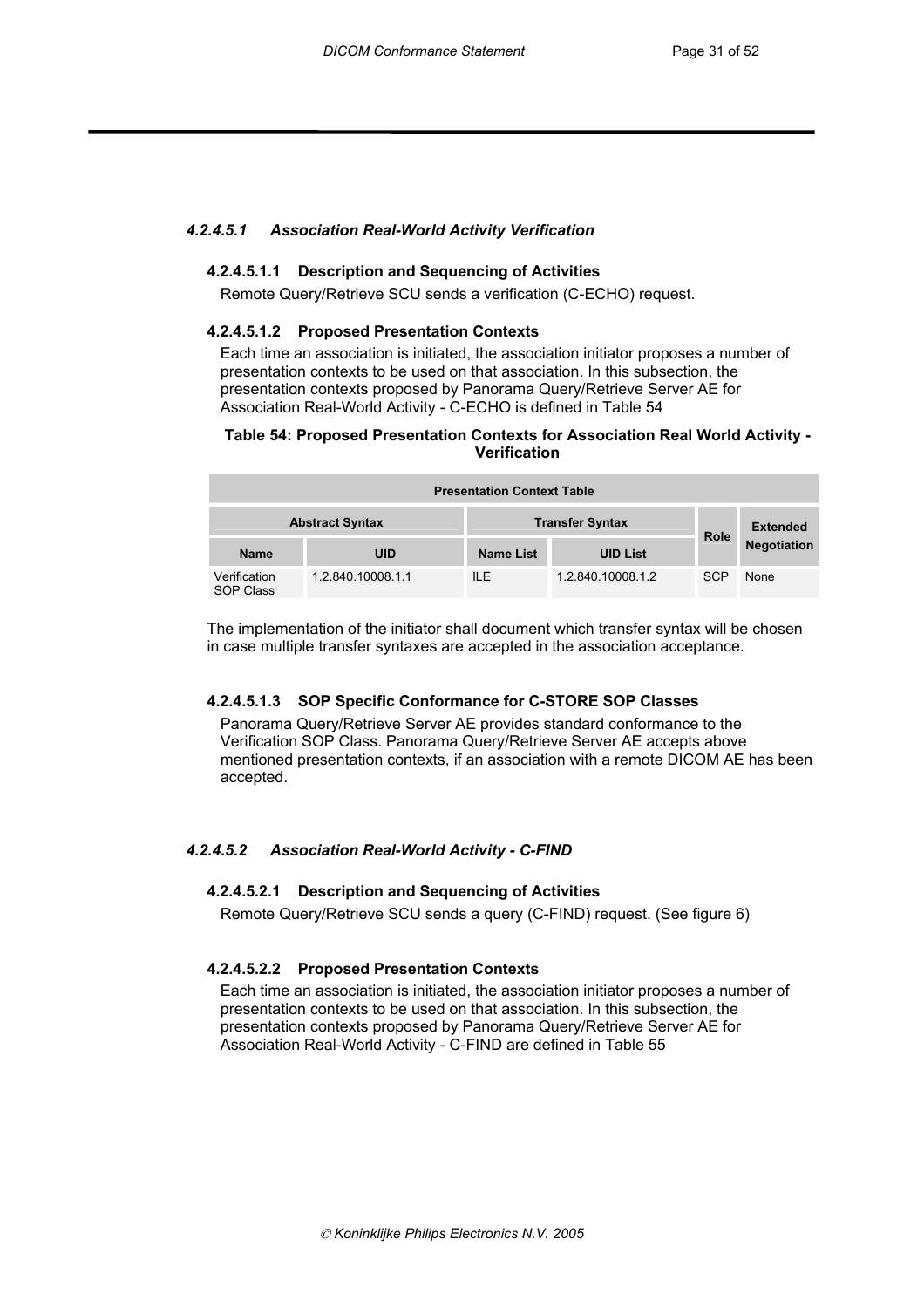#### *4.2.4.5.1 Association Real-World Activity Verification*

##### 4.2.4.5.1.1 Description and Sequencing of Activities

Remote Query/Retrieve SCU sends a verification (C-ECHO) request.

##### 4.2.4.5.1.2 Proposed Presentation Contexts

Each time an association is initiated, the association initiator proposes a number of presentation contexts to be used on that association. In this subsection, the presentation contexts proposed by Panorama Query/Retrieve Server AE for Association Real-World Activity - C-ECHO is defined in Table 54

**Table 54: Proposed Presentation Contexts for Association Real World Activity - Verification**

| Presentation Context Table | | | | | |
|---|---|---|---|---|---|
| Abstract Syntax | | Transfer Syntax | | Role | Extended Negotiation |
| Name | UID | Name List | UID List | | |
| Verification SOP Class | 1.2.840.10008.1.1 | ILE | 1.2.840.10008.1.2 | SCP | None |

The implementation of the initiator shall document which transfer syntax will be chosen in case multiple transfer syntaxes are accepted in the association acceptance.

##### 4.2.4.5.1.3 SOP Specific Conformance for C-STORE SOP Classes

Panorama Query/Retrieve Server AE provides standard conformance to the Verification SOP Class. Panorama Query/Retrieve Server AE accepts above mentioned presentation contexts, if an association with a remote DICOM AE has been accepted.

#### *4.2.4.5.2 Association Real-World Activity - C-FIND*

##### 4.2.4.5.2.1 Description and Sequencing of Activities

Remote Query/Retrieve SCU sends a query (C-FIND) request. (See figure 6)

##### 4.2.4.5.2.2 Proposed Presentation Contexts

Each time an association is initiated, the association initiator proposes a number of presentation contexts to be used on that association. In this subsection, the presentation contexts proposed by Panorama Query/Retrieve Server AE for Association Real-World Activity - C-FIND are defined in Table 55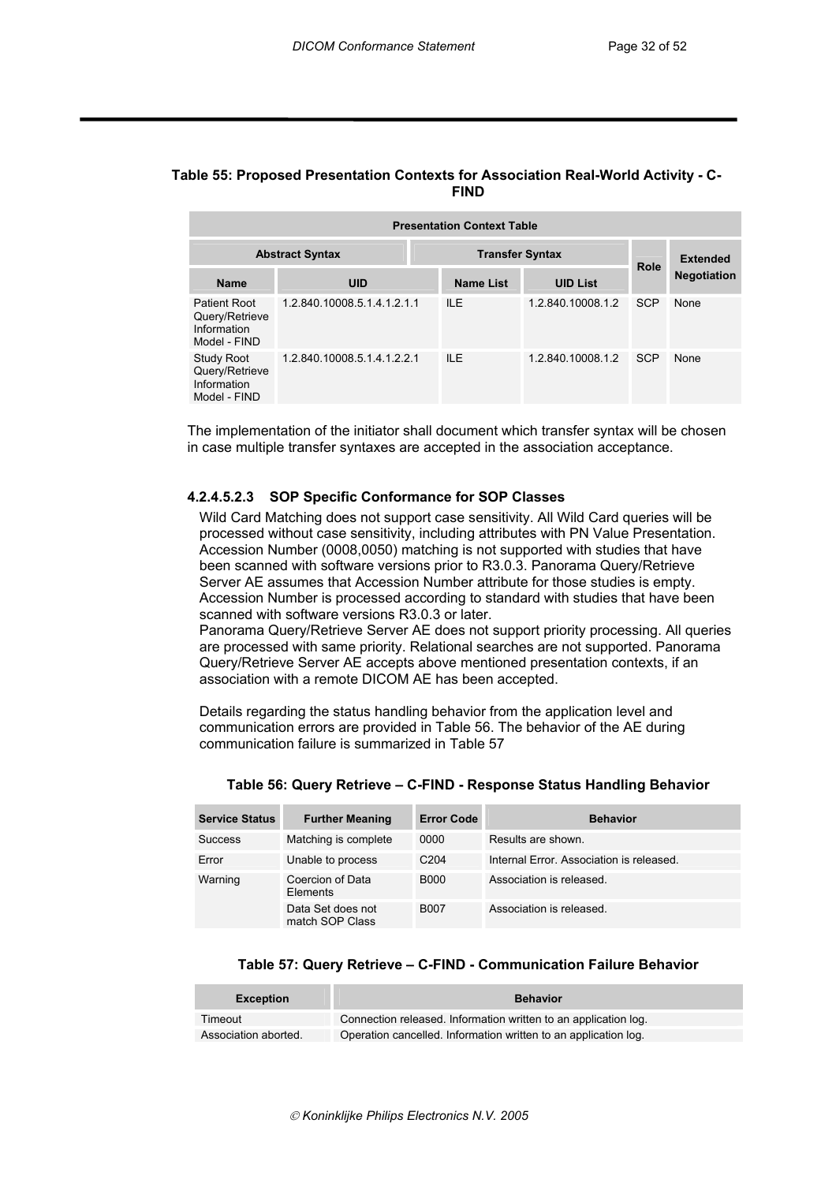**Table 55: Proposed Presentation Contexts for Association Real-World Activity - C-FIND**

| Presentation Context Table | | | | | |
|---|---|---|---|---|---|
| Abstract Syntax | | Transfer Syntax | | Role | Extended Negotiation |
| Name | UID | Name List | UID List | | |
| Patient Root Query/Retrieve Information Model - FIND | 1.2.840.10008.5.1.4.1.2.1.1 | ILE | 1.2.840.10008.1.2 | SCP | None |
| Study Root Query/Retrieve Information Model - FIND | 1.2.840.10008.5.1.4.1.2.2.1 | ILE | 1.2.840.10008.1.2 | SCP | None |

The implementation of the initiator shall document which transfer syntax will be chosen in case multiple transfer syntaxes are accepted in the association acceptance.

#### 4.2.4.5.2.3 SOP Specific Conformance for SOP Classes

Wild Card Matching does not support case sensitivity. All Wild Card queries will be processed without case sensitivity, including attributes with PN Value Presentation. Accession Number (0008,0050) matching is not supported with studies that have been scanned with software versions prior to R3.0.3. Panorama Query/Retrieve Server AE assumes that Accession Number attribute for those studies is empty. Accession Number is processed according to standard with studies that have been scanned with software versions R3.0.3 or later.
Panorama Query/Retrieve Server AE does not support priority processing. All queries are processed with same priority. Relational searches are not supported. Panorama Query/Retrieve Server AE accepts above mentioned presentation contexts, if an association with a remote DICOM AE has been accepted.

Details regarding the status handling behavior from the application level and communication errors are provided in Table 56. The behavior of the AE during communication failure is summarized in Table 57

**Table 56: Query Retrieve – C-FIND - Response Status Handling Behavior**

| Service Status | Further Meaning | Error Code | Behavior |
|---|---|---|---|
| Success | Matching is complete | 0000 | Results are shown. |
| Error | Unable to process | C204 | Internal Error. Association is released. |
| Warning | Coercion of Data Elements | B000 | Association is released. |
| | Data Set does not match SOP Class | B007 | Association is released. |

**Table 57: Query Retrieve – C-FIND - Communication Failure Behavior**

| Exception | Behavior |
|---|---|
| Timeout | Connection released. Information written to an application log. |
| Association aborted. | Operation cancelled. Information written to an application log. |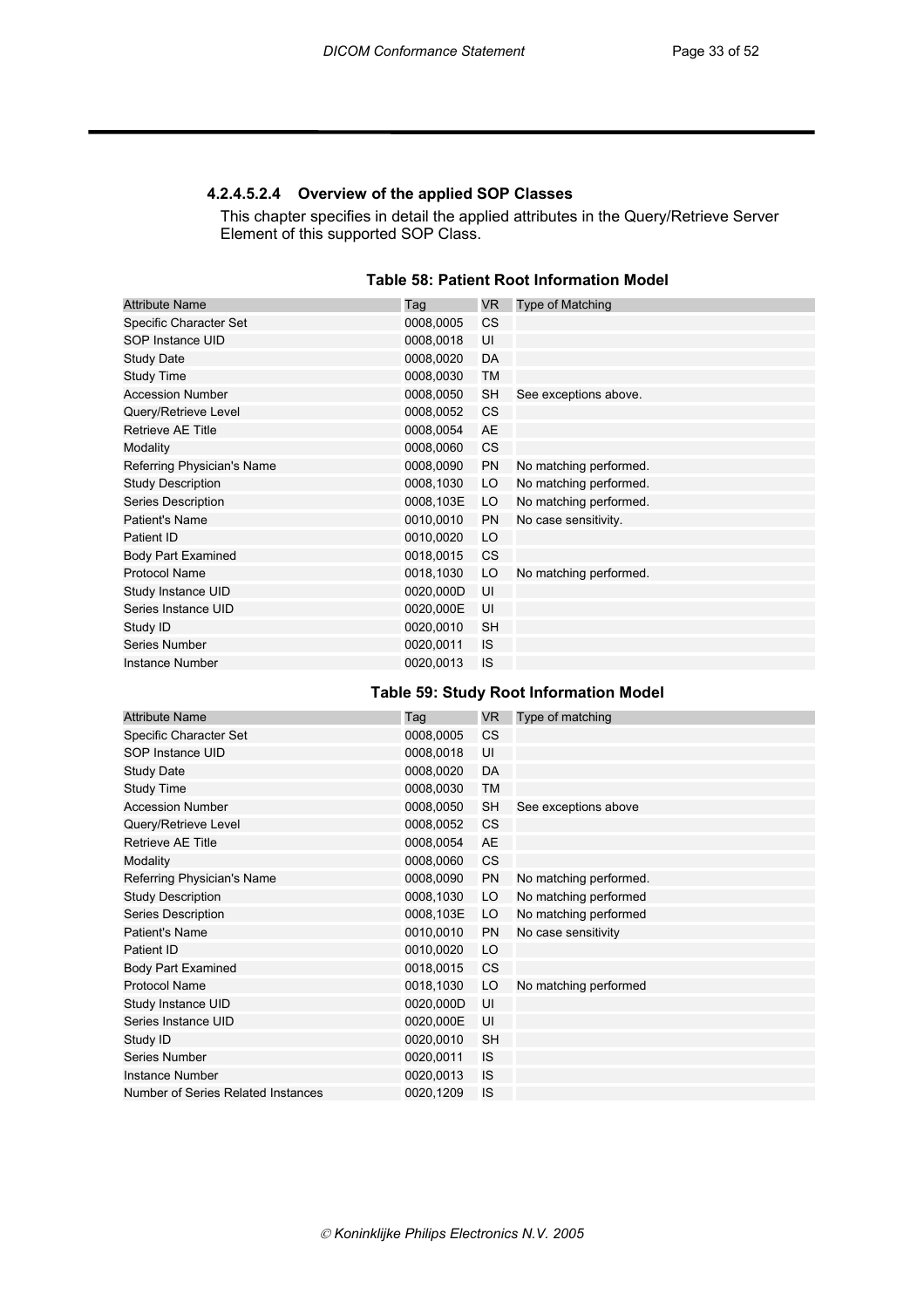#### 4.2.4.5.2.4 Overview of the applied SOP Classes

This chapter specifies in detail the applied attributes in the Query/Retrieve Server Element of this supported SOP Class.

**Table 58: Patient Root Information Model**

| Attribute Name | Tag | VR | Type of Matching |
|---|---|---|---|
| Specific Character Set | 0008,0005 | CS | |
| SOP Instance UID | 0008,0018 | UI | |
| Study Date | 0008,0020 | DA | |
| Study Time | 0008,0030 | TM | |
| Accession Number | 0008,0050 | SH | See exceptions above. |
| Query/Retrieve Level | 0008,0052 | CS | |
| Retrieve AE Title | 0008,0054 | AE | |
| Modality | 0008,0060 | CS | |
| Referring Physician's Name | 0008,0090 | PN | No matching performed. |
| Study Description | 0008,1030 | LO | No matching performed. |
| Series Description | 0008,103E | LO | No matching performed. |
| Patient's Name | 0010,0010 | PN | No case sensitivity. |
| Patient ID | 0010,0020 | LO | |
| Body Part Examined | 0018,0015 | CS | |
| Protocol Name | 0018,1030 | LO | No matching performed. |
| Study Instance UID | 0020,000D | UI | |
| Series Instance UID | 0020,000E | UI | |
| Study ID | 0020,0010 | SH | |
| Series Number | 0020,0011 | IS | |
| Instance Number | 0020,0013 | IS | |

**Table 59: Study Root Information Model**

| Attribute Name | Tag | VR | Type of matching |
|---|---|---|---|
| Specific Character Set | 0008,0005 | CS | |
| SOP Instance UID | 0008,0018 | UI | |
| Study Date | 0008,0020 | DA | |
| Study Time | 0008,0030 | TM | |
| Accession Number | 0008,0050 | SH | See exceptions above |
| Query/Retrieve Level | 0008,0052 | CS | |
| Retrieve AE Title | 0008,0054 | AE | |
| Modality | 0008,0060 | CS | |
| Referring Physician's Name | 0008,0090 | PN | No matching performed. |
| Study Description | 0008,1030 | LO | No matching performed |
| Series Description | 0008,103E | LO | No matching performed |
| Patient's Name | 0010,0010 | PN | No case sensitivity |
| Patient ID | 0010,0020 | LO | |
| Body Part Examined | 0018,0015 | CS | |
| Protocol Name | 0018,1030 | LO | No matching performed |
| Study Instance UID | 0020,000D | UI | |
| Series Instance UID | 0020,000E | UI | |
| Study ID | 0020,0010 | SH | |
| Series Number | 0020,0011 | IS | |
| Instance Number | 0020,0013 | IS | |
| Number of Series Related Instances | 0020,1209 | IS | |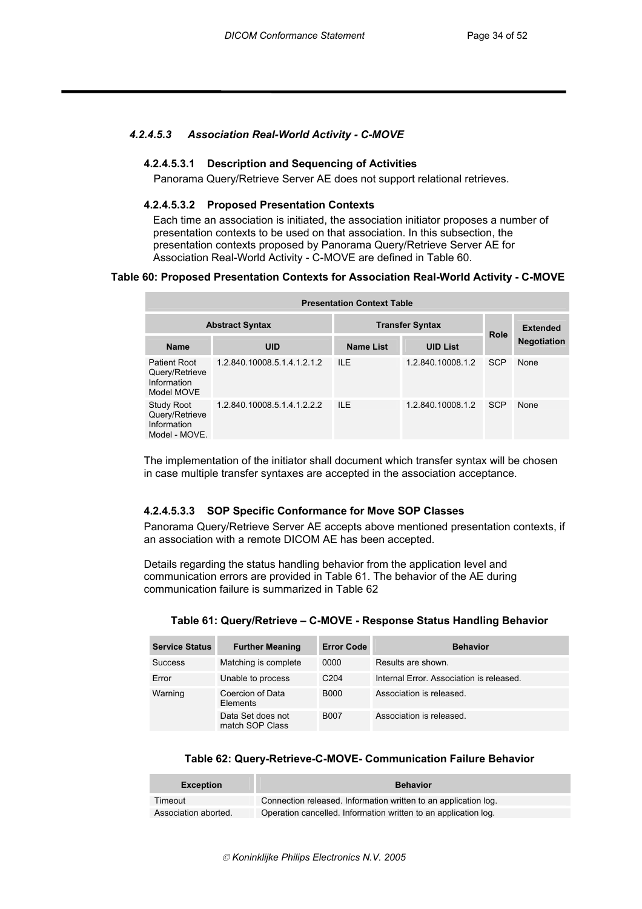#### *4.2.4.5.3 Association Real-World Activity - C-MOVE*

##### 4.2.4.5.3.1 Description and Sequencing of Activities

Panorama Query/Retrieve Server AE does not support relational retrieves.

##### 4.2.4.5.3.2 Proposed Presentation Contexts

Each time an association is initiated, the association initiator proposes a number of presentation contexts to be used on that association. In this subsection, the presentation contexts proposed by Panorama Query/Retrieve Server AE for Association Real-World Activity - C-MOVE are defined in Table 60.

**Table 60: Proposed Presentation Contexts for Association Real-World Activity - C-MOVE**

| Presentation Context Table | | | | | |
|---|---|---|---|---|---|
| Abstract Syntax | | Transfer Syntax | | Role | Extended Negotiation |
| Name | UID | Name List | UID List | | |
| Patient Root Query/Retrieve Information Model MOVE | 1.2.840.10008.5.1.4.1.2.1.2 | ILE | 1.2.840.10008.1.2 | SCP | None |
| Study Root Query/Retrieve Information Model - MOVE. | 1.2.840.10008.5.1.4.1.2.2.2 | ILE | 1.2.840.10008.1.2 | SCP | None |

The implementation of the initiator shall document which transfer syntax will be chosen in case multiple transfer syntaxes are accepted in the association acceptance.

##### 4.2.4.5.3.3 SOP Specific Conformance for Move SOP Classes

Panorama Query/Retrieve Server AE accepts above mentioned presentation contexts, if an association with a remote DICOM AE has been accepted.

Details regarding the status handling behavior from the application level and communication errors are provided in Table 61. The behavior of the AE during communication failure is summarized in Table 62

**Table 61: Query/Retrieve – C-MOVE - Response Status Handling Behavior**

| Service Status | Further Meaning | Error Code | Behavior |
|---|---|---|---|
| Success | Matching is complete | 0000 | Results are shown. |
| Error | Unable to process | C204 | Internal Error. Association is released. |
| Warning | Coercion of Data Elements | B000 | Association is released. |
| | Data Set does not match SOP Class | B007 | Association is released. |

**Table 62: Query-Retrieve-C-MOVE- Communication Failure Behavior**

| Exception | Behavior |
|---|---|
| Timeout | Connection released. Information written to an application log. |
| Association aborted. | Operation cancelled. Information written to an application log. |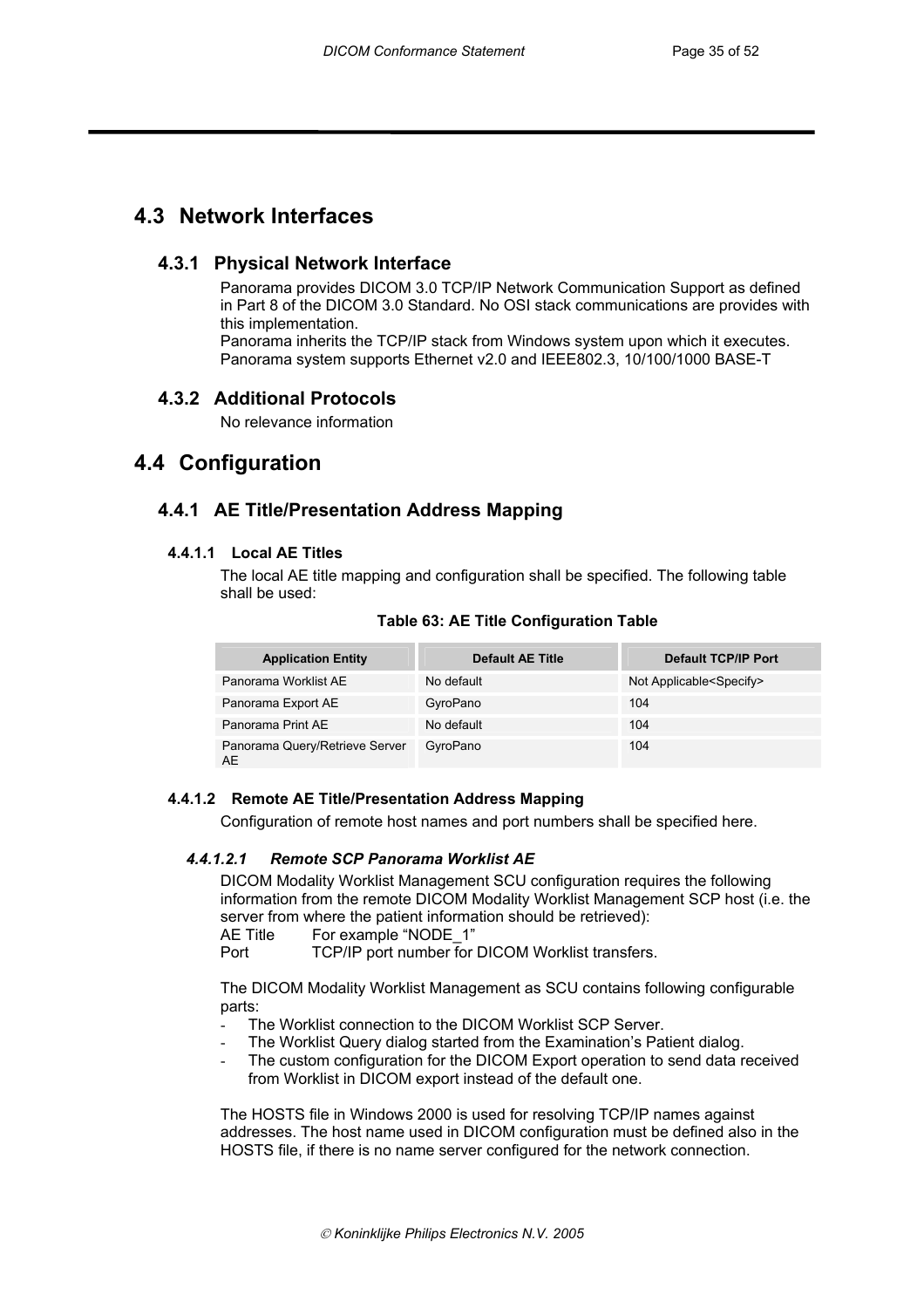## 4.3 Network Interfaces

### 4.3.1 Physical Network Interface

Panorama provides DICOM 3.0 TCP/IP Network Communication Support as defined in Part 8 of the DICOM 3.0 Standard. No OSI stack communications are provides with this implementation.
Panorama inherits the TCP/IP stack from Windows system upon which it executes.
Panorama system supports Ethernet v2.0 and IEEE802.3, 10/100/1000 BASE-T

### 4.3.2 Additional Protocols

No relevance information

## 4.4 Configuration

### 4.4.1 AE Title/Presentation Address Mapping

#### 4.4.1.1 Local AE Titles

The local AE title mapping and configuration shall be specified. The following table shall be used:

**Table 63: AE Title Configuration Table**

| Application Entity | Default AE Title | Default TCP/IP Port |
|---|---|---|
| Panorama Worklist AE | No default | Not Applicable<Specify> |
| Panorama Export AE | GyroPano | 104 |
| Panorama Print AE | No default | 104 |
| Panorama Query/Retrieve Server AE | GyroPano | 104 |

#### 4.4.1.2 Remote AE Title/Presentation Address Mapping

Configuration of remote host names and port numbers shall be specified here.

##### *4.4.1.2.1 Remote SCP Panorama Worklist AE*

DICOM Modality Worklist Management SCU configuration requires the following information from the remote DICOM Modality Worklist Management SCP host (i.e. the server from where the patient information should be retrieved):
AE Title For example “NODE_1”
Port TCP/IP port number for DICOM Worklist transfers.

The DICOM Modality Worklist Management as SCU contains following configurable parts:

- The Worklist connection to the DICOM Worklist SCP Server.
- The Worklist Query dialog started from the Examination’s Patient dialog.
- The custom configuration for the DICOM Export operation to send data received from Worklist in DICOM export instead of the default one.

The HOSTS file in Windows 2000 is used for resolving TCP/IP names against addresses. The host name used in DICOM configuration must be defined also in the HOSTS file, if there is no name server configured for the network connection.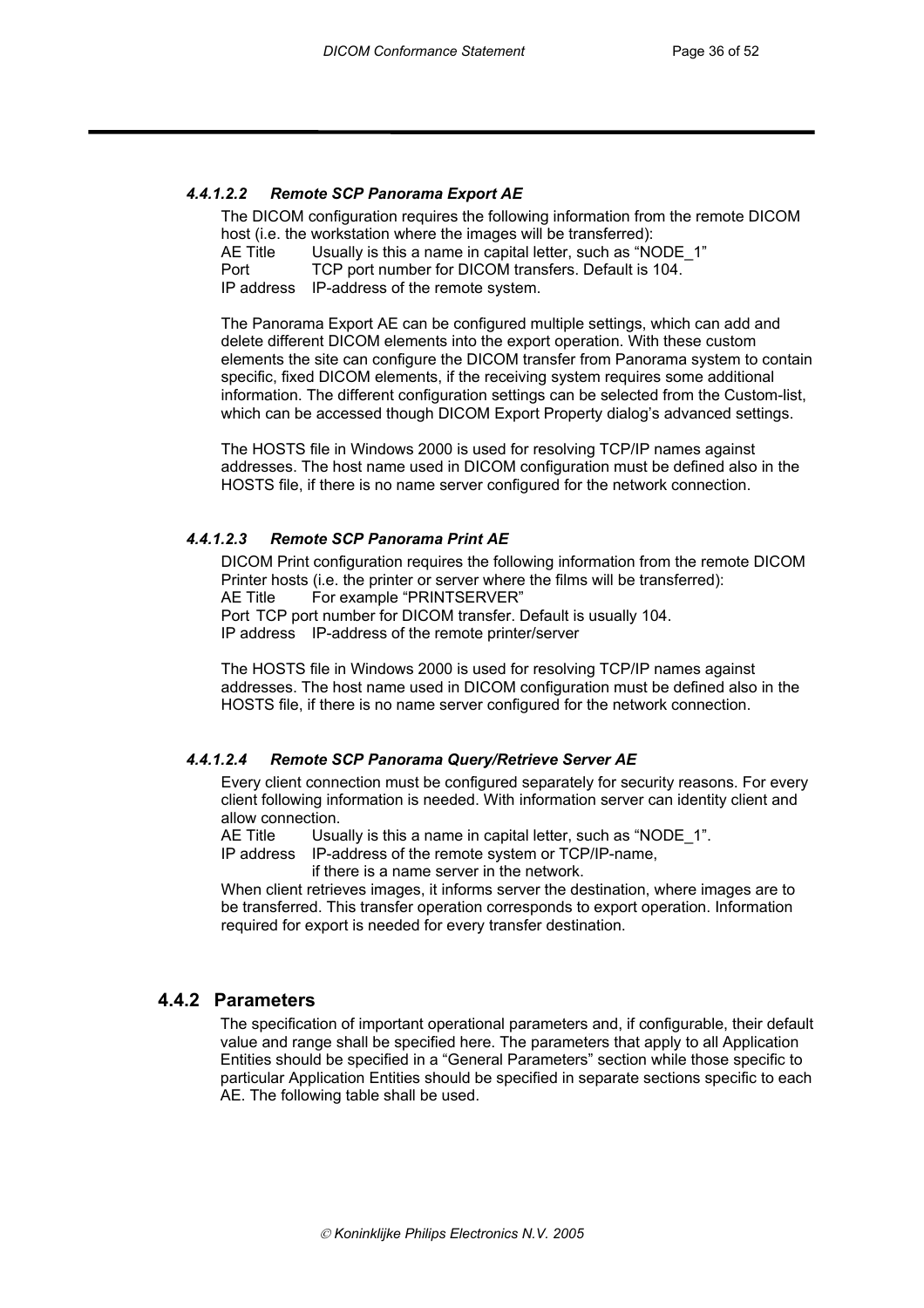#### *4.4.1.2.2 Remote SCP Panorama Export AE*

The DICOM configuration requires the following information from the remote DICOM host (i.e. the workstation where the images will be transferred):

AE Title Usually is this a name in capital letter, such as “NODE_1”
Port TCP port number for DICOM transfers. Default is 104.
IP address IP-address of the remote system.

The Panorama Export AE can be configured multiple settings, which can add and delete different DICOM elements into the export operation. With these custom elements the site can configure the DICOM transfer from Panorama system to contain specific, fixed DICOM elements, if the receiving system requires some additional information. The different configuration settings can be selected from the Custom-list, which can be accessed though DICOM Export Property dialog’s advanced settings.

The HOSTS file in Windows 2000 is used for resolving TCP/IP names against addresses. The host name used in DICOM configuration must be defined also in the HOSTS file, if there is no name server configured for the network connection.

#### *4.4.1.2.3 Remote SCP Panorama Print AE*

DICOM Print configuration requires the following information from the remote DICOM Printer hosts (i.e. the printer or server where the films will be transferred):

AE Title For example “PRINTSERVER”
Port TCP port number for DICOM transfer. Default is usually 104.
IP address IP-address of the remote printer/server

The HOSTS file in Windows 2000 is used for resolving TCP/IP names against addresses. The host name used in DICOM configuration must be defined also in the HOSTS file, if there is no name server configured for the network connection.

#### *4.4.1.2.4 Remote SCP Panorama Query/Retrieve Server AE*

Every client connection must be configured separately for security reasons. For every client following information is needed. With information server can identity client and allow connection.

AE Title Usually is this a name in capital letter, such as “NODE_1”.
IP address IP-address of the remote system or TCP/IP-name, if there is a name server in the network.

When client retrieves images, it informs server the destination, where images are to be transferred. This transfer operation corresponds to export operation. Information required for export is needed for every transfer destination.

### 4.4.2 Parameters

The specification of important operational parameters and, if configurable, their default value and range shall be specified here. The parameters that apply to all Application Entities should be specified in a “General Parameters” section while those specific to particular Application Entities should be specified in separate sections specific to each AE. The following table shall be used.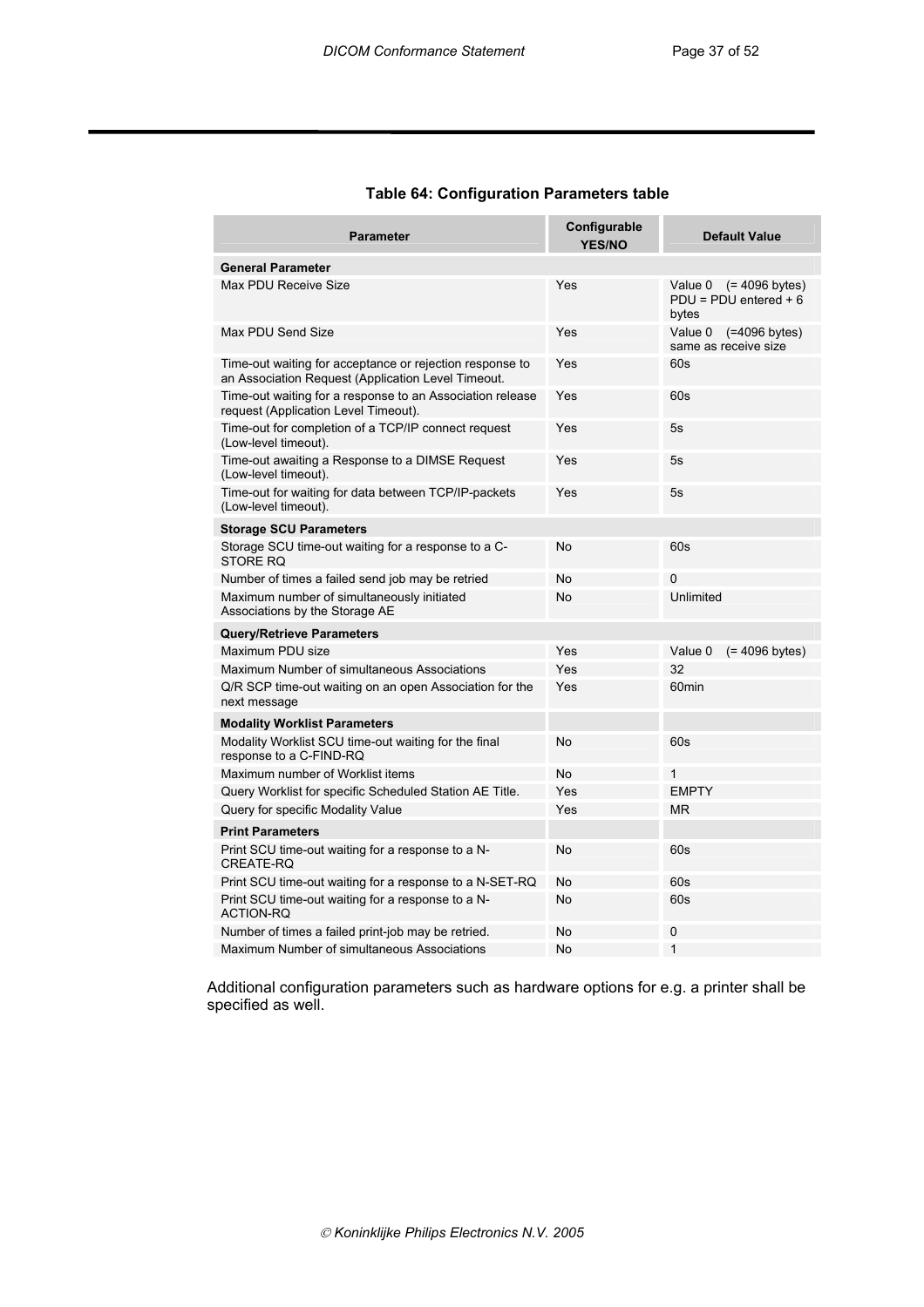**Table 64: Configuration Parameters table**

| Parameter | Configurable YES/NO | Default Value |
|---|---|---|
| **General Parameter** | | |
| Max PDU Receive Size | Yes | Value 0 (= 4096 bytes) PDU = PDU entered + 6 bytes |
| Max PDU Send Size | Yes | Value 0 (=4096 bytes) same as receive size |
| Time-out waiting for acceptance or rejection response to an Association Request (Application Level Timeout. | Yes | 60s |
| Time-out waiting for a response to an Association release request (Application Level Timeout). | Yes | 60s |
| Time-out for completion of a TCP/IP connect request (Low-level timeout). | Yes | 5s |
| Time-out awaiting a Response to a DIMSE Request (Low-level timeout). | Yes | 5s |
| Time-out for waiting for data between TCP/IP-packets (Low-level timeout). | Yes | 5s |
| **Storage SCU Parameters** | | |
| Storage SCU time-out waiting for a response to a C-STORE RQ | No | 60s |
| Number of times a failed send job may be retried | No | 0 |
| Maximum number of simultaneously initiated Associations by the Storage AE | No | Unlimited |
| **Query/Retrieve Parameters** | | |
| Maximum PDU size | Yes | Value 0 (= 4096 bytes) |
| Maximum Number of simultaneous Associations | Yes | 32 |
| Q/R SCP time-out waiting on an open Association for the next message | Yes | 60min |
| **Modality Worklist Parameters** | | |
| Modality Worklist SCU time-out waiting for the final response to a C-FIND-RQ | No | 60s |
| Maximum number of Worklist items | No | 1 |
| Query Worklist for specific Scheduled Station AE Title. | Yes | EMPTY |
| Query for specific Modality Value | Yes | MR |
| **Print Parameters** | | |
| Print SCU time-out waiting for a response to a N-CREATE-RQ | No | 60s |
| Print SCU time-out waiting for a response to a N-SET-RQ | No | 60s |
| Print SCU time-out waiting for a response to a N-ACTION-RQ | No | 60s |
| Number of times a failed print-job may be retried. | No | 0 |
| Maximum Number of simultaneous Associations | No | 1 |

Additional configuration parameters such as hardware options for e.g. a printer shall be specified as well.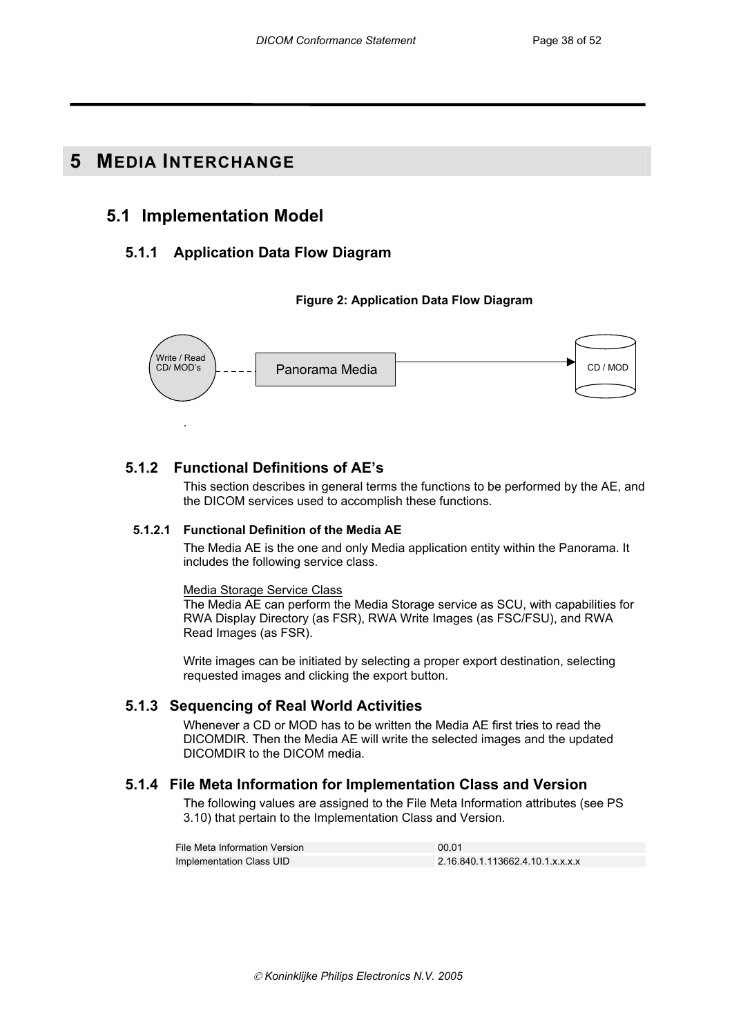# 5 MEDIA INTERCHANGE

## 5.1 Implementation Model

### 5.1.1 Application Data Flow Diagram

**Figure 2: Application Data Flow Diagram**

Write / Read CD/ MOD's - - - - Panorama Media → CD / MOD

.

### 5.1.2 Functional Definitions of AE's

This section describes in general terms the functions to be performed by the AE, and the DICOM services used to accomplish these functions.

#### 5.1.2.1 Functional Definition of the Media AE

The Media AE is the one and only Media application entity within the Panorama. It includes the following service class.

Media Storage Service Class
The Media AE can perform the Media Storage service as SCU, with capabilities for RWA Display Directory (as FSR), RWA Write Images (as FSC/FSU), and RWA Read Images (as FSR).

Write images can be initiated by selecting a proper export destination, selecting requested images and clicking the export button.

### 5.1.3 Sequencing of Real World Activities

Whenever a CD or MOD has to be written the Media AE first tries to read the DICOMDIR. Then the Media AE will write the selected images and the updated DICOMDIR to the DICOM media.

### 5.1.4 File Meta Information for Implementation Class and Version

The following values are assigned to the File Meta Information attributes (see PS 3.10) that pertain to the Implementation Class and Version.

| | |
|---|---|
| File Meta Information Version | 00,01 |
| Implementation Class UID | 2.16.840.1.113662.4.10.1.x.x.x.x |

© Koninklijke Philips Electronics N.V. 2005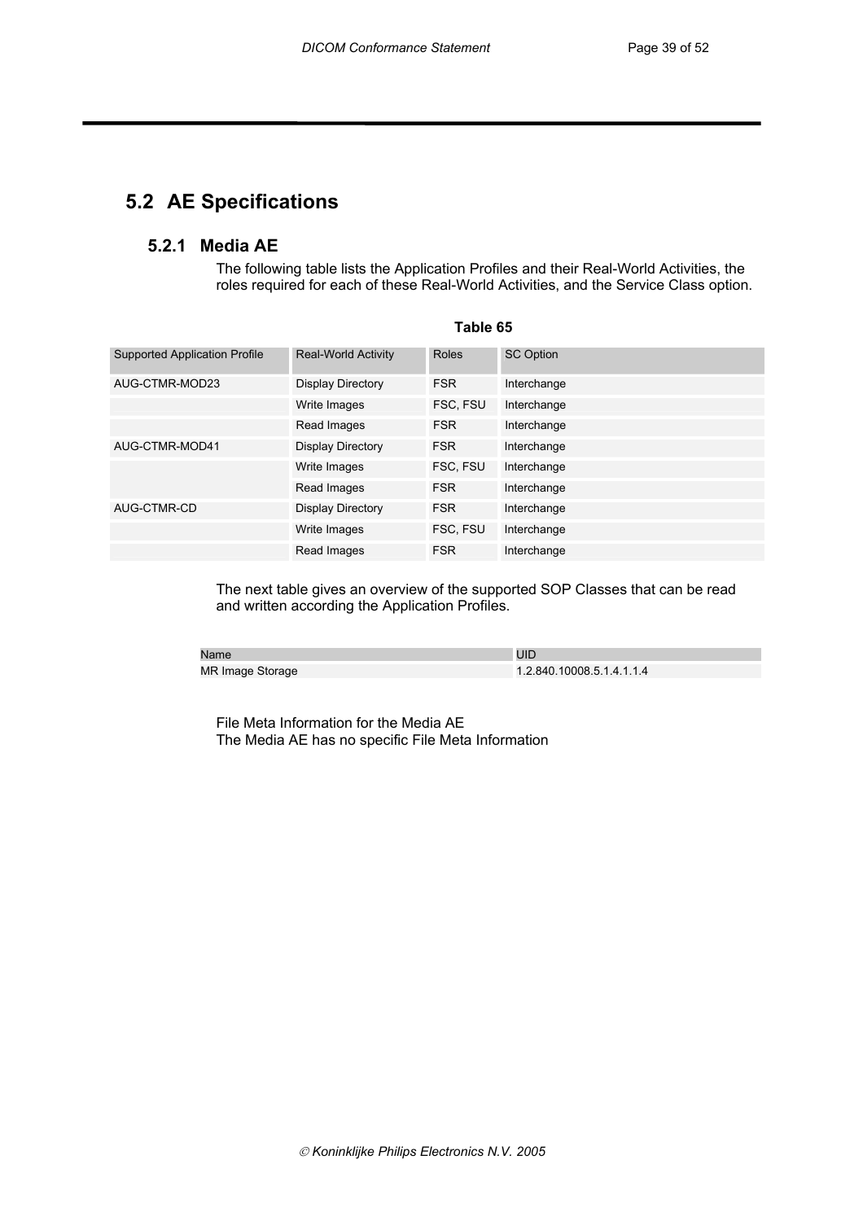## 5.2 AE Specifications

### 5.2.1 Media AE

The following table lists the Application Profiles and their Real-World Activities, the roles required for each of these Real-World Activities, and the Service Class option.

**Table 65**

| Supported Application Profile | Real-World Activity | Roles | SC Option |
|---|---|---|---|
| AUG-CTMR-MOD23 | Display Directory | FSR | Interchange |
| | Write Images | FSC, FSU | Interchange |
| | Read Images | FSR | Interchange |
| AUG-CTMR-MOD41 | Display Directory | FSR | Interchange |
| | Write Images | FSC, FSU | Interchange |
| | Read Images | FSR | Interchange |
| AUG-CTMR-CD | Display Directory | FSR | Interchange |
| | Write Images | FSC, FSU | Interchange |
| | Read Images | FSR | Interchange |

The next table gives an overview of the supported SOP Classes that can be read and written according the Application Profiles.

| Name | UID |
|---|---|
| MR Image Storage | 1.2.840.10008.5.1.4.1.1.4 |

File Meta Information for the Media AE
The Media AE has no specific File Meta Information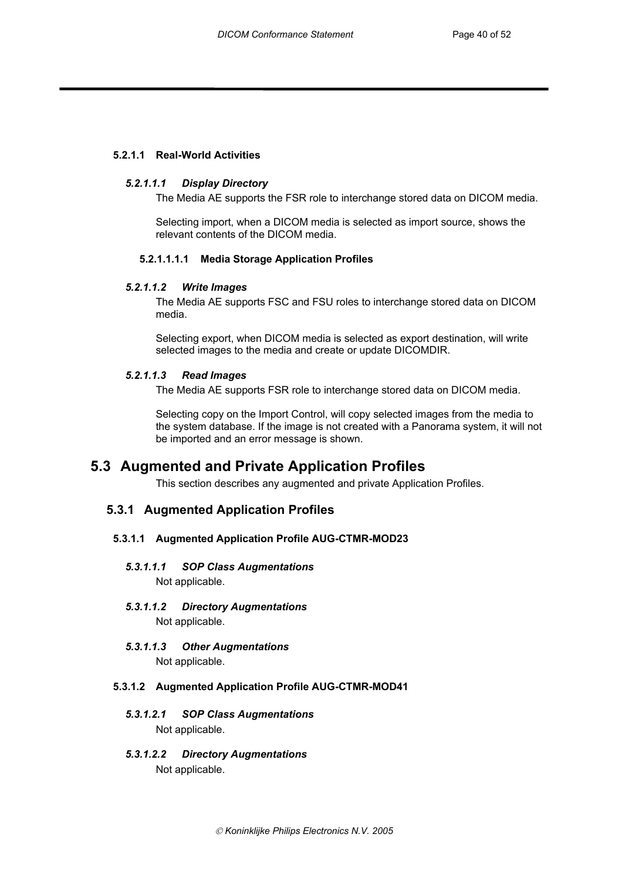#### 5.2.1.1 Real-World Activities

##### *5.2.1.1.1 Display Directory*

The Media AE supports the FSR role to interchange stored data on DICOM media.

Selecting import, when a DICOM media is selected as import source, shows the relevant contents of the DICOM media.

###### 5.2.1.1.1.1 Media Storage Application Profiles

##### *5.2.1.1.2 Write Images*

The Media AE supports FSC and FSU roles to interchange stored data on DICOM media.

Selecting export, when DICOM media is selected as export destination, will write selected images to the media and create or update DICOMDIR.

##### *5.2.1.1.3 Read Images*

The Media AE supports FSR role to interchange stored data on DICOM media.

Selecting copy on the Import Control, will copy selected images from the media to the system database. If the image is not created with a Panorama system, it will not be imported and an error message is shown.

## 5.3 Augmented and Private Application Profiles

This section describes any augmented and private Application Profiles.

### 5.3.1 Augmented Application Profiles

#### 5.3.1.1 Augmented Application Profile AUG-CTMR-MOD23

##### *5.3.1.1.1 SOP Class Augmentations*

Not applicable.

##### *5.3.1.1.2 Directory Augmentations*

Not applicable.

##### *5.3.1.1.3 Other Augmentations*

Not applicable.

#### 5.3.1.2 Augmented Application Profile AUG-CTMR-MOD41

##### *5.3.1.2.1 SOP Class Augmentations*

Not applicable.

##### *5.3.1.2.2 Directory Augmentations*

Not applicable.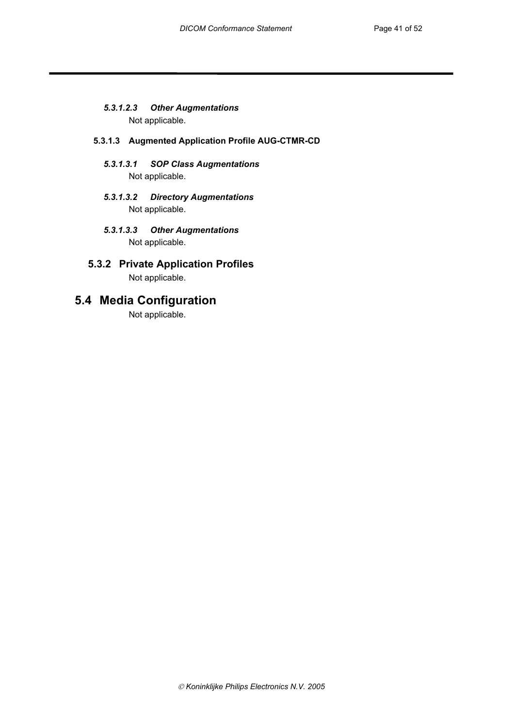##### *5.3.1.2.3 Other Augmentations*

Not applicable.

#### 5.3.1.3 Augmented Application Profile AUG-CTMR-CD

##### *5.3.1.3.1 SOP Class Augmentations*

Not applicable.

##### *5.3.1.3.2 Directory Augmentations*

Not applicable.

##### *5.3.1.3.3 Other Augmentations*

Not applicable.

### 5.3.2 Private Application Profiles

Not applicable.

## 5.4 Media Configuration

Not applicable.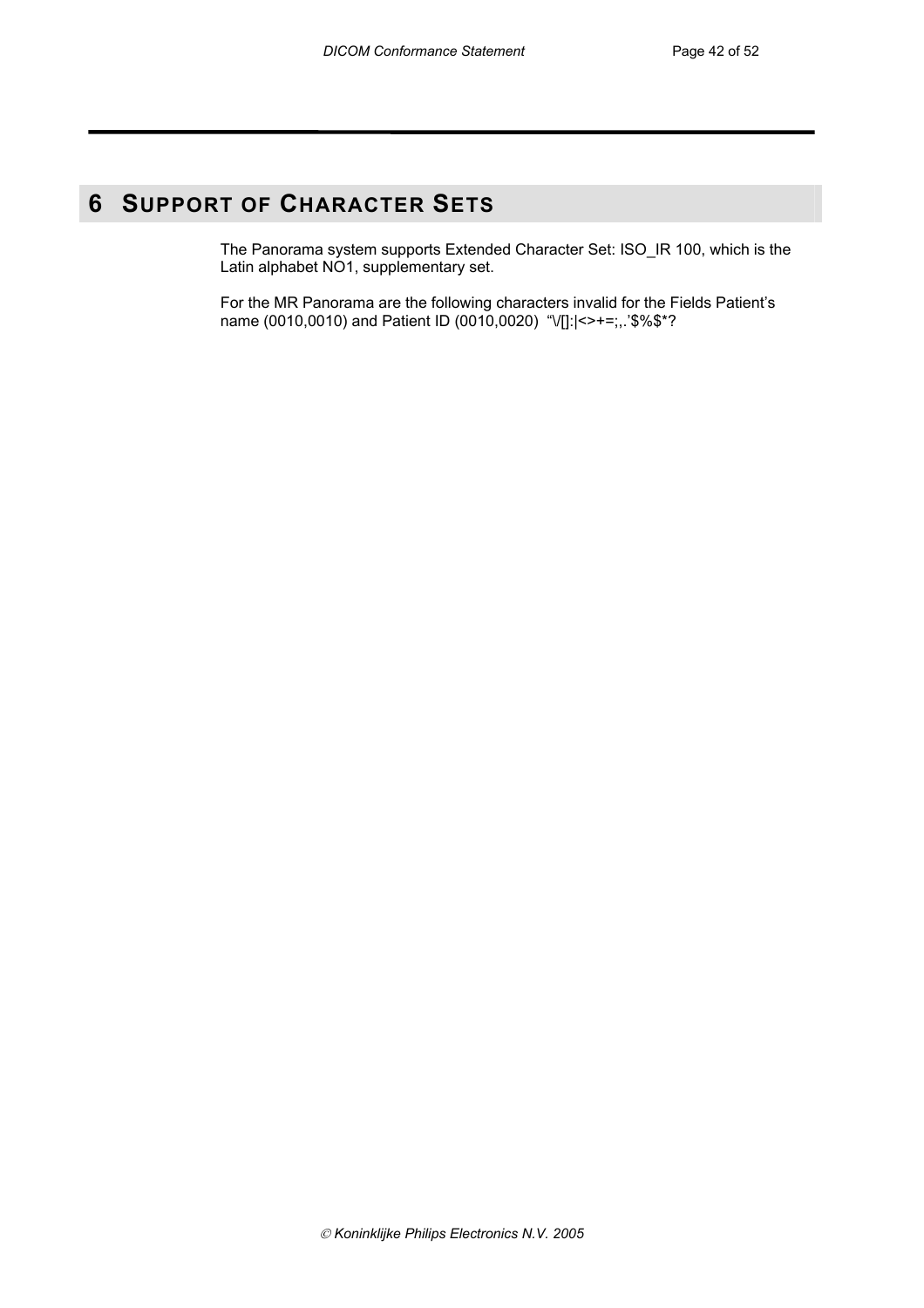# 6 SUPPORT OF CHARACTER SETS

The Panorama system supports Extended Character Set: ISO_IR 100, which is the Latin alphabet NO1, supplementary set.

For the MR Panorama are the following characters invalid for the Fields Patient's name (0010,0010) and Patient ID (0010,0020) "\/[]:|<>+=;,.'$%$*?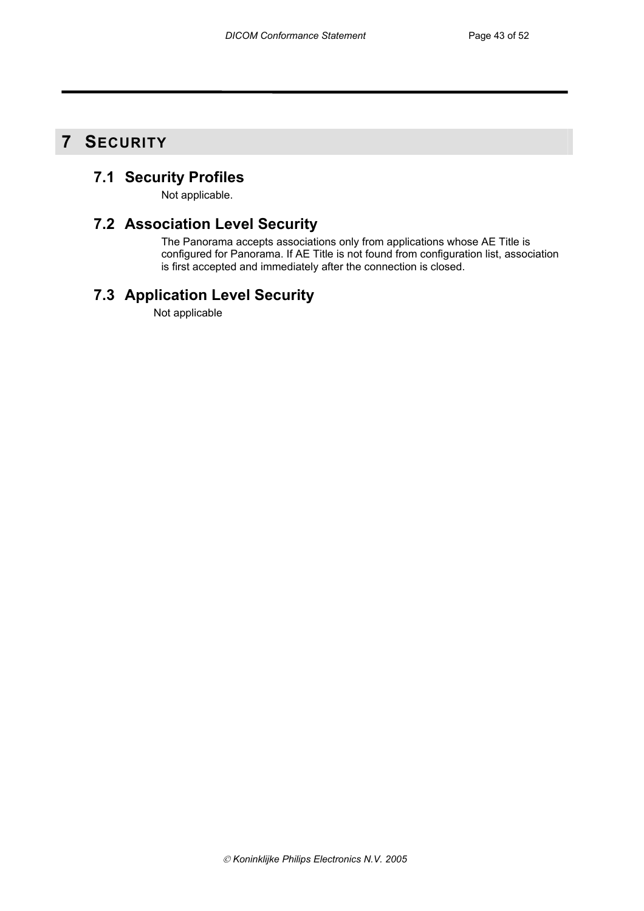# 7 SECURITY

## 7.1 Security Profiles

Not applicable.

## 7.2 Association Level Security

The Panorama accepts associations only from applications whose AE Title is configured for Panorama. If AE Title is not found from configuration list, association is first accepted and immediately after the connection is closed.

## 7.3 Application Level Security

Not applicable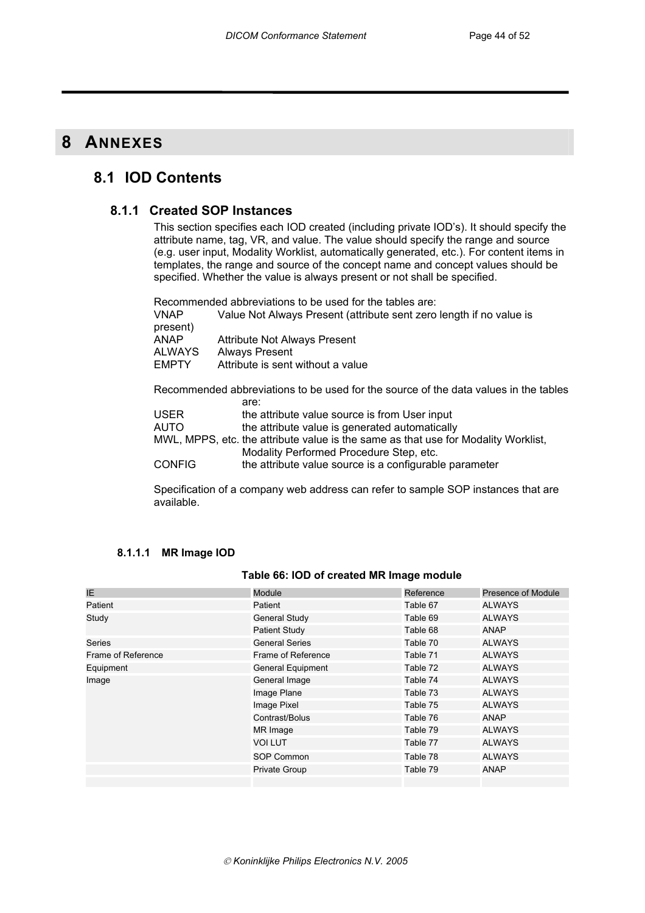# 8 ANNEXES

## 8.1 IOD Contents

### 8.1.1 Created SOP Instances

This section specifies each IOD created (including private IOD's). It should specify the attribute name, tag, VR, and value. The value should specify the range and source (e.g. user input, Modality Worklist, automatically generated, etc.). For content items in templates, the range and source of the concept name and concept values should be specified. Whether the value is always present or not shall be specified.

Recommended abbreviations to be used for the tables are:

VNAP  Value Not Always Present (attribute sent zero length if no value is present)
ANAP  Attribute Not Always Present
ALWAYS  Always Present
EMPTY  Attribute is sent without a value

Recommended abbreviations to be used for the source of the data values in the tables are:

USER  the attribute value source is from User input
AUTO  the attribute value is generated automatically
MWL, MPPS, etc. the attribute value is the same as that use for Modality Worklist, Modality Performed Procedure Step, etc.
CONFIG  the attribute value source is a configurable parameter

Specification of a company web address can refer to sample SOP instances that are available.

#### 8.1.1.1 MR Image IOD

**Table 66: IOD of created MR Image module**

| IE | Module | Reference | Presence of Module |
|---|---|---|---|
| Patient | Patient | Table 67 | ALWAYS |
| Study | General Study | Table 69 | ALWAYS |
| | Patient Study | Table 68 | ANAP |
| Series | General Series | Table 70 | ALWAYS |
| Frame of Reference | Frame of Reference | Table 71 | ALWAYS |
| Equipment | General Equipment | Table 72 | ALWAYS |
| Image | General Image | Table 74 | ALWAYS |
| | Image Plane | Table 73 | ALWAYS |
| | Image Pixel | Table 75 | ALWAYS |
| | Contrast/Bolus | Table 76 | ANAP |
| | MR Image | Table 79 | ALWAYS |
| | VOI LUT | Table 77 | ALWAYS |
| | SOP Common | Table 78 | ALWAYS |
| | Private Group | Table 79 | ANAP |
| | | | |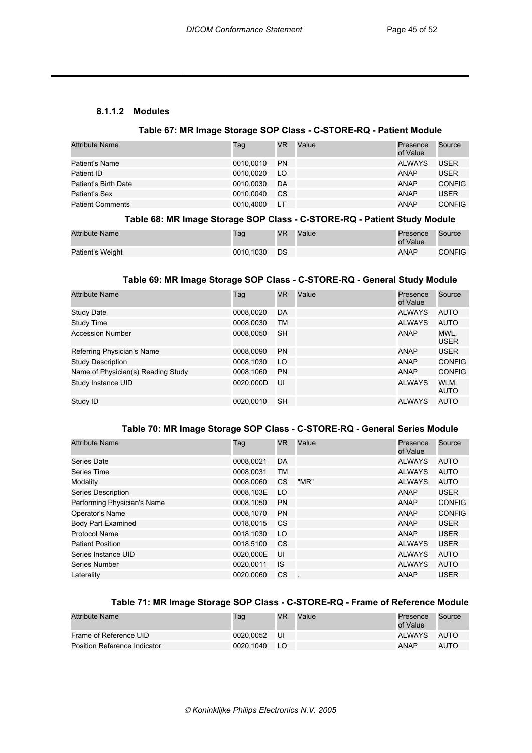#### 8.1.1.2 Modules

**Table 67: MR Image Storage SOP Class - C-STORE-RQ - Patient Module**

| Attribute Name | Tag | VR | Value | Presence of Value | Source |
|---|---|---|---|---|---|
| Patient's Name | 0010,0010 | PN | | ALWAYS | USER |
| Patient ID | 0010,0020 | LO | | ANAP | USER |
| Patient's Birth Date | 0010,0030 | DA | | ANAP | CONFIG |
| Patient's Sex | 0010,0040 | CS | | ANAP | USER |
| Patient Comments | 0010,4000 | LT | | ANAP | CONFIG |

**Table 68: MR Image Storage SOP Class - C-STORE-RQ - Patient Study Module**

| Attribute Name | Tag | VR | Value | Presence of Value | Source |
|---|---|---|---|---|---|
| Patient's Weight | 0010,1030 | DS | | ANAP | CONFIG |

**Table 69: MR Image Storage SOP Class - C-STORE-RQ - General Study Module**

| Attribute Name | Tag | VR | Value | Presence of Value | Source |
|---|---|---|---|---|---|
| Study Date | 0008,0020 | DA | | ALWAYS | AUTO |
| Study Time | 0008,0030 | TM | | ALWAYS | AUTO |
| Accession Number | 0008,0050 | SH | | ANAP | MWL, USER |
| Referring Physician's Name | 0008,0090 | PN | | ANAP | USER |
| Study Description | 0008,1030 | LO | | ANAP | CONFIG |
| Name of Physician(s) Reading Study | 0008,1060 | PN | | ANAP | CONFIG |
| Study Instance UID | 0020,000D | UI | | ALWAYS | WLM, AUTO |
| Study ID | 0020,0010 | SH | | ALWAYS | AUTO |

**Table 70: MR Image Storage SOP Class - C-STORE-RQ - General Series Module**

| Attribute Name | Tag | VR | Value | Presence of Value | Source |
|---|---|---|---|---|---|
| Series Date | 0008,0021 | DA | | ALWAYS | AUTO |
| Series Time | 0008,0031 | TM | | ALWAYS | AUTO |
| Modality | 0008,0060 | CS | "MR" | ALWAYS | AUTO |
| Series Description | 0008,103E | LO | | ANAP | USER |
| Performing Physician's Name | 0008,1050 | PN | | ANAP | CONFIG |
| Operator's Name | 0008,1070 | PN | | ANAP | CONFIG |
| Body Part Examined | 0018,0015 | CS | | ANAP | USER |
| Protocol Name | 0018,1030 | LO | | ANAP | USER |
| Patient Position | 0018,5100 | CS | | ALWAYS | USER |
| Series Instance UID | 0020,000E | UI | | ALWAYS | AUTO |
| Series Number | 0020,0011 | IS | | ALWAYS | AUTO |
| Laterality | 0020,0060 | CS | . | ANAP | USER |

**Table 71: MR Image Storage SOP Class - C-STORE-RQ - Frame of Reference Module**

| Attribute Name | Tag | VR | Value | Presence of Value | Source |
|---|---|---|---|---|---|
| Frame of Reference UID | 0020,0052 | UI | | ALWAYS | AUTO |
| Position Reference Indicator | 0020,1040 | LO | | ANAP | AUTO |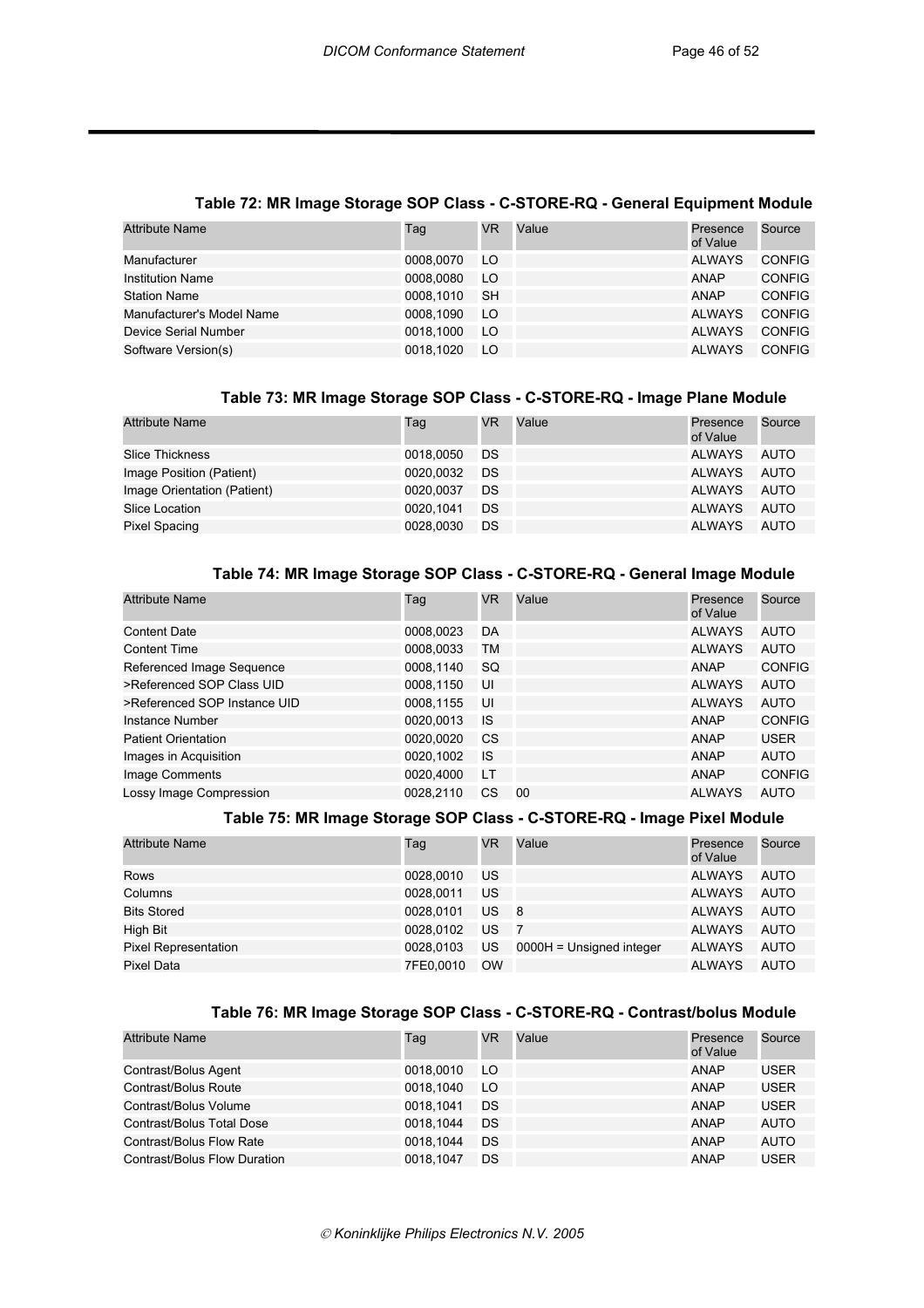### Table 72: MR Image Storage SOP Class - C-STORE-RQ - General Equipment Module

| Attribute Name | Tag | VR | Value | Presence of Value | Source |
|---|---|---|---|---|---|
| Manufacturer | 0008,0070 | LO | | ALWAYS | CONFIG |
| Institution Name | 0008,0080 | LO | | ANAP | CONFIG |
| Station Name | 0008,1010 | SH | | ANAP | CONFIG |
| Manufacturer's Model Name | 0008,1090 | LO | | ALWAYS | CONFIG |
| Device Serial Number | 0018,1000 | LO | | ALWAYS | CONFIG |
| Software Version(s) | 0018,1020 | LO | | ALWAYS | CONFIG |

### Table 73: MR Image Storage SOP Class - C-STORE-RQ - Image Plane Module

| Attribute Name | Tag | VR | Value | Presence of Value | Source |
|---|---|---|---|---|---|
| Slice Thickness | 0018,0050 | DS | | ALWAYS | AUTO |
| Image Position (Patient) | 0020,0032 | DS | | ALWAYS | AUTO |
| Image Orientation (Patient) | 0020,0037 | DS | | ALWAYS | AUTO |
| Slice Location | 0020,1041 | DS | | ALWAYS | AUTO |
| Pixel Spacing | 0028,0030 | DS | | ALWAYS | AUTO |

### Table 74: MR Image Storage SOP Class - C-STORE-RQ - General Image Module

| Attribute Name | Tag | VR | Value | Presence of Value | Source |
|---|---|---|---|---|---|
| Content Date | 0008,0023 | DA | | ALWAYS | AUTO |
| Content Time | 0008,0033 | TM | | ALWAYS | AUTO |
| Referenced Image Sequence | 0008,1140 | SQ | | ANAP | CONFIG |
| >Referenced SOP Class UID | 0008,1150 | UI | | ALWAYS | AUTO |
| >Referenced SOP Instance UID | 0008,1155 | UI | | ALWAYS | AUTO |
| Instance Number | 0020,0013 | IS | | ANAP | CONFIG |
| Patient Orientation | 0020,0020 | CS | | ANAP | USER |
| Images in Acquisition | 0020,1002 | IS | | ANAP | AUTO |
| Image Comments | 0020,4000 | LT | | ANAP | CONFIG |
| Lossy Image Compression | 0028,2110 | CS | 00 | ALWAYS | AUTO |

### Table 75: MR Image Storage SOP Class - C-STORE-RQ - Image Pixel Module

| Attribute Name | Tag | VR | Value | Presence of Value | Source |
|---|---|---|---|---|---|
| Rows | 0028,0010 | US | | ALWAYS | AUTO |
| Columns | 0028,0011 | US | | ALWAYS | AUTO |
| Bits Stored | 0028,0101 | US | 8 | ALWAYS | AUTO |
| High Bit | 0028,0102 | US | 7 | ALWAYS | AUTO |
| Pixel Representation | 0028,0103 | US | 0000H = Unsigned integer | ALWAYS | AUTO |
| Pixel Data | 7FE0,0010 | OW | | ALWAYS | AUTO |

### Table 76: MR Image Storage SOP Class - C-STORE-RQ - Contrast/bolus Module

| Attribute Name | Tag | VR | Value | Presence of Value | Source |
|---|---|---|---|---|---|
| Contrast/Bolus Agent | 0018,0010 | LO | | ANAP | USER |
| Contrast/Bolus Route | 0018,1040 | LO | | ANAP | USER |
| Contrast/Bolus Volume | 0018,1041 | DS | | ANAP | USER |
| Contrast/Bolus Total Dose | 0018,1044 | DS | | ANAP | AUTO |
| Contrast/Bolus Flow Rate | 0018,1044 | DS | | ANAP | AUTO |
| Contrast/Bolus Flow Duration | 0018,1047 | DS | | ANAP | USER |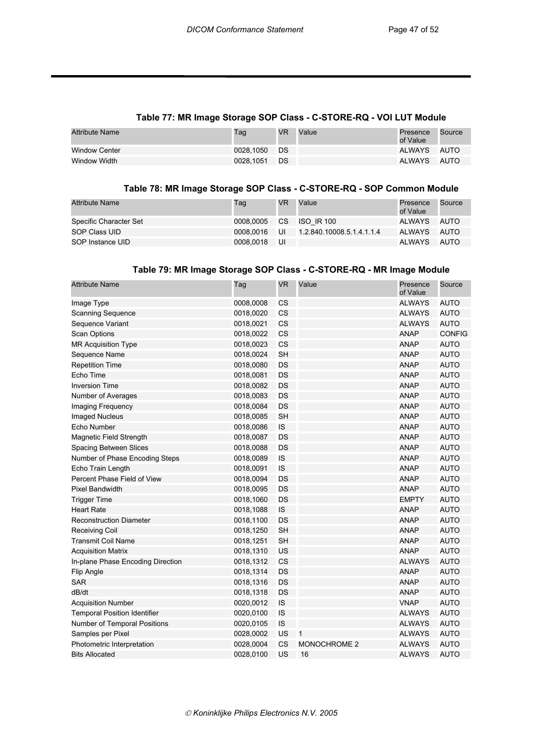### Table 77: MR Image Storage SOP Class - C-STORE-RQ - VOI LUT Module

| Attribute Name | Tag | VR | Value | Presence of Value | Source |
|---|---|---|---|---|---|
| Window Center | 0028,1050 | DS | | ALWAYS | AUTO |
| Window Width | 0028,1051 | DS | | ALWAYS | AUTO |

### Table 78: MR Image Storage SOP Class - C-STORE-RQ - SOP Common Module

| Attribute Name | Tag | VR | Value | Presence of Value | Source |
|---|---|---|---|---|---|
| Specific Character Set | 0008,0005 | CS | ISO_IR 100 | ALWAYS | AUTO |
| SOP Class UID | 0008,0016 | UI | 1.2.840.10008.5.1.4.1.1.4 | ALWAYS | AUTO |
| SOP Instance UID | 0008,0018 | UI | | ALWAYS | AUTO |

### Table 79: MR Image Storage SOP Class - C-STORE-RQ - MR Image Module

| Attribute Name | Tag | VR | Value | Presence of Value | Source |
|---|---|---|---|---|---|
| Image Type | 0008,0008 | CS | | ALWAYS | AUTO |
| Scanning Sequence | 0018,0020 | CS | | ALWAYS | AUTO |
| Sequence Variant | 0018,0021 | CS | | ALWAYS | AUTO |
| Scan Options | 0018,0022 | CS | | ANAP | CONFIG |
| MR Acquisition Type | 0018,0023 | CS | | ANAP | AUTO |
| Sequence Name | 0018,0024 | SH | | ANAP | AUTO |
| Repetition Time | 0018,0080 | DS | | ANAP | AUTO |
| Echo Time | 0018,0081 | DS | | ANAP | AUTO |
| Inversion Time | 0018,0082 | DS | | ANAP | AUTO |
| Number of Averages | 0018,0083 | DS | | ANAP | AUTO |
| Imaging Frequency | 0018,0084 | DS | | ANAP | AUTO |
| Imaged Nucleus | 0018,0085 | SH | | ANAP | AUTO |
| Echo Number | 0018,0086 | IS | | ANAP | AUTO |
| Magnetic Field Strength | 0018,0087 | DS | | ANAP | AUTO |
| Spacing Between Slices | 0018,0088 | DS | | ANAP | AUTO |
| Number of Phase Encoding Steps | 0018,0089 | IS | | ANAP | AUTO |
| Echo Train Length | 0018,0091 | IS | | ANAP | AUTO |
| Percent Phase Field of View | 0018,0094 | DS | | ANAP | AUTO |
| Pixel Bandwidth | 0018,0095 | DS | | ANAP | AUTO |
| Trigger Time | 0018,1060 | DS | | EMPTY | AUTO |
| Heart Rate | 0018,1088 | IS | | ANAP | AUTO |
| Reconstruction Diameter | 0018,1100 | DS | | ANAP | AUTO |
| Receiving Coil | 0018,1250 | SH | | ANAP | AUTO |
| Transmit Coil Name | 0018,1251 | SH | | ANAP | AUTO |
| Acquisition Matrix | 0018,1310 | US | | ANAP | AUTO |
| In-plane Phase Encoding Direction | 0018,1312 | CS | | ALWAYS | AUTO |
| Flip Angle | 0018,1314 | DS | | ANAP | AUTO |
| SAR | 0018,1316 | DS | | ANAP | AUTO |
| dB/dt | 0018,1318 | DS | | ANAP | AUTO |
| Acquisition Number | 0020,0012 | IS | | VNAP | AUTO |
| Temporal Position Identifier | 0020,0100 | IS | | ALWAYS | AUTO |
| Number of Temporal Positions | 0020,0105 | IS | | ALWAYS | AUTO |
| Samples per Pixel | 0028,0002 | US | 1 | ALWAYS | AUTO |
| Photometric Interpretation | 0028,0004 | CS | MONOCHROME 2 | ALWAYS | AUTO |
| Bits Allocated | 0028,0100 | US | 16 | ALWAYS | AUTO |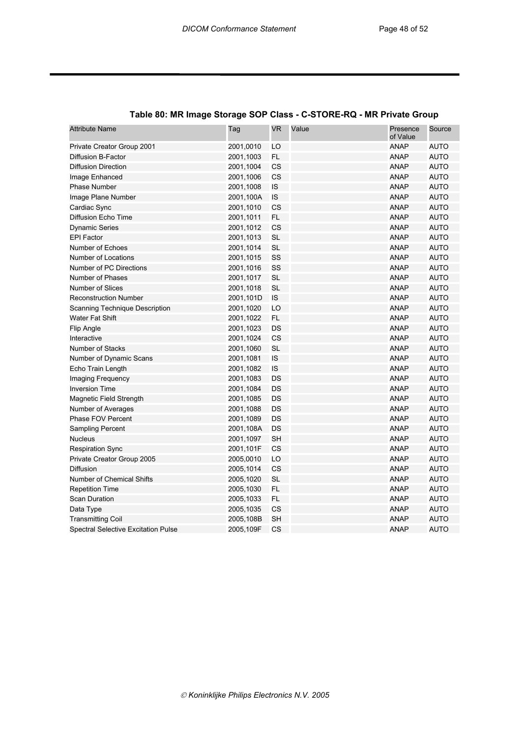### Table 80: MR Image Storage SOP Class - C-STORE-RQ - MR Private Group

| Attribute Name | Tag | VR | Value | Presence of Value | Source |
|---|---|---|---|---|---|
| Private Creator Group 2001 | 2001,0010 | LO | | ANAP | AUTO |
| Diffusion B-Factor | 2001,1003 | FL | | ANAP | AUTO |
| Diffusion Direction | 2001,1004 | CS | | ANAP | AUTO |
| Image Enhanced | 2001,1006 | CS | | ANAP | AUTO |
| Phase Number | 2001,1008 | IS | | ANAP | AUTO |
| Image Plane Number | 2001,100A | IS | | ANAP | AUTO |
| Cardiac Sync | 2001,1010 | CS | | ANAP | AUTO |
| Diffusion Echo Time | 2001,1011 | FL | | ANAP | AUTO |
| Dynamic Series | 2001,1012 | CS | | ANAP | AUTO |
| EPI Factor | 2001,1013 | SL | | ANAP | AUTO |
| Number of Echoes | 2001,1014 | SL | | ANAP | AUTO |
| Number of Locations | 2001,1015 | SS | | ANAP | AUTO |
| Number of PC Directions | 2001,1016 | SS | | ANAP | AUTO |
| Number of Phases | 2001,1017 | SL | | ANAP | AUTO |
| Number of Slices | 2001,1018 | SL | | ANAP | AUTO |
| Reconstruction Number | 2001,101D | IS | | ANAP | AUTO |
| Scanning Technique Description | 2001,1020 | LO | | ANAP | AUTO |
| Water Fat Shift | 2001,1022 | FL | | ANAP | AUTO |
| Flip Angle | 2001,1023 | DS | | ANAP | AUTO |
| Interactive | 2001,1024 | CS | | ANAP | AUTO |
| Number of Stacks | 2001,1060 | SL | | ANAP | AUTO |
| Number of Dynamic Scans | 2001,1081 | IS | | ANAP | AUTO |
| Echo Train Length | 2001,1082 | IS | | ANAP | AUTO |
| Imaging Frequency | 2001,1083 | DS | | ANAP | AUTO |
| Inversion Time | 2001,1084 | DS | | ANAP | AUTO |
| Magnetic Field Strength | 2001,1085 | DS | | ANAP | AUTO |
| Number of Averages | 2001,1088 | DS | | ANAP | AUTO |
| Phase FOV Percent | 2001,1089 | DS | | ANAP | AUTO |
| Sampling Percent | 2001,108A | DS | | ANAP | AUTO |
| Nucleus | 2001,1097 | SH | | ANAP | AUTO |
| Respiration Sync | 2001,101F | CS | | ANAP | AUTO |
| Private Creator Group 2005 | 2005,0010 | LO | | ANAP | AUTO |
| Diffusion | 2005,1014 | CS | | ANAP | AUTO |
| Number of Chemical Shifts | 2005,1020 | SL | | ANAP | AUTO |
| Repetition Time | 2005,1030 | FL | | ANAP | AUTO |
| Scan Duration | 2005,1033 | FL | | ANAP | AUTO |
| Data Type | 2005,1035 | CS | | ANAP | AUTO |
| Transmitting Coil | 2005,108B | SH | | ANAP | AUTO |
| Spectral Selective Excitation Pulse | 2005,109F | CS | | ANAP | AUTO |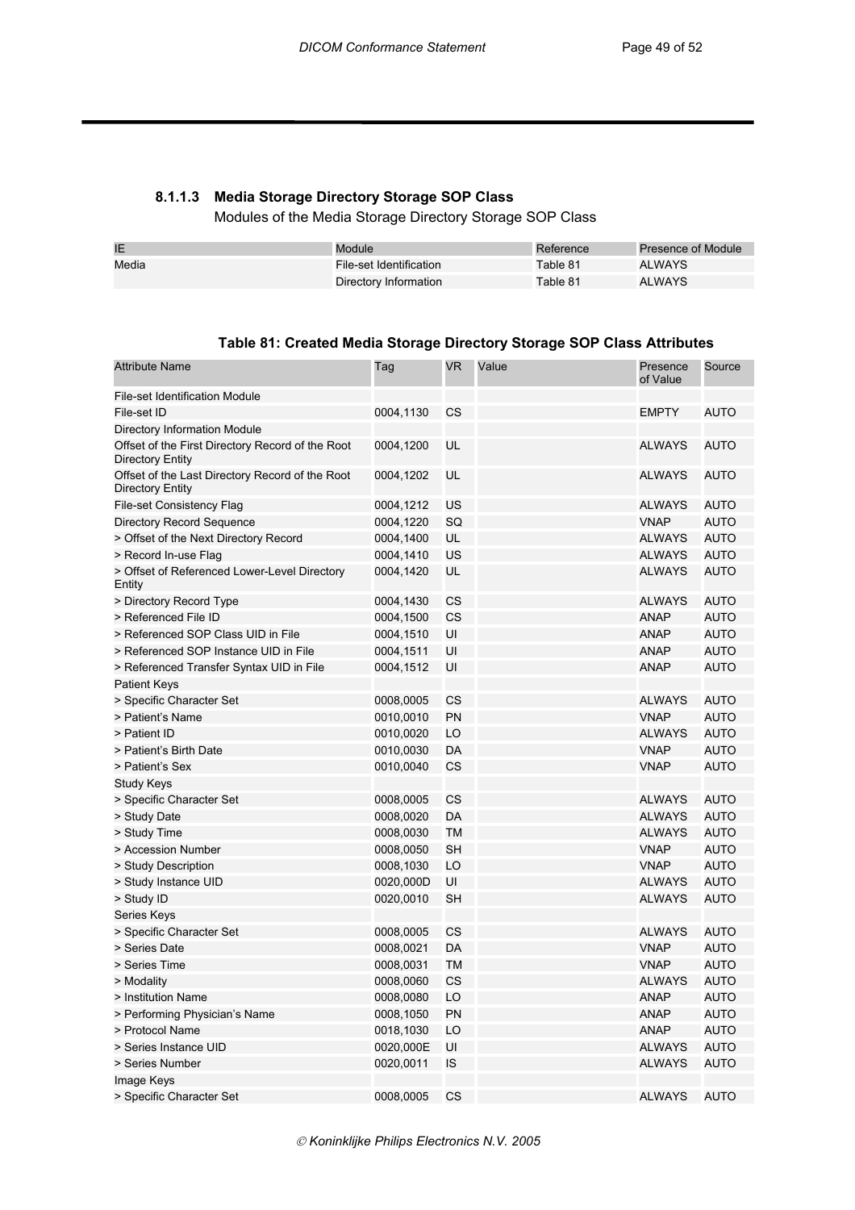### 8.1.1.3 Media Storage Directory Storage SOP Class

Modules of the Media Storage Directory Storage SOP Class

| IE | Module | Reference | Presence of Module |
|---|---|---|---|
| Media | File-set Identification | Table 81 | ALWAYS |
| | Directory Information | Table 81 | ALWAYS |

**Table 81: Created Media Storage Directory Storage SOP Class Attributes**

| Attribute Name | Tag | VR | Value | Presence of Value | Source |
|---|---|---|---|---|---|
| File-set Identification Module | | | | | |
| File-set ID | 0004,1130 | CS | | EMPTY | AUTO |
| Directory Information Module | | | | | |
| Offset of the First Directory Record of the Root Directory Entity | 0004,1200 | UL | | ALWAYS | AUTO |
| Offset of the Last Directory Record of the Root Directory Entity | 0004,1202 | UL | | ALWAYS | AUTO |
| File-set Consistency Flag | 0004,1212 | US | | ALWAYS | AUTO |
| Directory Record Sequence | 0004,1220 | SQ | | VNAP | AUTO |
| > Offset of the Next Directory Record | 0004,1400 | UL | | ALWAYS | AUTO |
| > Record In-use Flag | 0004,1410 | US | | ALWAYS | AUTO |
| > Offset of Referenced Lower-Level Directory Entity | 0004,1420 | UL | | ALWAYS | AUTO |
| > Directory Record Type | 0004,1430 | CS | | ALWAYS | AUTO |
| > Referenced File ID | 0004,1500 | CS | | ANAP | AUTO |
| > Referenced SOP Class UID in File | 0004,1510 | UI | | ANAP | AUTO |
| > Referenced SOP Instance UID in File | 0004,1511 | UI | | ANAP | AUTO |
| > Referenced Transfer Syntax UID in File | 0004,1512 | UI | | ANAP | AUTO |
| Patient Keys | | | | | |
| > Specific Character Set | 0008,0005 | CS | | ALWAYS | AUTO |
| > Patient's Name | 0010,0010 | PN | | VNAP | AUTO |
| > Patient ID | 0010,0020 | LO | | ALWAYS | AUTO |
| > Patient's Birth Date | 0010,0030 | DA | | VNAP | AUTO |
| > Patient's Sex | 0010,0040 | CS | | VNAP | AUTO |
| Study Keys | | | | | |
| > Specific Character Set | 0008,0005 | CS | | ALWAYS | AUTO |
| > Study Date | 0008,0020 | DA | | ALWAYS | AUTO |
| > Study Time | 0008,0030 | TM | | ALWAYS | AUTO |
| > Accession Number | 0008,0050 | SH | | VNAP | AUTO |
| > Study Description | 0008,1030 | LO | | VNAP | AUTO |
| > Study Instance UID | 0020,000D | UI | | ALWAYS | AUTO |
| > Study ID | 0020,0010 | SH | | ALWAYS | AUTO |
| Series Keys | | | | | |
| > Specific Character Set | 0008,0005 | CS | | ALWAYS | AUTO |
| > Series Date | 0008,0021 | DA | | VNAP | AUTO |
| > Series Time | 0008,0031 | TM | | VNAP | AUTO |
| > Modality | 0008,0060 | CS | | ALWAYS | AUTO |
| > Institution Name | 0008,0080 | LO | | ANAP | AUTO |
| > Performing Physician's Name | 0008,1050 | PN | | ANAP | AUTO |
| > Protocol Name | 0018,1030 | LO | | ANAP | AUTO |
| > Series Instance UID | 0020,000E | UI | | ALWAYS | AUTO |
| > Series Number | 0020,0011 | IS | | ALWAYS | AUTO |
| Image Keys | | | | | |
| > Specific Character Set | 0008,0005 | CS | | ALWAYS | AUTO |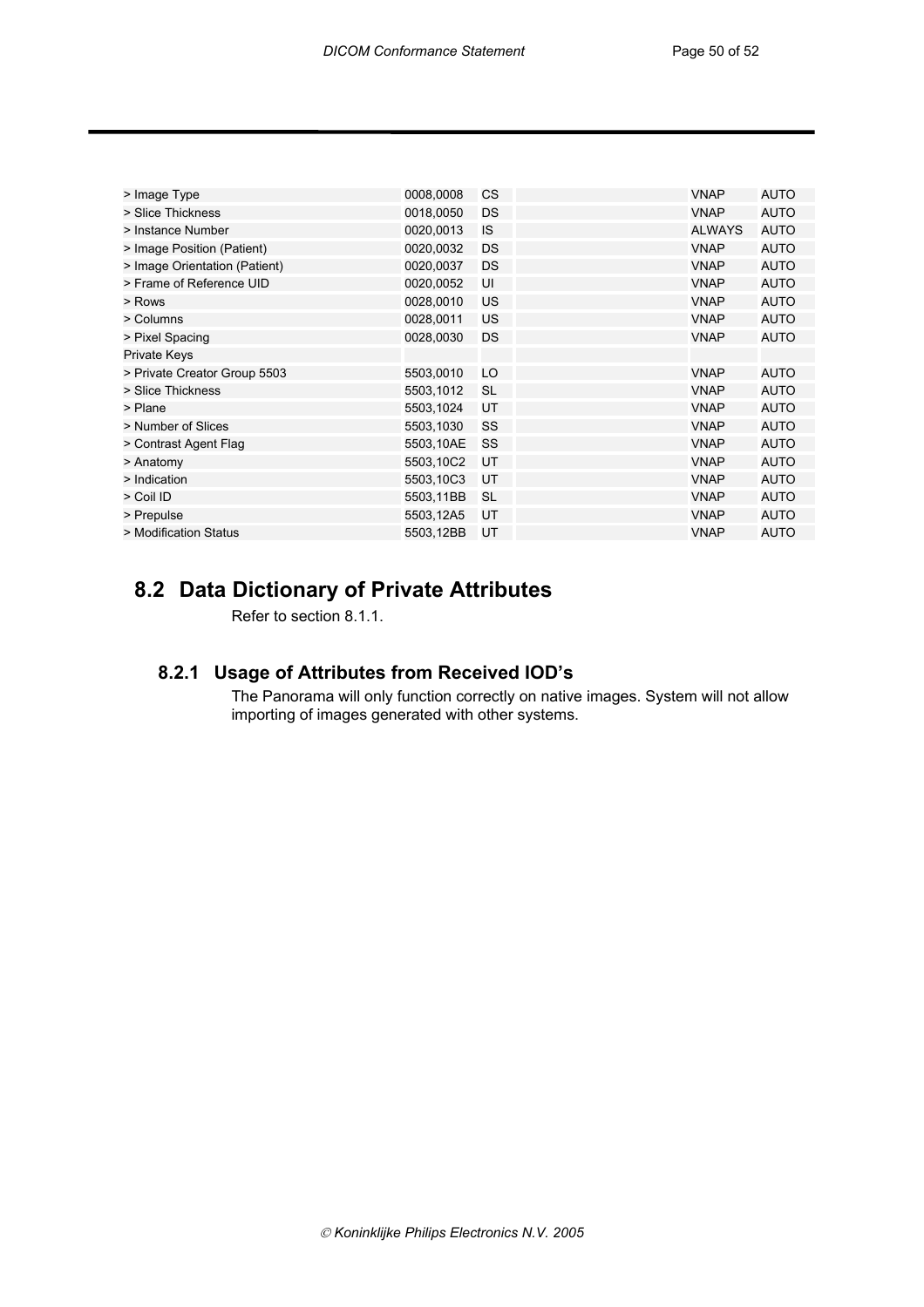| | | | | | |
|---|---|---|---|---|---|
| > Image Type | 0008,0008 | CS | | VNAP | AUTO |
| > Slice Thickness | 0018,0050 | DS | | VNAP | AUTO |
| > Instance Number | 0020,0013 | IS | | ALWAYS | AUTO |
| > Image Position (Patient) | 0020,0032 | DS | | VNAP | AUTO |
| > Image Orientation (Patient) | 0020,0037 | DS | | VNAP | AUTO |
| > Frame of Reference UID | 0020,0052 | UI | | VNAP | AUTO |
| > Rows | 0028,0010 | US | | VNAP | AUTO |
| > Columns | 0028,0011 | US | | VNAP | AUTO |
| > Pixel Spacing | 0028,0030 | DS | | VNAP | AUTO |
| Private Keys | | | | | |
| > Private Creator Group 5503 | 5503,0010 | LO | | VNAP | AUTO |
| > Slice Thickness | 5503,1012 | SL | | VNAP | AUTO |
| > Plane | 5503,1024 | UT | | VNAP | AUTO |
| > Number of Slices | 5503,1030 | SS | | VNAP | AUTO |
| > Contrast Agent Flag | 5503,10AE | SS | | VNAP | AUTO |
| > Anatomy | 5503,10C2 | UT | | VNAP | AUTO |
| > Indication | 5503,10C3 | UT | | VNAP | AUTO |
| > Coil ID | 5503,11BB | SL | | VNAP | AUTO |
| > Prepulse | 5503,12A5 | UT | | VNAP | AUTO |
| > Modification Status | 5503,12BB | UT | | VNAP | AUTO |

## 8.2 Data Dictionary of Private Attributes

Refer to section 8.1.1.

### 8.2.1 Usage of Attributes from Received IOD's

The Panorama will only function correctly on native images. System will not allow importing of images generated with other systems.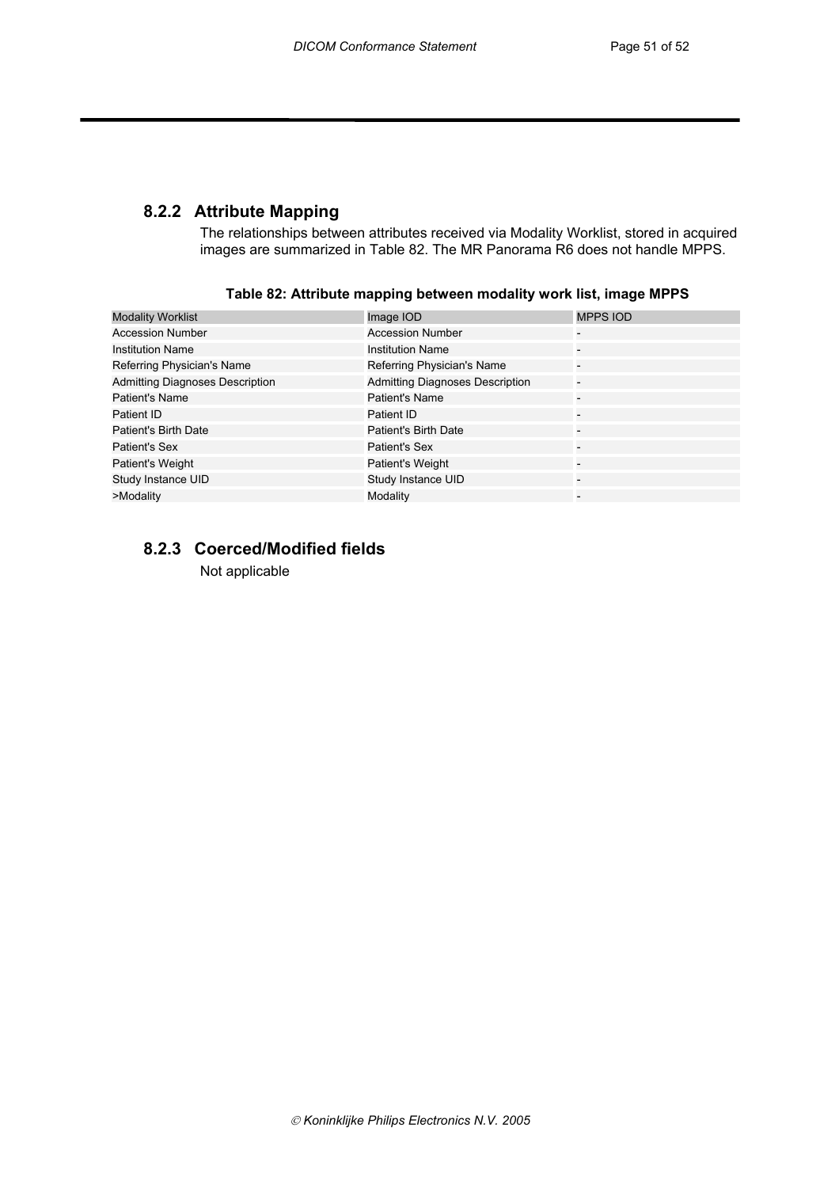### 8.2.2 Attribute Mapping

The relationships between attributes received via Modality Worklist, stored in acquired images are summarized in Table 82. The MR Panorama R6 does not handle MPPS.

**Table 82: Attribute mapping between modality work list, image MPPS**

| Modality Worklist | Image IOD | MPPS IOD |
|---|---|---|
| Accession Number | Accession Number | - |
| Institution Name | Institution Name | - |
| Referring Physician's Name | Referring Physician's Name | - |
| Admitting Diagnoses Description | Admitting Diagnoses Description | - |
| Patient's Name | Patient's Name | - |
| Patient ID | Patient ID | - |
| Patient's Birth Date | Patient's Birth Date | - |
| Patient's Sex | Patient's Sex | - |
| Patient's Weight | Patient's Weight | - |
| Study Instance UID | Study Instance UID | - |
| >Modality | Modality | - |

### 8.2.3 Coerced/Modified fields

Not applicable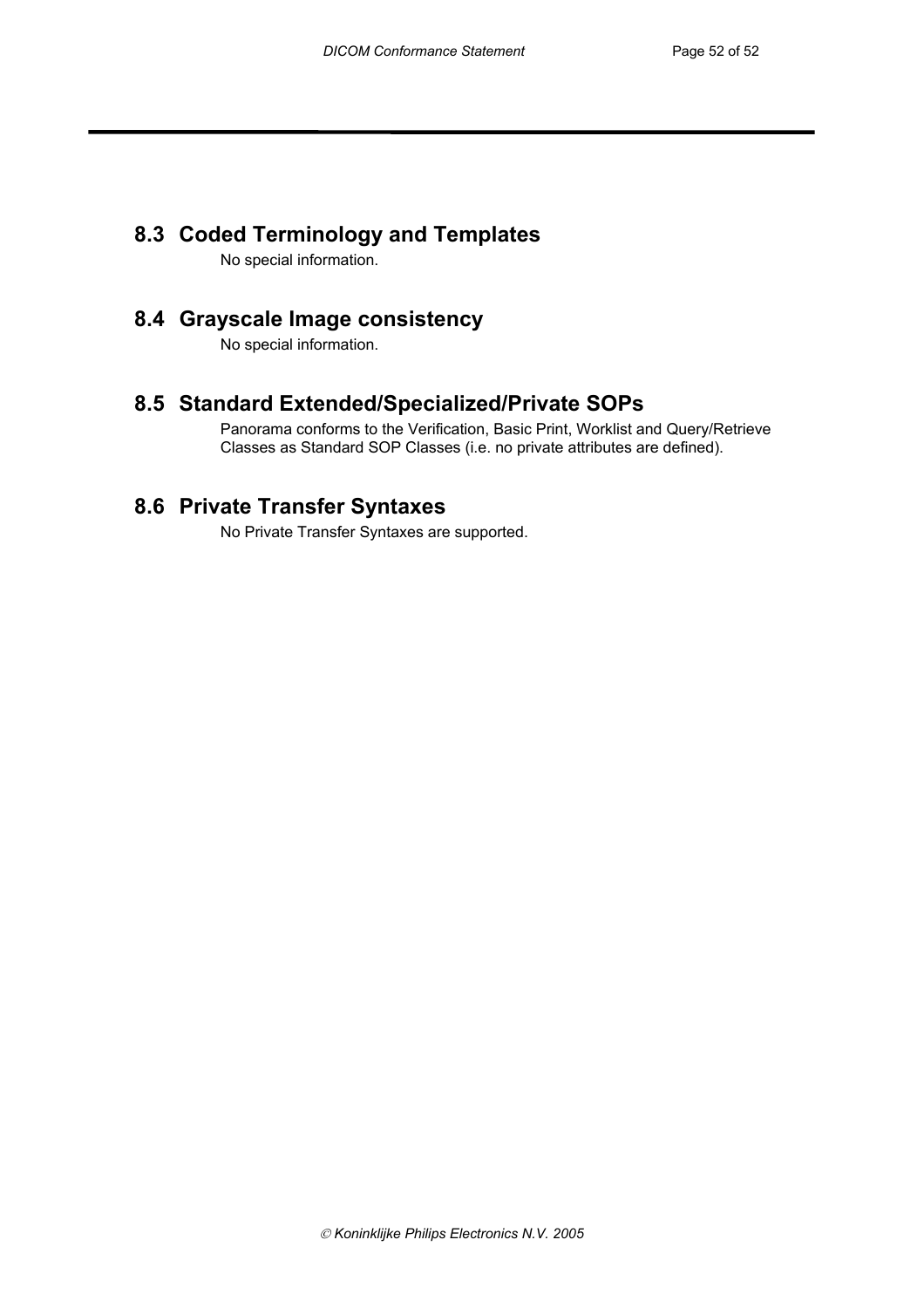## 8.3 Coded Terminology and Templates

No special information.

## 8.4 Grayscale Image consistency

No special information.

## 8.5 Standard Extended/Specialized/Private SOPs

Panorama conforms to the Verification, Basic Print, Worklist and Query/Retrieve Classes as Standard SOP Classes (i.e. no private attributes are defined).

## 8.6 Private Transfer Syntaxes

No Private Transfer Syntaxes are supported.